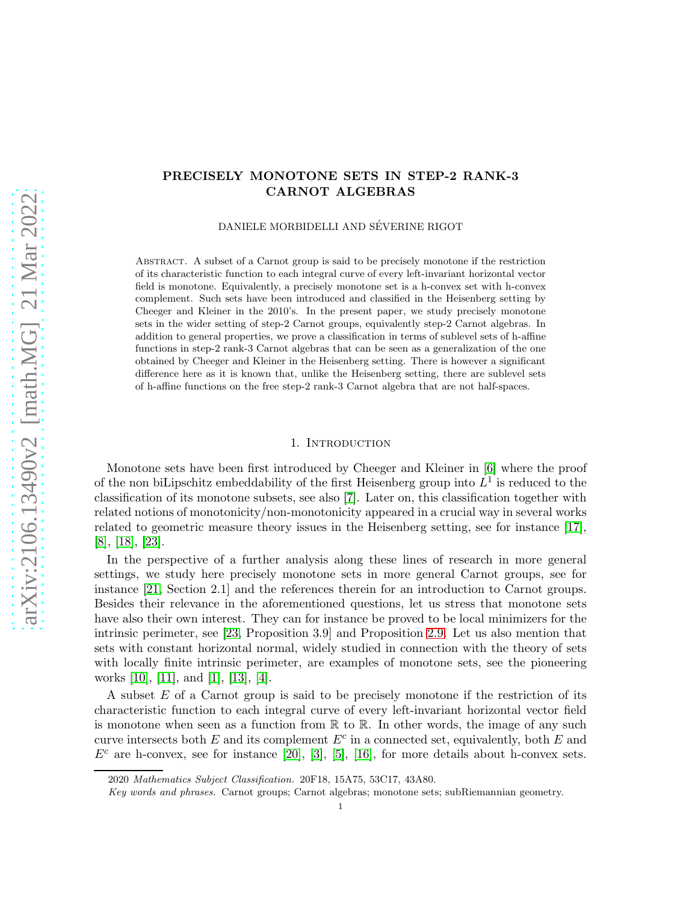# PRECISELY MONOTONE SETS IN STEP-2 RANK-3 CARNOT ALGEBRAS

DANIELE MORBIDELLI AND SÉVERINE RIGOT

Abstract. A subset of a Carnot group is said to be precisely monotone if the restriction of its characteristic function to each integral curve of every left-invariant horizontal vector field is monotone. Equivalently, a precisely monotone set is a h-convex set with h-convex complement. Such sets have been introduced and classified in the Heisenberg setting by Cheeger and Kleiner in the 2010's. In the present paper, we study precisely monotone sets in the wider setting of step-2 Carnot groups, equivalently step-2 Carnot algebras. In addition to general properties, we prove a classification in terms of sublevel sets of h-affine functions in step-2 rank-3 Carnot algebras that can be seen as a generalization of the one obtained by Cheeger and Kleiner in the Heisenberg setting. There is however a significant difference here as it is known that, unlike the Heisenberg setting, there are sublevel sets of h-affine functions on the free step-2 rank-3 Carnot algebra that are not half-spaces.

## 1. Introduction

Monotone sets have been first introduced by Cheeger and Kleiner in [6] where the proof of the non biLipschitz embeddability of the first Heisenberg group into $L^1$ is reduced to the classification of its monotone subsets, see also [7]. Later on, this classification together with related notions of monotonicity/non-monotonicity appeared in a crucial way in several works related to geometric measure theory issues in the Heisenberg setting, see for instance [17], [8], [18], [23].

In the perspective of a further analysis along these lines of research in more general settings, we study here precisely monotone sets in more general Carnot groups, see for instance [21, Section 2.1] and the references therein for an introduction to Carnot groups. Besides their relevance in the aforementioned questions, let us stress that monotone sets have also their own interest. They can for instance be proved to be local minimizers for the intrinsic perimeter, see [23, Proposition 3.9] and Proposition 2.9. Let us also mention that sets with constant horizontal normal, widely studied in connection with the theory of sets with locally finite intrinsic perimeter, are examples of monotone sets, see the pioneering works [10], [11], and [1], [13], [4].

A subset $E$ of a Carnot group is said to be precisely monotone if the restriction of its characteristic function to each integral curve of every left-invariant horizontal vector field is monotone when seen as a function from $\mathbb{R}$ to $\mathbb{R}$. In other words, the image of any such curve intersects both $E$ and its complement $E^c$ in a connected set, equivalently, both $E$ and $E^c$ are h-convex, see for instance [20], [3], [5], [16], for more details about h-convex sets.

2020 *Mathematics Subject Classification.* 20F18, 15A75, 53C17, 43A80.

*Key words and phrases.* Carnot groups; Carnot algebras; monotone sets; subRiemannian geometry.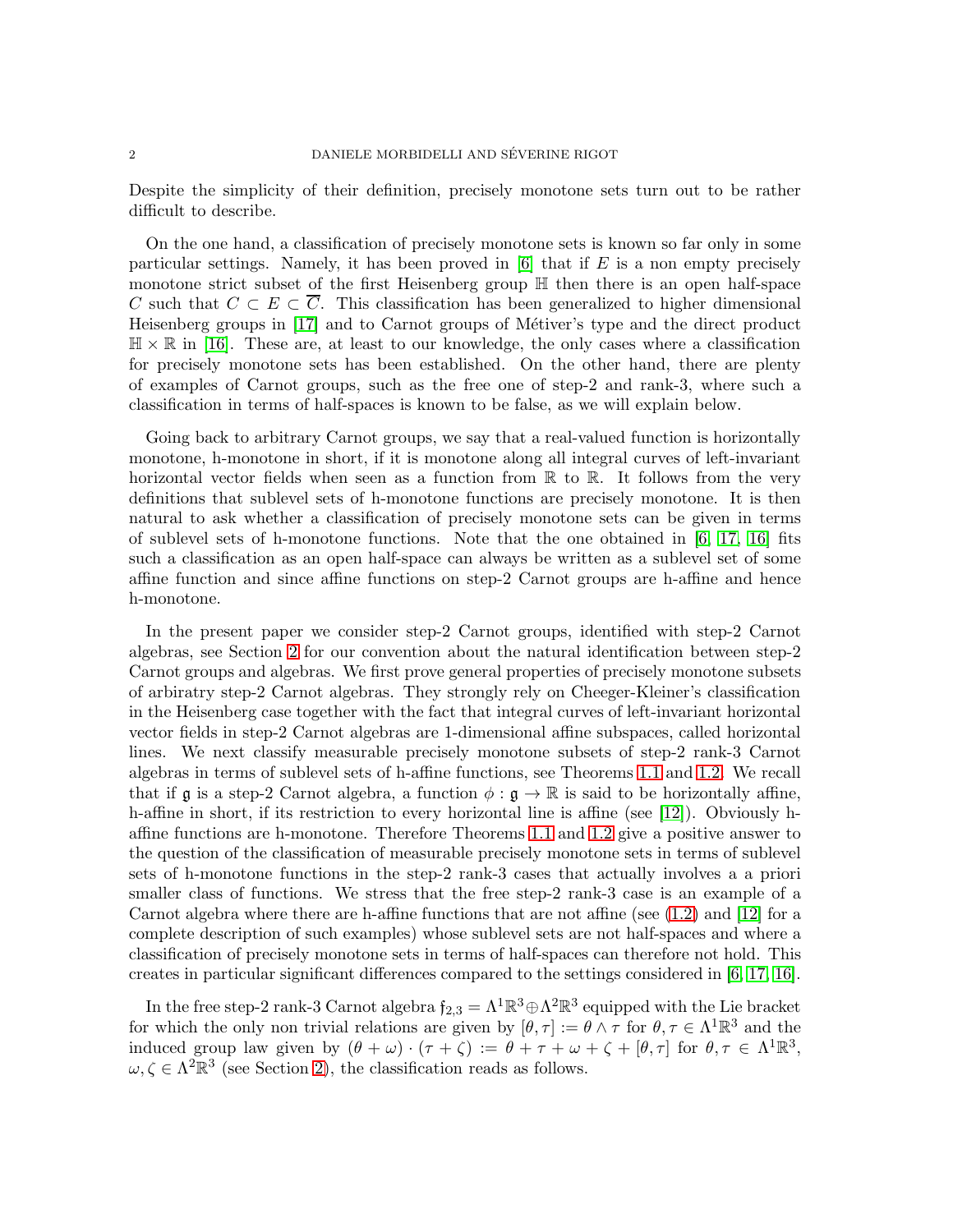Despite the simplicity of their definition, precisely monotone sets turn out to be rather difficult to describe.

On the one hand, a classification of precisely monotone sets is known so far only in some particular settings. Namely, it has been proved in [6] that if $E$ is a non empty precisely monotone strict subset of the first Heisenberg group $\mathbb{H}$ then there is an open half-space $C$ such that $C \subset E \subset \overline{C}$. This classification has been generalized to higher dimensional Heisenberg groups in [17] and to Carnot groups of Métiver's type and the direct product $\mathbb{H} \times \mathbb{R}$ in [16]. These are, at least to our knowledge, the only cases where a classification for precisely monotone sets has been established. On the other hand, there are plenty of examples of Carnot groups, such as the free one of step-2 and rank-3, where such a classification in terms of half-spaces is known to be false, as we will explain below.

Going back to arbitrary Carnot groups, we say that a real-valued function is horizontally monotone, h-monotone in short, if it is monotone along all integral curves of left-invariant horizontal vector fields when seen as a function from $\mathbb{R}$ to $\mathbb{R}$. It follows from the very definitions that sublevel sets of h-monotone functions are precisely monotone. It is then natural to ask whether a classification of precisely monotone sets can be given in terms of sublevel sets of h-monotone functions. Note that the one obtained in [6, 17, 16] fits such a classification as an open half-space can always be written as a sublevel set of some affine function and since affine functions on step-2 Carnot groups are h-affine and hence h-monotone.

In the present paper we consider step-2 Carnot groups, identified with step-2 Carnot algebras, see Section 2 for our convention about the natural identification between step-2 Carnot groups and algebras. We first prove general properties of precisely monotone subsets of arbiratry step-2 Carnot algebras. They strongly rely on Cheeger-Kleiner's classification in the Heisenberg case together with the fact that integral curves of left-invariant horizontal vector fields in step-2 Carnot algebras are 1-dimensional affine subspaces, called horizontal lines. We next classify measurable precisely monotone subsets of step-2 rank-3 Carnot algebras in terms of sublevel sets of h-affine functions, see Theorems 1.1 and 1.2. We recall that if $\mathfrak{g}$ is a step-2 Carnot algebra, a function $\phi : \mathfrak{g} \to \mathbb{R}$ is said to be horizontally affine, h-affine in short, if its restriction to every horizontal line is affine (see [12]). Obviously h-affine functions are h-monotone. Therefore Theorems 1.1 and 1.2 give a positive answer to the question of the classification of measurable precisely monotone sets in terms of sublevel sets of h-monotone functions in the step-2 rank-3 cases that actually involves a a priori smaller class of functions. We stress that the free step-2 rank-3 case is an example of a Carnot algebra where there are h-affine functions that are not affine (see (1.2) and [12] for a complete description of such examples) whose sublevel sets are not half-spaces and where a classification of precisely monotone sets in terms of half-spaces can therefore not hold. This creates in particular significant differences compared to the settings considered in [6, 17, 16].

In the free step-2 rank-3 Carnot algebra $\mathfrak{f}_{2,3} = \Lambda^1\mathbb{R}^3 \oplus \Lambda^2\mathbb{R}^3$ equipped with the Lie bracket for which the only non trivial relations are given by $[\theta, \tau] := \theta \wedge \tau$ for $\theta, \tau \in \Lambda^1\mathbb{R}^3$ and the induced group law given by $(\theta + \omega) \cdot (\tau + \zeta) := \theta + \tau + \omega + \zeta + [\theta, \tau]$ for $\theta, \tau \in \Lambda^1\mathbb{R}^3$, $\omega, \zeta \in \Lambda^2\mathbb{R}^3$ (see Section 2), the classification reads as follows.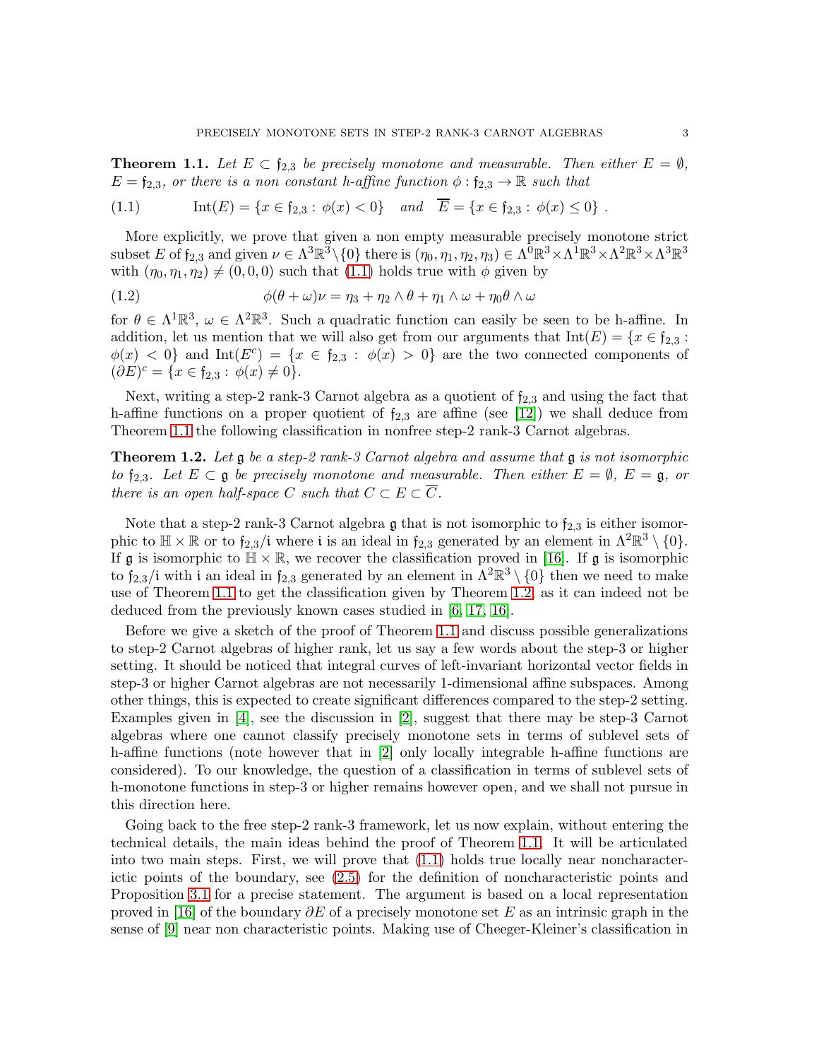**Theorem 1.1.** *Let $E \subset \mathfrak{f}_{2,3}$ be precisely monotone and measurable. Then either $E = \emptyset$, $E = \mathfrak{f}_{2,3}$, or there is a non constant h-affine function $\phi : \mathfrak{f}_{2,3} \to \mathbb{R}$ such that*

$$\text{Int}(E) = \{x \in \mathfrak{f}_{2,3} : \phi(x) < 0\} \quad \text{and} \quad \overline{E} = \{x \in \mathfrak{f}_{2,3} : \phi(x) \leq 0\} \ . \tag{1.1}$$

More explicitly, we prove that given a non empty measurable precisely monotone strict subset $E$ of $\mathfrak{f}_{2,3}$ and given $\nu \in \Lambda^3\mathbb{R}^3 \setminus \{0\}$ there is $(\eta_0, \eta_1, \eta_2, \eta_3) \in \Lambda^0\mathbb{R}^3 \times \Lambda^1\mathbb{R}^3 \times \Lambda^2\mathbb{R}^3 \times \Lambda^3\mathbb{R}^3$ with $(\eta_0, \eta_1, \eta_2) \neq (0, 0, 0)$ such that (1.1) holds true with $\phi$ given by

$$\phi(\theta + \omega)\nu = \eta_3 + \eta_2 \wedge \theta + \eta_1 \wedge \omega + \eta_0 \theta \wedge \omega \tag{1.2}$$

for $\theta \in \Lambda^1\mathbb{R}^3$, $\omega \in \Lambda^2\mathbb{R}^3$. Such a quadratic function can easily be seen to be h-affine. In addition, let us mention that we will also get from our arguments that $\text{Int}(E) = \{x \in \mathfrak{f}_{2,3} : \phi(x) < 0\}$ and $\text{Int}(E^c) = \{x \in \mathfrak{f}_{2,3} : \phi(x) > 0\}$ are the two connected components of $(\partial E)^c = \{x \in \mathfrak{f}_{2,3} : \phi(x) \neq 0\}$.

Next, writing a step-2 rank-3 Carnot algebra as a quotient of $\mathfrak{f}_{2,3}$ and using the fact that h-affine functions on a proper quotient of $\mathfrak{f}_{2,3}$ are affine (see [12]) we shall deduce from Theorem 1.1 the following classification in nonfree step-2 rank-3 Carnot algebras.

**Theorem 1.2.** *Let $\mathfrak{g}$ be a step-2 rank-3 Carnot algebra and assume that $\mathfrak{g}$ is not isomorphic to $\mathfrak{f}_{2,3}$. Let $E \subset \mathfrak{g}$ be precisely monotone and measurable. Then either $E = \emptyset$, $E = \mathfrak{g}$, or there is an open half-space $C$ such that $C \subset E \subset \overline{C}$.*

Note that a step-2 rank-3 Carnot algebra $\mathfrak{g}$ that is not isomorphic to $\mathfrak{f}_{2,3}$ is either isomorphic to $\mathbb{H} \times \mathbb{R}$ or to $\mathfrak{f}_{2,3}/\mathfrak{i}$ where $\mathfrak{i}$ is an ideal in $\mathfrak{f}_{2,3}$ generated by an element in $\Lambda^2\mathbb{R}^3 \setminus \{0\}$. If $\mathfrak{g}$ is isomorphic to $\mathbb{H} \times \mathbb{R}$, we recover the classification proved in [16]. If $\mathfrak{g}$ is isomorphic to $\mathfrak{f}_{2,3}/\mathfrak{i}$ with $\mathfrak{i}$ an ideal in $\mathfrak{f}_{2,3}$ generated by an element in $\Lambda^2\mathbb{R}^3 \setminus \{0\}$ then we need to make use of Theorem 1.1 to get the classification given by Theorem 1.2, as it can indeed not be deduced from the previously known cases studied in [6, 17, 16].

Before we give a sketch of the proof of Theorem 1.1 and discuss possible generalizations to step-2 Carnot algebras of higher rank, let us say a few words about the step-3 or higher setting. It should be noticed that integral curves of left-invariant horizontal vector fields in step-3 or higher Carnot algebras are not necessarily 1-dimensional affine subspaces. Among other things, this is expected to create significant differences compared to the step-2 setting. Examples given in [4], see the discussion in [2], suggest that there may be step-3 Carnot algebras where one cannot classify precisely monotone sets in terms of sublevel sets of h-affine functions (note however that in [2] only locally integrable h-affine functions are considered). To our knowledge, the question of a classification in terms of sublevel sets of h-monotone functions in step-3 or higher remains however open, and we shall not pursue in this direction here.

Going back to the free step-2 rank-3 framework, let us now explain, without entering the technical details, the main ideas behind the proof of Theorem 1.1. It will be articulated into two main steps. First, we will prove that (1.1) holds true locally near noncharacteristic points of the boundary, see (2.5) for the definition of noncharacteristic points and Proposition 3.1 for a precise statement. The argument is based on a local representation proved in [16] of the boundary $\partial E$ of a precisely monotone set $E$ as an intrinsic graph in the sense of [9] near non characteristic points. Making use of Cheeger-Kleiner's classification in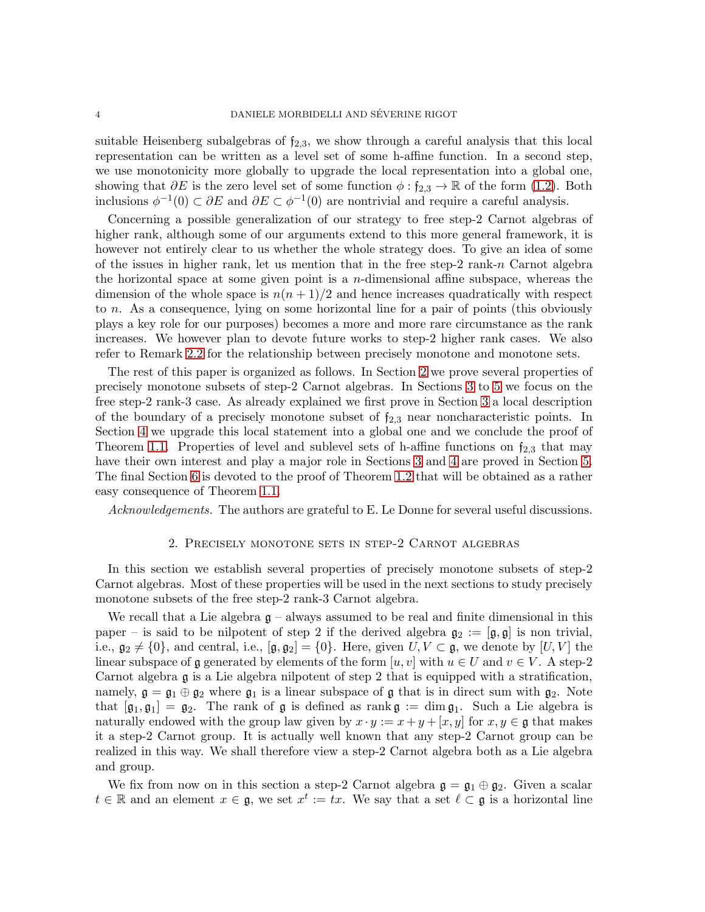suitable Heisenberg subalgebras of $\mathfrak{f}_{2,3}$, we show through a careful analysis that this local representation can be written as a level set of some h-affine function. In a second step, we use monotonicity more globally to upgrade the local representation into a global one, showing that $\partial E$ is the zero level set of some function $\phi : \mathfrak{f}_{2,3} \to \mathbb{R}$ of the form (1.2). Both inclusions $\phi^{-1}(0) \subset \partial E$ and $\partial E \subset \phi^{-1}(0)$ are nontrivial and require a careful analysis.

Concerning a possible generalization of our strategy to free step-2 Carnot algebras of higher rank, although some of our arguments extend to this more general framework, it is however not entirely clear to us whether the whole strategy does. To give an idea of some of the issues in higher rank, let us mention that in the free step-2 rank-$n$ Carnot algebra the horizontal space at some given point is a $n$-dimensional affine subspace, whereas the dimension of the whole space is $n(n+1)/2$ and hence increases quadratically with respect to $n$. As a consequence, lying on some horizontal line for a pair of points (this obviously plays a key role for our purposes) becomes a more and more rare circumstance as the rank increases. We however plan to devote future works to step-2 higher rank cases. We also refer to Remark 2.2 for the relationship between precisely monotone and monotone sets.

The rest of this paper is organized as follows. In Section 2 we prove several properties of precisely monotone subsets of step-2 Carnot algebras. In Sections 3 to 5 we focus on the free step-2 rank-3 case. As already explained we first prove in Section 3 a local description of the boundary of a precisely monotone subset of $\mathfrak{f}_{2,3}$ near noncharacteristic points. In Section 4 we upgrade this local statement into a global one and we conclude the proof of Theorem 1.1. Properties of level and sublevel sets of h-affine functions on $\mathfrak{f}_{2,3}$ that may have their own interest and play a major role in Sections 3 and 4 are proved in Section 5. The final Section 6 is devoted to the proof of Theorem 1.2 that will be obtained as a rather easy consequence of Theorem 1.1.

*Acknowledgements.* The authors are grateful to E. Le Donne for several useful discussions.

## 2. Precisely monotone sets in step-2 Carnot algebras

In this section we establish several properties of precisely monotone subsets of step-2 Carnot algebras. Most of these properties will be used in the next sections to study precisely monotone subsets of the free step-2 rank-3 Carnot algebra.

We recall that a Lie algebra $\mathfrak{g}$ – always assumed to be real and finite dimensional in this paper – is said to be nilpotent of step 2 if the derived algebra $\mathfrak{g}_2 := [\mathfrak{g}, \mathfrak{g}]$ is non trivial, i.e., $\mathfrak{g}_2 \neq \{0\}$, and central, i.e., $[\mathfrak{g}, \mathfrak{g}_2] = \{0\}$. Here, given $U, V \subset \mathfrak{g}$, we denote by $[U, V]$ the linear subspace of $\mathfrak{g}$ generated by elements of the form $[u, v]$ with $u \in U$ and $v \in V$. A step-2 Carnot algebra $\mathfrak{g}$ is a Lie algebra nilpotent of step 2 that is equipped with a stratification, namely, $\mathfrak{g} = \mathfrak{g}_1 \oplus \mathfrak{g}_2$ where $\mathfrak{g}_1$ is a linear subspace of $\mathfrak{g}$ that is in direct sum with $\mathfrak{g}_2$. Note that $[\mathfrak{g}_1, \mathfrak{g}_1] = \mathfrak{g}_2$. The rank of $\mathfrak{g}$ is defined as $\operatorname{rank} \mathfrak{g} := \dim \mathfrak{g}_1$. Such a Lie algebra is naturally endowed with the group law given by $x \cdot y := x + y + [x, y]$ for $x, y \in \mathfrak{g}$ that makes it a step-2 Carnot group. It is actually well known that any step-2 Carnot group can be realized in this way. We shall therefore view a step-2 Carnot algebra both as a Lie algebra and group.

We fix from now on in this section a step-2 Carnot algebra $\mathfrak{g} = \mathfrak{g}_1 \oplus \mathfrak{g}_2$. Given a scalar $t \in \mathbb{R}$ and an element $x \in \mathfrak{g}$, we set $x^t := tx$. We say that a set $\ell \subset \mathfrak{g}$ is a horizontal line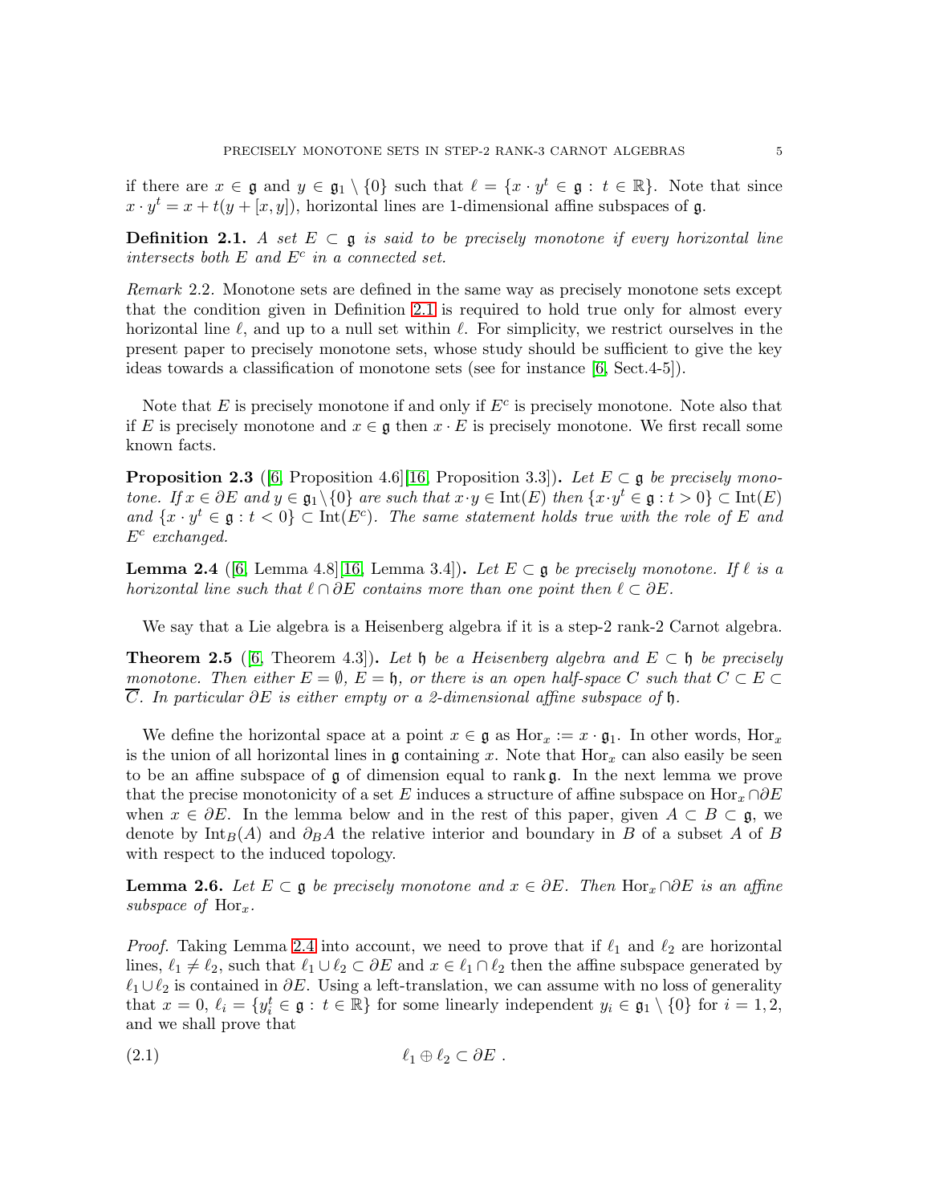if there are $x \in \mathfrak{g}$ and $y \in \mathfrak{g}_1 \setminus \{0\}$ such that $\ell = \{x \cdot y^t \in \mathfrak{g} : t \in \mathbb{R}\}$. Note that since $x \cdot y^t = x + t(y + [x, y])$, horizontal lines are 1-dimensional affine subspaces of $\mathfrak{g}$.

**Definition 2.1.** *A set $E \subset \mathfrak{g}$ is said to be precisely monotone if every horizontal line intersects both $E$ and $E^c$ in a connected set.*

*Remark* 2.2. Monotone sets are defined in the same way as precisely monotone sets except that the condition given in Definition 2.1 is required to hold true only for almost every horizontal line $\ell$, and up to a null set within $\ell$. For simplicity, we restrict ourselves in the present paper to precisely monotone sets, whose study should be sufficient to give the key ideas towards a classification of monotone sets (see for instance [6, Sect.4-5]).

Note that $E$ is precisely monotone if and only if $E^c$ is precisely monotone. Note also that if $E$ is precisely monotone and $x \in \mathfrak{g}$ then $x \cdot E$ is precisely monotone. We first recall some known facts.

**Proposition 2.3** ([6, Proposition 4.6][16, Proposition 3.3])**.** *Let $E \subset \mathfrak{g}$ be precisely monotone. If $x \in \partial E$ and $y \in \mathfrak{g}_1 \setminus \{0\}$ are such that $x \cdot y \in \operatorname{Int}(E)$ then $\{x \cdot y^t \in \mathfrak{g} : t > 0\} \subset \operatorname{Int}(E)$ and $\{x \cdot y^t \in \mathfrak{g} : t < 0\} \subset \operatorname{Int}(E^c)$. The same statement holds true with the role of $E$ and $E^c$ exchanged.*

**Lemma 2.4** ([6, Lemma 4.8][16, Lemma 3.4])**.** *Let $E \subset \mathfrak{g}$ be precisely monotone. If $\ell$ is a horizontal line such that $\ell \cap \partial E$ contains more than one point then $\ell \subset \partial E$.*

We say that a Lie algebra is a Heisenberg algebra if it is a step-2 rank-2 Carnot algebra.

**Theorem 2.5** ([6, Theorem 4.3])**.** *Let $\mathfrak{h}$ be a Heisenberg algebra and $E \subset \mathfrak{h}$ be precisely monotone. Then either $E = \emptyset$, $E = \mathfrak{h}$, or there is an open half-space $C$ such that $C \subset E \subset \overline{C}$. In particular $\partial E$ is either empty or a 2-dimensional affine subspace of $\mathfrak{h}$.*

We define the horizontal space at a point $x \in \mathfrak{g}$ as $\operatorname{Hor}_x := x \cdot \mathfrak{g}_1$. In other words, $\operatorname{Hor}_x$ is the union of all horizontal lines in $\mathfrak{g}$ containing $x$. Note that $\operatorname{Hor}_x$ can also easily be seen to be an affine subspace of $\mathfrak{g}$ of dimension equal to $\operatorname{rank} \mathfrak{g}$. In the next lemma we prove that the precise monotonicity of a set $E$ induces a structure of affine subspace on $\operatorname{Hor}_x \cap \partial E$ when $x \in \partial E$. In the lemma below and in the rest of this paper, given $A \subset B \subset \mathfrak{g}$, we denote by $\operatorname{Int}_B(A)$ and $\partial_B A$ the relative interior and boundary in $B$ of a subset $A$ of $B$ with respect to the induced topology.

**Lemma 2.6.** *Let $E \subset \mathfrak{g}$ be precisely monotone and $x \in \partial E$. Then $\operatorname{Hor}_x \cap \partial E$ is an affine subspace of $\operatorname{Hor}_x$.*

*Proof.* Taking Lemma 2.4 into account, we need to prove that if $\ell_1$ and $\ell_2$ are horizontal lines, $\ell_1 \neq \ell_2$, such that $\ell_1 \cup \ell_2 \subset \partial E$ and $x \in \ell_1 \cap \ell_2$ then the affine subspace generated by $\ell_1 \cup \ell_2$ is contained in $\partial E$. Using a left-translation, we can assume with no loss of generality that $x = 0$, $\ell_i = \{y_i^t \in \mathfrak{g} : t \in \mathbb{R}\}$ for some linearly independent $y_i \in \mathfrak{g}_1 \setminus \{0\}$ for $i = 1, 2$, and we shall prove that

$$\ell_1 \oplus \ell_2 \subset \partial E \; . \tag{2.1}$$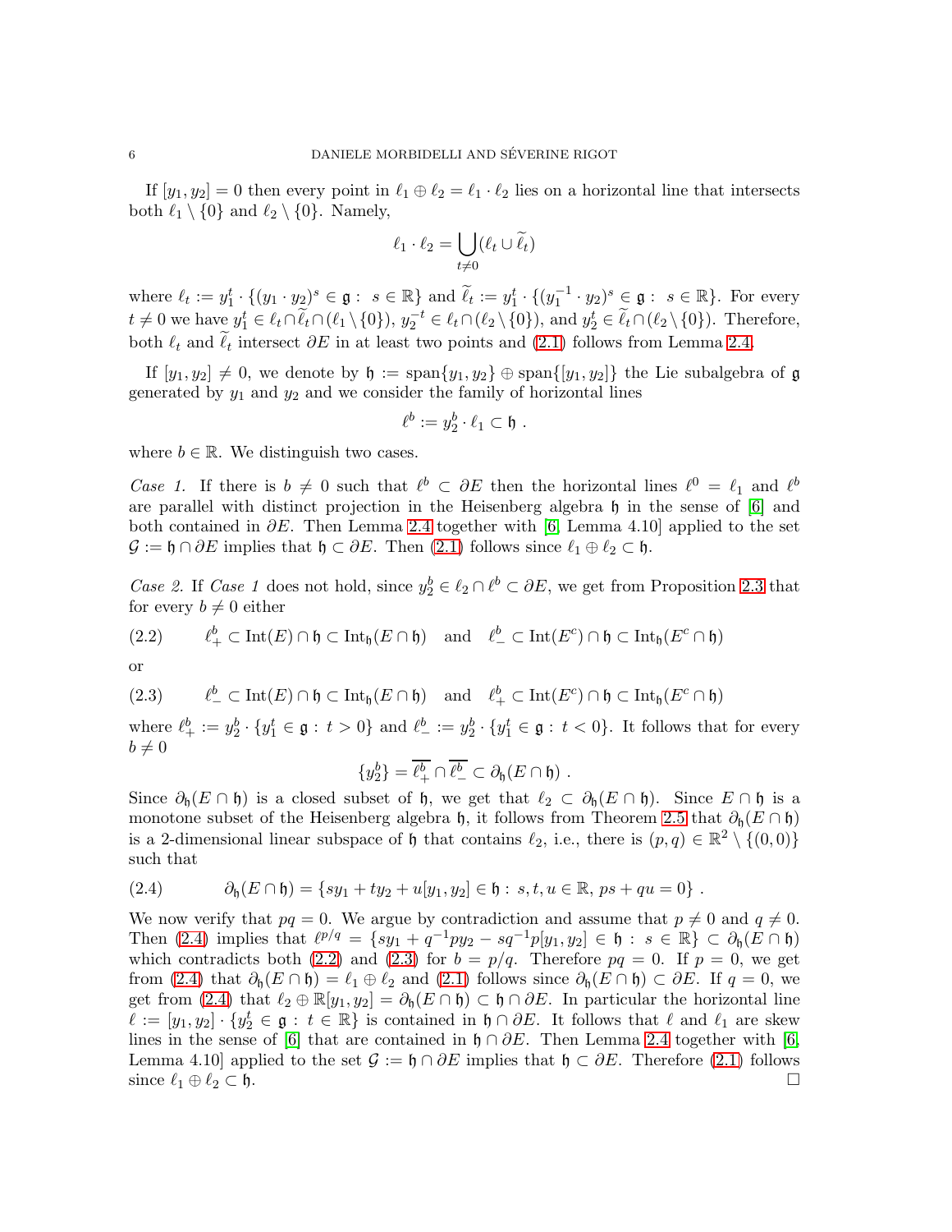If $[y_1, y_2] = 0$ then every point in $\ell_1 \oplus \ell_2 = \ell_1 \cdot \ell_2$ lies on a horizontal line that intersects both $\ell_1 \setminus \{0\}$ and $\ell_2 \setminus \{0\}$. Namely,

$$\ell_1 \cdot \ell_2 = \bigcup_{t \neq 0} (\ell_t \cup \widetilde{\ell}_t)$$

where $\ell_t := y_1^t \cdot \{(y_1 \cdot y_2)^s \in \mathfrak{g} : s \in \mathbb{R}\}$ and $\widetilde{\ell}_t := y_1^t \cdot \{(y_1^{-1} \cdot y_2)^s \in \mathfrak{g} : s \in \mathbb{R}\}$. For every $t \neq 0$ we have $y_1^t \in \ell_t \cap \widetilde{\ell}_t \cap (\ell_1 \setminus \{0\})$, $y_2^{-t} \in \ell_t \cap (\ell_2 \setminus \{0\})$, and $y_2^t \in \widetilde{\ell}_t \cap (\ell_2 \setminus \{0\})$. Therefore, both $\ell_t$ and $\widetilde{\ell}_t$ intersect $\partial E$ in at least two points and (2.1) follows from Lemma 2.4.

If $[y_1, y_2] \neq 0$, we denote by $\mathfrak{h} := \operatorname{span}\{y_1, y_2\} \oplus \operatorname{span}\{[y_1, y_2]\}$ the Lie subalgebra of $\mathfrak{g}$ generated by $y_1$ and $y_2$ and we consider the family of horizontal lines

$$\ell^b := y_2^b \cdot \ell_1 \subset \mathfrak{h} \ .$$

where $b \in \mathbb{R}$. We distinguish two cases.

*Case 1.* If there is $b \neq 0$ such that $\ell^b \subset \partial E$ then the horizontal lines $\ell^0 = \ell_1$ and $\ell^b$ are parallel with distinct projection in the Heisenberg algebra $\mathfrak{h}$ in the sense of [6] and both contained in $\partial E$. Then Lemma 2.4 together with [6, Lemma 4.10] applied to the set $\mathcal{G} := \mathfrak{h} \cap \partial E$ implies that $\mathfrak{h} \subset \partial E$. Then (2.1) follows since $\ell_1 \oplus \ell_2 \subset \mathfrak{h}$.

*Case 2.* If *Case 1* does not hold, since $y_2^b \in \ell_2 \cap \ell^b \subset \partial E$, we get from Proposition 2.3 that for every $b \neq 0$ either

$$\ell_+^b \subset \operatorname{Int}(E) \cap \mathfrak{h} \subset \operatorname{Int}_{\mathfrak{h}}(E \cap \mathfrak{h}) \quad \text{and} \quad \ell_-^b \subset \operatorname{Int}(E^c) \cap \mathfrak{h} \subset \operatorname{Int}_{\mathfrak{h}}(E^c \cap \mathfrak{h}) \tag{2.2}$$

or

$$\ell_-^b \subset \operatorname{Int}(E) \cap \mathfrak{h} \subset \operatorname{Int}_{\mathfrak{h}}(E \cap \mathfrak{h}) \quad \text{and} \quad \ell_+^b \subset \operatorname{Int}(E^c) \cap \mathfrak{h} \subset \operatorname{Int}_{\mathfrak{h}}(E^c \cap \mathfrak{h}) \tag{2.3}$$

where $\ell_+^b := y_2^b \cdot \{y_1^t \in \mathfrak{g} : t > 0\}$ and $\ell_-^b := y_2^b \cdot \{y_1^t \in \mathfrak{g} : t < 0\}$. It follows that for every $b \neq 0$

$$\{y_2^b\} = \overline{\ell_+^b} \cap \overline{\ell_-^b} \subset \partial_{\mathfrak{h}}(E \cap \mathfrak{h}) \ .$$

Since $\partial_{\mathfrak{h}}(E \cap \mathfrak{h})$ is a closed subset of $\mathfrak{h}$, we get that $\ell_2 \subset \partial_{\mathfrak{h}}(E \cap \mathfrak{h})$. Since $E \cap \mathfrak{h}$ is a monotone subset of the Heisenberg algebra $\mathfrak{h}$, it follows from Theorem 2.5 that $\partial_{\mathfrak{h}}(E \cap \mathfrak{h})$ is a 2-dimensional linear subspace of $\mathfrak{h}$ that contains $\ell_2$, i.e., there is $(p, q) \in \mathbb{R}^2 \setminus \{(0,0)\}$ such that

$$\partial_{\mathfrak{h}}(E \cap \mathfrak{h}) = \{s y_1 + t y_2 + u [y_1, y_2] \in \mathfrak{h} : s, t, u \in \mathbb{R}, \ ps + qu = 0\} \ . \tag{2.4}$$

We now verify that $pq = 0$. We argue by contradiction and assume that $p \neq 0$ and $q \neq 0$. Then (2.4) implies that $\ell^{p/q} = \{s y_1 + q^{-1} p y_2 - s q^{-1} p [y_1, y_2] \in \mathfrak{h} : s \in \mathbb{R}\} \subset \partial_{\mathfrak{h}}(E \cap \mathfrak{h})$ which contradicts both (2.2) and (2.3) for $b = p/q$. Therefore $pq = 0$. If $p = 0$, we get from (2.4) that $\partial_{\mathfrak{h}}(E \cap \mathfrak{h}) = \ell_1 \oplus \ell_2$ and (2.1) follows since $\partial_{\mathfrak{h}}(E \cap \mathfrak{h}) \subset \partial E$. If $q = 0$, we get from (2.4) that $\ell_2 \oplus \mathbb{R}[y_1, y_2] = \partial_{\mathfrak{h}}(E \cap \mathfrak{h}) \subset \mathfrak{h} \cap \partial E$. In particular the horizontal line $\ell := [y_1, y_2] \cdot \{y_2^t \in \mathfrak{g} : t \in \mathbb{R}\}$ is contained in $\mathfrak{h} \cap \partial E$. It follows that $\ell$ and $\ell_1$ are skew lines in the sense of [6] that are contained in $\mathfrak{h} \cap \partial E$. Then Lemma 2.4 together with [6, Lemma 4.10] applied to the set $\mathcal{G} := \mathfrak{h} \cap \partial E$ implies that $\mathfrak{h} \subset \partial E$. Therefore (2.1) follows since $\ell_1 \oplus \ell_2 \subset \mathfrak{h}$. $\square$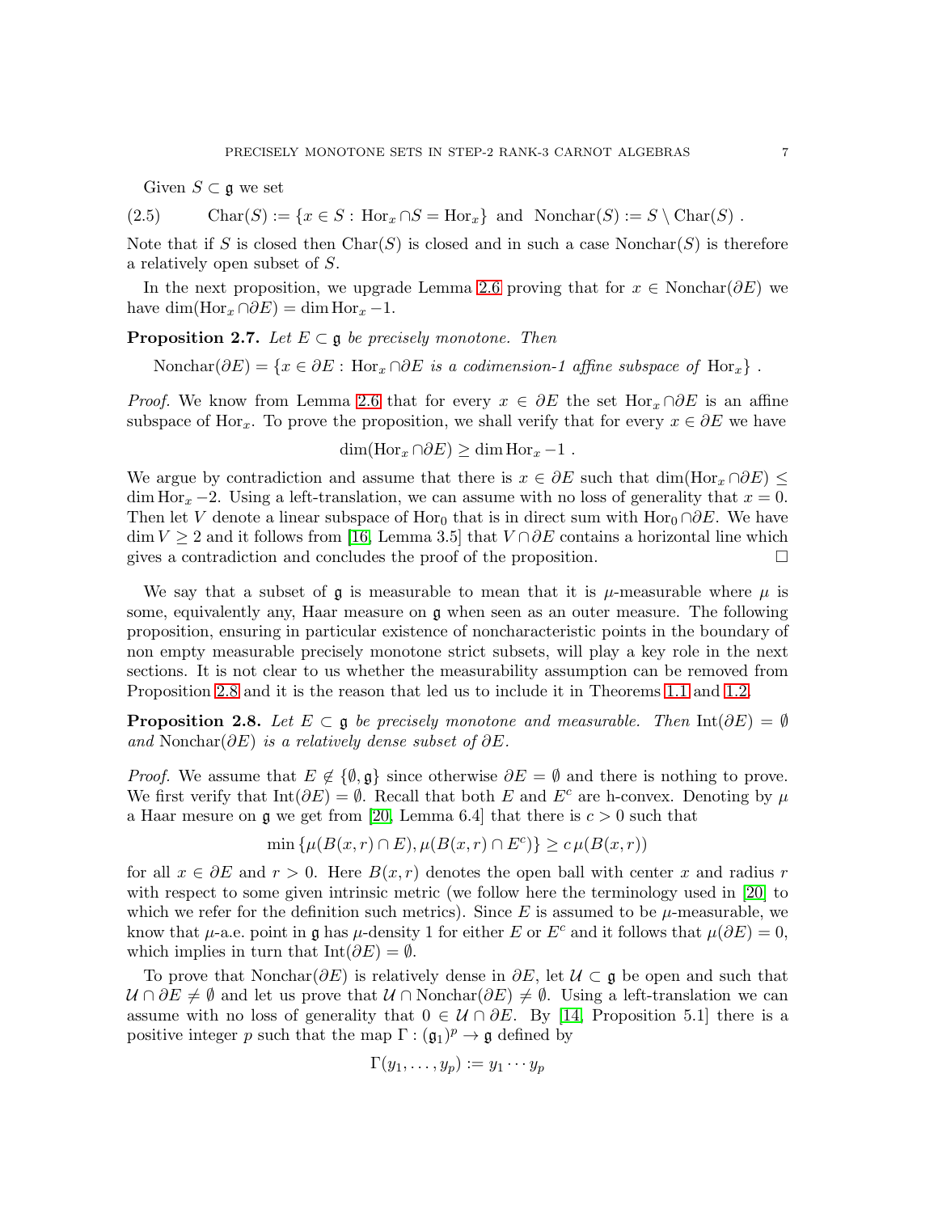Given $S \subset \mathfrak{g}$ we set

$$\operatorname{Char}(S) := \{x \in S : \operatorname{Hor}_x \cap S = \operatorname{Hor}_x\} \text{ and } \operatorname{Nonchar}(S) := S \setminus \operatorname{Char}(S) . \tag{2.5}$$

Note that if $S$ is closed then $\operatorname{Char}(S)$ is closed and in such a case $\operatorname{Nonchar}(S)$ is therefore a relatively open subset of $S$.

In the next proposition, we upgrade Lemma 2.6 proving that for $x \in \operatorname{Nonchar}(\partial E)$ we have $\dim(\operatorname{Hor}_x \cap \partial E) = \dim \operatorname{Hor}_x - 1$.

**Proposition 2.7.** *Let $E \subset \mathfrak{g}$ be precisely monotone. Then*

$$\operatorname{Nonchar}(\partial E) = \{x \in \partial E : \operatorname{Hor}_x \cap \partial E \text{ is a codimension-1 affine subspace of } \operatorname{Hor}_x\} .$$

*Proof.* We know from Lemma 2.6 that for every $x \in \partial E$ the set $\operatorname{Hor}_x \cap \partial E$ is an affine subspace of $\operatorname{Hor}_x$. To prove the proposition, we shall verify that for every $x \in \partial E$ we have

$$\dim(\operatorname{Hor}_x \cap \partial E) \geq \dim \operatorname{Hor}_x - 1 .$$

We argue by contradiction and assume that there is $x \in \partial E$ such that $\dim(\operatorname{Hor}_x \cap \partial E) \leq \dim \operatorname{Hor}_x - 2$. Using a left-translation, we can assume with no loss of generality that $x = 0$. Then let $V$ denote a linear subspace of $\operatorname{Hor}_0$ that is in direct sum with $\operatorname{Hor}_0 \cap \partial E$. We have $\dim V \geq 2$ and it follows from [16, Lemma 3.5] that $V \cap \partial E$ contains a horizontal line which gives a contradiction and concludes the proof of the proposition. $\square$

We say that a subset of $\mathfrak{g}$ is measurable to mean that it is $\mu$-measurable where $\mu$ is some, equivalently any, Haar measure on $\mathfrak{g}$ when seen as an outer measure. The following proposition, ensuring in particular existence of noncharacteristic points in the boundary of non empty measurable precisely monotone strict subsets, will play a key role in the next sections. It is not clear to us whether the measurability assumption can be removed from Proposition 2.8 and it is the reason that led us to include it in Theorems 1.1 and 1.2.

**Proposition 2.8.** *Let $E \subset \mathfrak{g}$ be precisely monotone and measurable. Then $\operatorname{Int}(\partial E) = \emptyset$ and $\operatorname{Nonchar}(\partial E)$ is a relatively dense subset of $\partial E$.*

*Proof.* We assume that $E \notin \{\emptyset, \mathfrak{g}\}$ since otherwise $\partial E = \emptyset$ and there is nothing to prove. We first verify that $\operatorname{Int}(\partial E) = \emptyset$. Recall that both $E$ and $E^c$ are h-convex. Denoting by $\mu$ a Haar mesure on $\mathfrak{g}$ we get from [20, Lemma 6.4] that there is $c > 0$ such that

$$\min \{\mu(B(x,r) \cap E), \mu(B(x,r) \cap E^c)\} \geq c\, \mu(B(x,r))$$

for all $x \in \partial E$ and $r > 0$. Here $B(x,r)$ denotes the open ball with center $x$ and radius $r$ with respect to some given intrinsic metric (we follow here the terminology used in [20] to which we refer for the definition such metrics). Since $E$ is assumed to be $\mu$-measurable, we know that $\mu$-a.e. point in $\mathfrak{g}$ has $\mu$-density 1 for either $E$ or $E^c$ and it follows that $\mu(\partial E) = 0$, which implies in turn that $\operatorname{Int}(\partial E) = \emptyset$.

To prove that $\operatorname{Nonchar}(\partial E)$ is relatively dense in $\partial E$, let $\mathcal{U} \subset \mathfrak{g}$ be open and such that $\mathcal{U} \cap \partial E \neq \emptyset$ and let us prove that $\mathcal{U} \cap \operatorname{Nonchar}(\partial E) \neq \emptyset$. Using a left-translation we can assume with no loss of generality that $0 \in \mathcal{U} \cap \partial E$. By [14, Proposition 5.1] there is a positive integer $p$ such that the map $\Gamma : (\mathfrak{g}_1)^p \to \mathfrak{g}$ defined by

$$\Gamma(y_1, \ldots, y_p) := y_1 \cdots y_p$$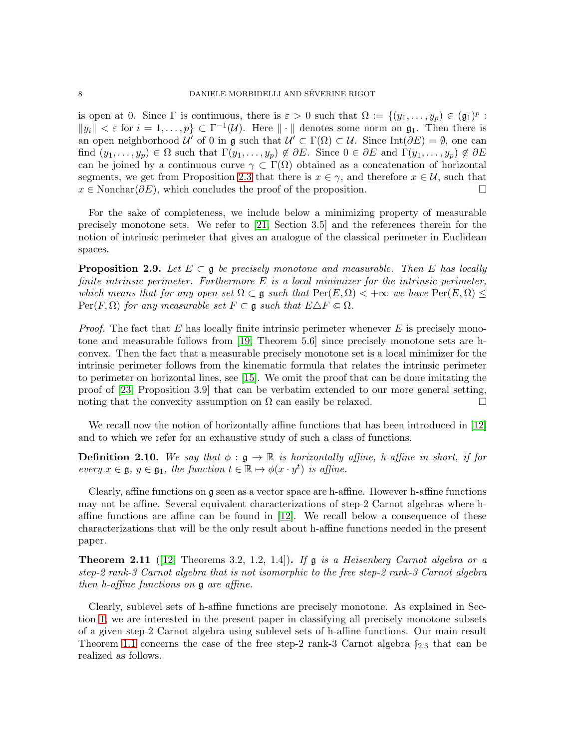is open at 0. Since $\Gamma$ is continuous, there is $\varepsilon > 0$ such that $\Omega := \{(y_1, \ldots, y_p) \in (\mathfrak{g}_1)^p : \|y_i\| < \varepsilon \text{ for } i = 1, \ldots, p\} \subset \Gamma^{-1}(\mathcal{U})$. Here $\|\cdot\|$ denotes some norm on $\mathfrak{g}_1$. Then there is an open neighborhood $\mathcal{U}'$ of 0 in $\mathfrak{g}$ such that $\mathcal{U}' \subset \Gamma(\Omega) \subset \mathcal{U}$. Since $\mathrm{Int}(\partial E) = \emptyset$, one can find $(y_1, \ldots, y_p) \in \Omega$ such that $\Gamma(y_1, \ldots, y_p) \notin \partial E$. Since $0 \in \partial E$ and $\Gamma(y_1, \ldots, y_p) \notin \partial E$ can be joined by a continuous curve $\gamma \subset \Gamma(\Omega)$ obtained as a concatenation of horizontal segments, we get from Proposition 2.3 that there is $x \in \gamma$, and therefore $x \in \mathcal{U}$, such that $x \in \mathrm{Nonchar}(\partial E)$, which concludes the proof of the proposition. □

For the sake of completeness, we include below a minimizing property of measurable precisely monotone sets. We refer to [21, Section 3.5] and the references therein for the notion of intrinsic perimeter that gives an analogue of the classical perimeter in Euclidean spaces.

**Proposition 2.9.** *Let $E \subset \mathfrak{g}$ be precisely monotone and measurable. Then $E$ has locally finite intrinsic perimeter. Furthermore $E$ is a local minimizer for the intrinsic perimeter, which means that for any open set $\Omega \subset \mathfrak{g}$ such that $\mathrm{Per}(E, \Omega) < +\infty$ we have $\mathrm{Per}(E, \Omega) \leq \mathrm{Per}(F, \Omega)$ for any measurable set $F \subset \mathfrak{g}$ such that $E \triangle F \Subset \Omega$.*

*Proof.* The fact that $E$ has locally finite intrinsic perimeter whenever $E$ is precisely monotone and measurable follows from [19, Theorem 5.6] since precisely monotone sets are h-convex. Then the fact that a measurable precisely monotone set is a local minimizer for the intrinsic perimeter follows from the kinematic formula that relates the intrinsic perimeter to perimeter on horizontal lines, see [15]. We omit the proof that can be done imitating the proof of [23, Proposition 3.9] that can be verbatim extended to our more general setting, noting that the convexity assumption on $\Omega$ can easily be relaxed. □

We recall now the notion of horizontally affine functions that has been introduced in [12] and to which we refer for an exhaustive study of such a class of functions.

**Definition 2.10.** *We say that $\phi : \mathfrak{g} \to \mathbb{R}$ is horizontally affine, h-affine in short, if for every $x \in \mathfrak{g}$, $y \in \mathfrak{g}_1$, the function $t \in \mathbb{R} \mapsto \phi(x \cdot y^t)$ is affine.*

Clearly, affine functions on $\mathfrak{g}$ seen as a vector space are h-affine. However h-affine functions may not be affine. Several equivalent characterizations of step-2 Carnot algebras where h-affine functions are affine can be found in [12]. We recall below a consequence of these characterizations that will be the only result about h-affine functions needed in the present paper.

**Theorem 2.11** ([12, Theorems 3.2, 1.2, 1.4])**.** *If $\mathfrak{g}$ is a Heisenberg Carnot algebra or a step-2 rank-3 Carnot algebra that is not isomorphic to the free step-2 rank-3 Carnot algebra then h-affine functions on $\mathfrak{g}$ are affine.*

Clearly, sublevel sets of h-affine functions are precisely monotone. As explained in Section 1, we are interested in the present paper in classifying all precisely monotone subsets of a given step-2 Carnot algebra using sublevel sets of h-affine functions. Our main result Theorem 1.1 concerns the case of the free step-2 rank-3 Carnot algebra $\mathfrak{f}_{2,3}$ that can be realized as follows.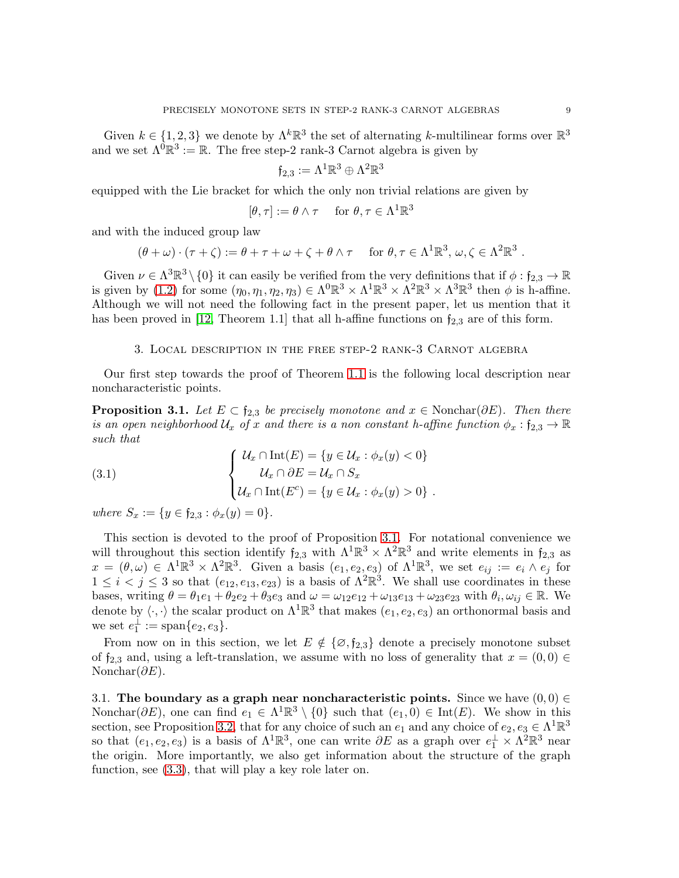Given $k \in \{1,2,3\}$ we denote by $\Lambda^k\mathbb{R}^3$ the set of alternating $k$-multilinear forms over $\mathbb{R}^3$ and we set $\Lambda^0\mathbb{R}^3 := \mathbb{R}$. The free step-2 rank-3 Carnot algebra is given by

$$\mathfrak{f}_{2,3} := \Lambda^1\mathbb{R}^3 \oplus \Lambda^2\mathbb{R}^3$$

equipped with the Lie bracket for which the only non trivial relations are given by

$$[\theta, \tau] := \theta \wedge \tau \quad \text{ for } \theta, \tau \in \Lambda^1\mathbb{R}^3$$

and with the induced group law

$$(\theta + \omega)\cdot(\tau + \zeta) := \theta + \tau + \omega + \zeta + \theta \wedge \tau \quad \text{ for } \theta, \tau \in \Lambda^1\mathbb{R}^3,\, \omega, \zeta \in \Lambda^2\mathbb{R}^3 \,.$$

Given $\nu \in \Lambda^3\mathbb{R}^3 \setminus \{0\}$ it can easily be verified from the very definitions that if $\phi : \mathfrak{f}_{2,3} \to \mathbb{R}$ is given by (1.2) for some $(\eta_0, \eta_1, \eta_2, \eta_3) \in \Lambda^0\mathbb{R}^3 \times \Lambda^1\mathbb{R}^3 \times \Lambda^2\mathbb{R}^3 \times \Lambda^3\mathbb{R}^3$ then $\phi$ is h-affine. Although we will not need the following fact in the present paper, let us mention that it has been proved in [12, Theorem 1.1] that all h-affine functions on $\mathfrak{f}_{2,3}$ are of this form.

## 3. Local description in the free step-2 rank-3 Carnot algebra

Our first step towards the proof of Theorem 1.1 is the following local description near noncharacteristic points.

**Proposition 3.1.** *Let $E \subset \mathfrak{f}_{2,3}$ be precisely monotone and $x \in \mathrm{Nonchar}(\partial E)$. Then there is an open neighborhood $\mathcal{U}_x$ of $x$ and there is a non constant h-affine function $\phi_x : \mathfrak{f}_{2,3} \to \mathbb{R}$ such that*

$$\begin{cases} \mathcal{U}_x \cap \mathrm{Int}(E) = \{y \in \mathcal{U}_x : \phi_x(y) < 0\} \\ \qquad \mathcal{U}_x \cap \partial E = \mathcal{U}_x \cap S_x \\ \mathcal{U}_x \cap \mathrm{Int}(E^c) = \{y \in \mathcal{U}_x : \phi_x(y) > 0\} \,. \end{cases} \tag{3.1}$$

*where $S_x := \{y \in \mathfrak{f}_{2,3} : \phi_x(y) = 0\}$.*

This section is devoted to the proof of Proposition 3.1. For notational convenience we will throughout this section identify $\mathfrak{f}_{2,3}$ with $\Lambda^1\mathbb{R}^3 \times \Lambda^2\mathbb{R}^3$ and write elements in $\mathfrak{f}_{2,3}$ as $x = (\theta, \omega) \in \Lambda^1\mathbb{R}^3 \times \Lambda^2\mathbb{R}^3$. Given a basis $(e_1, e_2, e_3)$ of $\Lambda^1\mathbb{R}^3$, we set $e_{ij} := e_i \wedge e_j$ for $1 \le i < j \le 3$ so that $(e_{12}, e_{13}, e_{23})$ is a basis of $\Lambda^2\mathbb{R}^3$. We shall use coordinates in these bases, writing $\theta = \theta_1 e_1 + \theta_2 e_2 + \theta_3 e_3$ and $\omega = \omega_{12}e_{12} + \omega_{13}e_{13} + \omega_{23}e_{23}$ with $\theta_i, \omega_{ij} \in \mathbb{R}$. We denote by $\langle \cdot, \cdot \rangle$ the scalar product on $\Lambda^1\mathbb{R}^3$ that makes $(e_1, e_2, e_3)$ an orthonormal basis and we set $e_1^\perp := \mathrm{span}\{e_2, e_3\}$.

From now on in this section, we let $E \notin \{\varnothing, \mathfrak{f}_{2,3}\}$ denote a precisely monotone subset of $\mathfrak{f}_{2,3}$ and, using a left-translation, we assume with no loss of generality that $x = (0,0) \in \mathrm{Nonchar}(\partial E)$.

3.1. **The boundary as a graph near noncharacteristic points.** Since we have $(0,0) \in \mathrm{Nonchar}(\partial E)$, one can find $e_1 \in \Lambda^1\mathbb{R}^3 \setminus \{0\}$ such that $(e_1, 0) \in \mathrm{Int}(E)$. We show in this section, see Proposition 3.2, that for any choice of such an $e_1$ and any choice of $e_2, e_3 \in \Lambda^1\mathbb{R}^3$ so that $(e_1, e_2, e_3)$ is a basis of $\Lambda^1\mathbb{R}^3$, one can write $\partial E$ as a graph over $e_1^\perp \times \Lambda^2\mathbb{R}^3$ near the origin. More importantly, we also get information about the structure of the graph function, see (3.3), that will play a key role later on.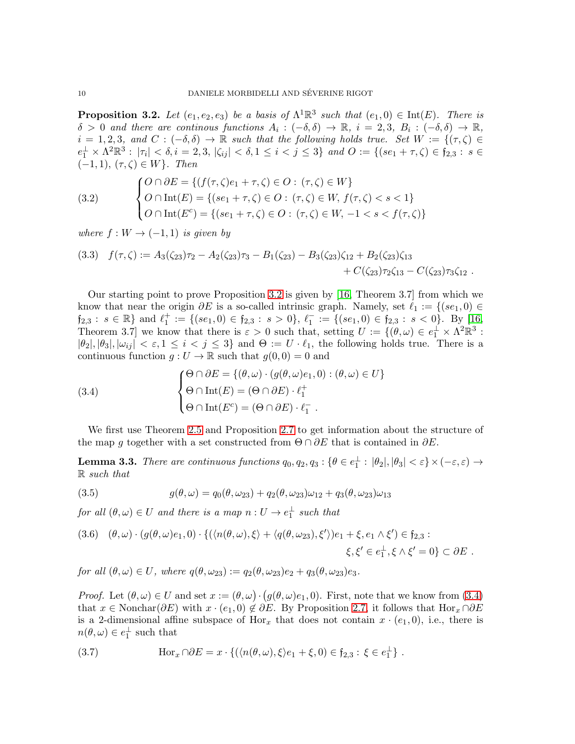**Proposition 3.2.** *Let $(e_1, e_2, e_3)$ be a basis of $\Lambda^1\mathbb{R}^3$ such that $(e_1, 0) \in \mathrm{Int}(E)$. There is $\delta > 0$ and there are continous functions $A_i : (-\delta, \delta) \to \mathbb{R}$, $i = 2, 3$, $B_i : (-\delta, \delta) \to \mathbb{R}$, $i = 1, 2, 3$, and $C : (-\delta, \delta) \to \mathbb{R}$ such that the following holds true. Set $W := \{(\tau, \zeta) \in e_1^\perp \times \Lambda^2\mathbb{R}^3 : |\tau_i| < \delta, i = 2, 3, |\zeta_{ij}| < \delta, 1 \le i < j \le 3\}$ and $O := \{(se_1 + \tau, \zeta) \in \mathfrak{f}_{2,3} : s \in (-1, 1), (\tau, \zeta) \in W\}$. Then*

$$
\begin{cases} O \cap \partial E = \{(f(\tau, \zeta)e_1 + \tau, \zeta) \in O : (\tau, \zeta) \in W\} \\ O \cap \mathrm{Int}(E) = \{(se_1 + \tau, \zeta) \in O : (\tau, \zeta) \in W,\, f(\tau, \zeta) < s < 1\} \\ O \cap \mathrm{Int}(E^c) = \{(se_1 + \tau, \zeta) \in O : (\tau, \zeta) \in W,\, -1 < s < f(\tau, \zeta)\} \end{cases} \tag{3.2}
$$

*where $f : W \to (-1, 1)$ is given by*

$$
\begin{aligned} f(\tau, \zeta) := A_3(\zeta_{23})\tau_2 - A_2(\zeta_{23})\tau_3 - B_1(\zeta_{23}) - B_3(\zeta_{23})\zeta_{12} + B_2(\zeta_{23})\zeta_{13} \\ + C(\zeta_{23})\tau_2\zeta_{13} - C(\zeta_{23})\tau_3\zeta_{12} \ . \end{aligned} \tag{3.3}
$$

Our starting point to prove Proposition 3.2 is given by [16, Theorem 3.7] from which we know that near the origin $\partial E$ is a so-called intrinsic graph. Namely, set $\ell_1 := \{(se_1, 0) \in \mathfrak{f}_{2,3} : s \in \mathbb{R}\}$ and $\ell_1^+ := \{(se_1, 0) \in \mathfrak{f}_{2,3} : s > 0\}$, $\ell_1^- := \{(se_1, 0) \in \mathfrak{f}_{2,3} : s < 0\}$. By [16, Theorem 3.7] we know that there is $\varepsilon > 0$ such that, setting $U := \{(\theta, \omega) \in e_1^\perp \times \Lambda^2\mathbb{R}^3 : |\theta_2|, |\theta_3|, |\omega_{ij}| < \varepsilon, 1 \le i < j \le 3\}$ and $\Theta := U \cdot \ell_1$, the following holds true. There is a continuous function $g : U \to \mathbb{R}$ such that $g(0, 0) = 0$ and

$$
\begin{cases} \Theta \cap \partial E = \{(\theta, \omega) \cdot (g(\theta, \omega)e_1, 0) : (\theta, \omega) \in U\} \\ \Theta \cap \mathrm{Int}(E) = (\Theta \cap \partial E) \cdot \ell_1^+ \\ \Theta \cap \mathrm{Int}(E^c) = (\Theta \cap \partial E) \cdot \ell_1^- \ . \end{cases} \tag{3.4}
$$

We first use Theorem 2.5 and Proposition 2.7 to get information about the structure of the map $g$ together with a set constructed from $\Theta \cap \partial E$ that is contained in $\partial E$.

**Lemma 3.3.** *There are continuous functions $q_0, q_2, q_3 : \{\theta \in e_1^\perp : |\theta_2|, |\theta_3| < \varepsilon\} \times (-\varepsilon, \varepsilon) \to \mathbb{R}$ such that*

$$
g(\theta, \omega) = q_0(\theta, \omega_{23}) + q_2(\theta, \omega_{23})\omega_{12} + q_3(\theta, \omega_{23})\omega_{13} \tag{3.5}
$$

*for all $(\theta, \omega) \in U$ and there is a map $n : U \to e_1^\perp$ such that*

$$
\begin{aligned} (\theta, \omega) \cdot (g(\theta, \omega)e_1, 0) \cdot \{((\langle n(\theta, \omega), \xi\rangle + \langle q(\theta, \omega_{23}), \xi'\rangle)e_1 + \xi, e_1 \wedge \xi') \in \mathfrak{f}_{2,3} : \\ \xi, \xi' \in e_1^\perp, \xi \wedge \xi' = 0\} \subset \partial E \ . \end{aligned} \tag{3.6}
$$

*for all $(\theta, \omega) \in U$, where $q(\theta, \omega_{23}) := q_2(\theta, \omega_{23})e_2 + q_3(\theta, \omega_{23})e_3$.*

*Proof.* Let $(\theta, \omega) \in U$ and set $x := (\theta, \omega) \cdot (g(\theta, \omega)e_1, 0)$. First, note that we know from (3.4) that $x \in \mathrm{Nonchar}(\partial E)$ with $x \cdot (e_1, 0) \notin \partial E$. By Proposition 2.7, it follows that $\mathrm{Hor}_x \cap \partial E$ is a 2-dimensional affine subspace of $\mathrm{Hor}_x$ that does not contain $x \cdot (e_1, 0)$, i.e., there is $n(\theta, \omega) \in e_1^\perp$ such that

$$
\mathrm{Hor}_x \cap \partial E = x \cdot \{(\langle n(\theta, \omega), \xi\rangle e_1 + \xi, 0) \in \mathfrak{f}_{2,3} : \xi \in e_1^\perp\} \ . \tag{3.7}
$$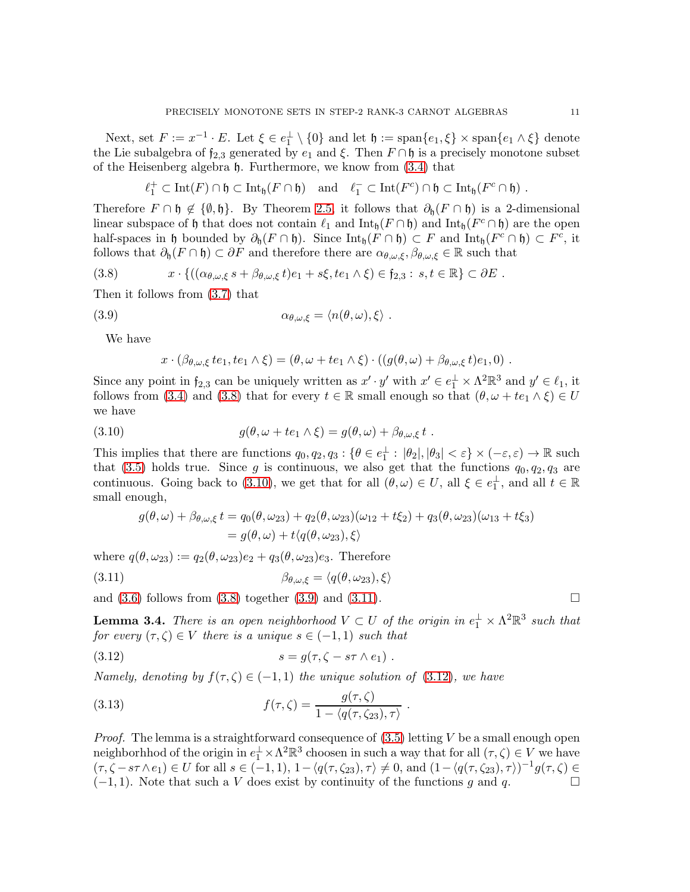Next, set $F := x^{-1} \cdot E$. Let $\xi \in e_1^\perp \setminus \{0\}$ and let $\mathfrak{h} := \mathrm{span}\{e_1, \xi\} \times \mathrm{span}\{e_1 \wedge \xi\}$ denote the Lie subalgebra of $\mathfrak{f}_{2,3}$ generated by $e_1$ and $\xi$. Then $F \cap \mathfrak{h}$ is a precisely monotone subset of the Heisenberg algebra $\mathfrak{h}$. Furthermore, we know from (3.4) that

$$\ell_1^+ \subset \mathrm{Int}(F) \cap \mathfrak{h} \subset \mathrm{Int}_{\mathfrak{h}}(F \cap \mathfrak{h}) \quad \text{and} \quad \ell_1^- \subset \mathrm{Int}(F^c) \cap \mathfrak{h} \subset \mathrm{Int}_{\mathfrak{h}}(F^c \cap \mathfrak{h}) \ .$$

Therefore $F \cap \mathfrak{h} \notin \{\emptyset, \mathfrak{h}\}$. By Theorem 2.5, it follows that $\partial_{\mathfrak{h}}(F \cap \mathfrak{h})$ is a 2-dimensional linear subspace of $\mathfrak{h}$ that does not contain $\ell_1$ and $\mathrm{Int}_{\mathfrak{h}}(F \cap \mathfrak{h})$ and $\mathrm{Int}_{\mathfrak{h}}(F^c \cap \mathfrak{h})$ are the open half-spaces in $\mathfrak{h}$ bounded by $\partial_{\mathfrak{h}}(F \cap \mathfrak{h})$. Since $\mathrm{Int}_{\mathfrak{h}}(F \cap \mathfrak{h}) \subset F$ and $\mathrm{Int}_{\mathfrak{h}}(F^c \cap \mathfrak{h}) \subset F^c$, it follows that $\partial_{\mathfrak{h}}(F \cap \mathfrak{h}) \subset \partial F$ and therefore there are $\alpha_{\theta,\omega,\xi}, \beta_{\theta,\omega,\xi} \in \mathbb{R}$ such that

$$x \cdot \{((\alpha_{\theta,\omega,\xi}\, s + \beta_{\theta,\omega,\xi}\, t)e_1 + s\xi, te_1 \wedge \xi) \in \mathfrak{f}_{2,3} : \ s,t \in \mathbb{R}\} \subset \partial E \ . \tag{3.8}$$

Then it follows from (3.7) that

$$\alpha_{\theta,\omega,\xi} = \langle n(\theta,\omega), \xi\rangle \ . \tag{3.9}$$

We have

$$x \cdot (\beta_{\theta,\omega,\xi}\, te_1, te_1 \wedge \xi) = (\theta, \omega + te_1 \wedge \xi) \cdot ((g(\theta,\omega) + \beta_{\theta,\omega,\xi}\, t)e_1, 0) \ .$$

Since any point in $\mathfrak{f}_{2,3}$ can be uniquely written as $x' \cdot y'$ with $x' \in e_1^\perp \times \Lambda^2\mathbb{R}^3$ and $y' \in \ell_1$, it follows from (3.4) and (3.8) that for every $t \in \mathbb{R}$ small enough so that $(\theta, \omega + te_1 \wedge \xi) \in U$ we have

$$g(\theta, \omega + te_1 \wedge \xi) = g(\theta,\omega) + \beta_{\theta,\omega,\xi}\, t \ . \tag{3.10}$$

This implies that there are functions $q_0, q_2, q_3 : \{\theta \in e_1^\perp : \ |\theta_2|, |\theta_3| < \varepsilon\} \times (-\varepsilon, \varepsilon) \to \mathbb{R}$ such that (3.5) holds true. Since $g$ is continuous, we also get that the functions $q_0, q_2, q_3$ are continuous. Going back to (3.10), we get that for all $(\theta,\omega) \in U$, all $\xi \in e_1^\perp$, and all $t \in \mathbb{R}$ small enough,

$$\begin{aligned} g(\theta,\omega) + \beta_{\theta,\omega,\xi}\, t &= q_0(\theta,\omega_{23}) + q_2(\theta,\omega_{23})(\omega_{12} + t\xi_2) + q_3(\theta,\omega_{23})(\omega_{13} + t\xi_3) \\ &= g(\theta,\omega) + t\langle q(\theta,\omega_{23}), \xi\rangle \end{aligned}$$

where $q(\theta,\omega_{23}) := q_2(\theta,\omega_{23})e_2 + q_3(\theta,\omega_{23})e_3$. Therefore

$$\beta_{\theta,\omega,\xi} = \langle q(\theta,\omega_{23}), \xi\rangle \tag{3.11}$$

and (3.6) follows from (3.8) together (3.9) and (3.11). $\square$

**Lemma 3.4.** *There is an open neighborhood $V \subset U$ of the origin in $e_1^\perp \times \Lambda^2\mathbb{R}^3$ such that for every $(\tau,\zeta) \in V$ there is a unique $s \in (-1,1)$ such that*

$$s = g(\tau, \zeta - s\tau \wedge e_1) \ . \tag{3.12}$$

*Namely, denoting by $f(\tau,\zeta) \in (-1,1)$ the unique solution of (3.12), we have*

$$f(\tau,\zeta) = \frac{g(\tau,\zeta)}{1 - \langle q(\tau,\zeta_{23}), \tau\rangle} \ . \tag{3.13}$$

*Proof.* The lemma is a straightforward consequence of (3.5) letting $V$ be a small enough open neighborhhod of the origin in $e_1^\perp \times \Lambda^2\mathbb{R}^3$ choosen in such a way that for all $(\tau,\zeta) \in V$ we have $(\tau, \zeta - s\tau \wedge e_1) \in U$ for all $s \in (-1,1)$, $1 - \langle q(\tau,\zeta_{23}), \tau\rangle \neq 0$, and $(1 - \langle q(\tau,\zeta_{23}), \tau\rangle)^{-1} g(\tau,\zeta) \in (-1,1)$. Note that such a $V$ does exist by continuity of the functions $g$ and $q$. $\square$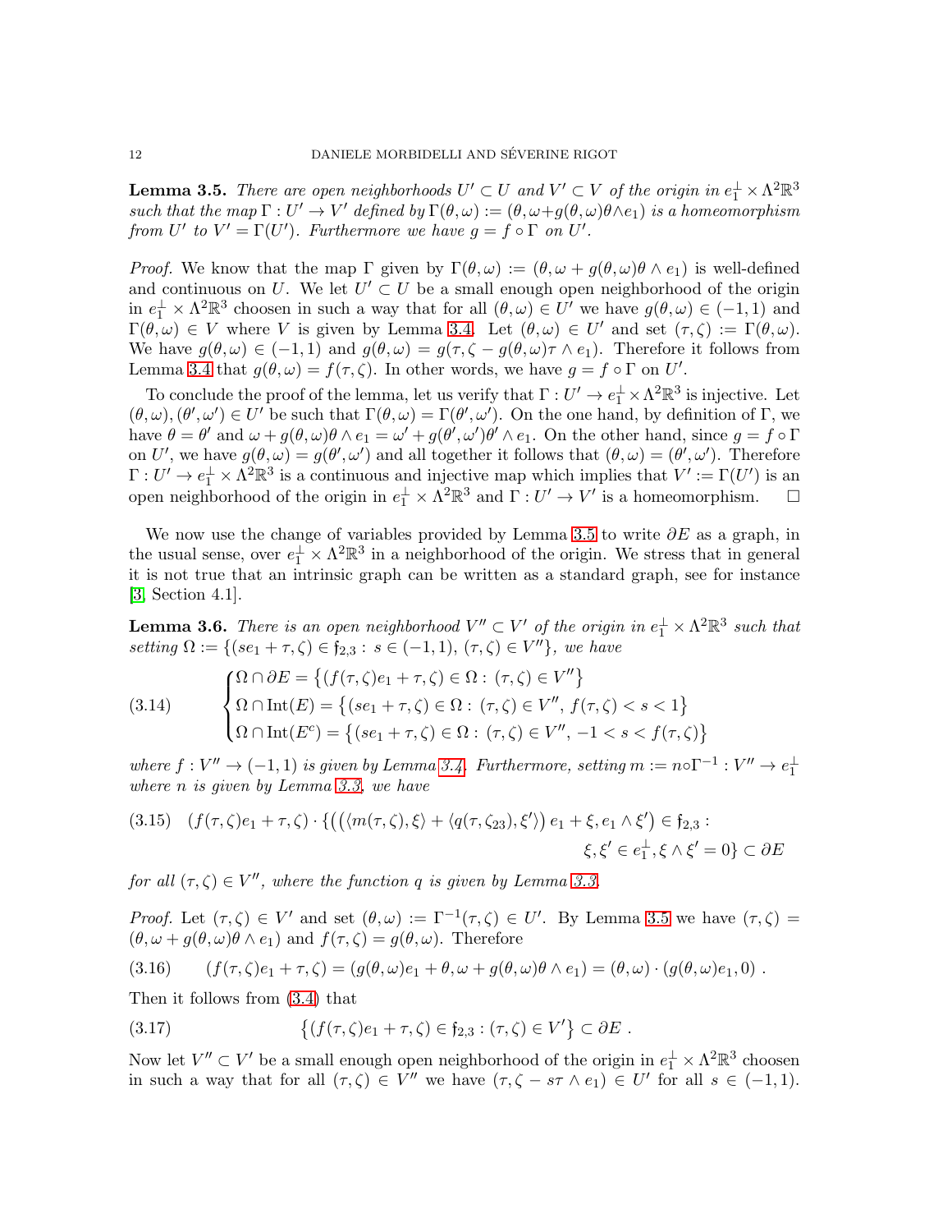**Lemma 3.5.** *There are open neighborhoods $U' \subset U$ and $V' \subset V$ of the origin in $e_1^\perp \times \Lambda^2\mathbb{R}^3$ such that the map $\Gamma : U' \to V'$ defined by $\Gamma(\theta,\omega) := (\theta, \omega + g(\theta,\omega)\theta \wedge e_1)$ is a homeomorphism from $U'$ to $V' = \Gamma(U')$. Furthermore we have $g = f \circ \Gamma$ on $U'$.*

*Proof.* We know that the map $\Gamma$ given by $\Gamma(\theta,\omega) := (\theta, \omega + g(\theta,\omega)\theta \wedge e_1)$ is well-defined and continuous on $U$. We let $U' \subset U$ be a small enough open neighborhood of the origin in $e_1^\perp \times \Lambda^2\mathbb{R}^3$ choosen in such a way that for all $(\theta,\omega) \in U'$ we have $g(\theta,\omega) \in (-1,1)$ and $\Gamma(\theta,\omega) \in V$ where $V$ is given by Lemma 3.4. Let $(\theta,\omega) \in U'$ and set $(\tau,\zeta) := \Gamma(\theta,\omega)$. We have $g(\theta,\omega) \in (-1,1)$ and $g(\theta,\omega) = g(\tau, \zeta - g(\theta,\omega)\tau \wedge e_1)$. Therefore it follows from Lemma 3.4 that $g(\theta,\omega) = f(\tau,\zeta)$. In other words, we have $g = f \circ \Gamma$ on $U'$.

To conclude the proof of the lemma, let us verify that $\Gamma : U' \to e_1^\perp \times \Lambda^2\mathbb{R}^3$ is injective. Let $(\theta,\omega), (\theta',\omega') \in U'$ be such that $\Gamma(\theta,\omega) = \Gamma(\theta',\omega')$. On the one hand, by definition of $\Gamma$, we have $\theta = \theta'$ and $\omega + g(\theta,\omega)\theta \wedge e_1 = \omega' + g(\theta',\omega')\theta' \wedge e_1$. On the other hand, since $g = f \circ \Gamma$ on $U'$, we have $g(\theta,\omega) = g(\theta',\omega')$ and all together it follows that $(\theta,\omega) = (\theta',\omega')$. Therefore $\Gamma : U' \to e_1^\perp \times \Lambda^2\mathbb{R}^3$ is a continuous and injective map which implies that $V' := \Gamma(U')$ is an open neighborhood of the origin in $e_1^\perp \times \Lambda^2\mathbb{R}^3$ and $\Gamma : U' \to V'$ is a homeomorphism. $\square$

We now use the change of variables provided by Lemma 3.5 to write $\partial E$ as a graph, in the usual sense, over $e_1^\perp \times \Lambda^2\mathbb{R}^3$ in a neighborhood of the origin. We stress that in general it is not true that an intrinsic graph can be written as a standard graph, see for instance [3, Section 4.1].

**Lemma 3.6.** *There is an open neighborhood $V'' \subset V'$ of the origin in $e_1^\perp \times \Lambda^2\mathbb{R}^3$ such that setting $\Omega := \{(se_1 + \tau, \zeta) \in \mathfrak{f}_{2,3} : s \in (-1,1), (\tau,\zeta) \in V''\}$, we have*

$$
\begin{cases}
\Omega \cap \partial E = \big\{(f(\tau,\zeta)e_1 + \tau, \zeta) \in \Omega : (\tau,\zeta) \in V''\big\} \\
\Omega \cap \mathrm{Int}(E) = \big\{(se_1 + \tau, \zeta) \in \Omega : (\tau,\zeta) \in V'',\ f(\tau,\zeta) < s < 1\big\} \\
\Omega \cap \mathrm{Int}(E^c) = \big\{(se_1 + \tau, \zeta) \in \Omega : (\tau,\zeta) \in V'',\ -1 < s < f(\tau,\zeta)\big\}
\end{cases}
\tag{3.14}
$$

*where $f : V'' \to (-1,1)$ is given by Lemma 3.4. Furthermore, setting $m := n \circ \Gamma^{-1} : V'' \to e_1^\perp$ where $n$ is given by Lemma 3.3, we have*

$$
(f(\tau,\zeta)e_1 + \tau, \zeta) \cdot \{\big(\big(\langle m(\tau,\zeta), \xi\rangle + \langle q(\tau,\zeta_{23}), \xi'\rangle\big)\, e_1 + \xi, e_1 \wedge \xi'\big) \in \mathfrak{f}_{2,3} : \\ \xi, \xi' \in e_1^\perp, \xi \wedge \xi' = 0\} \subset \partial E
\tag{3.15}
$$

*for all $(\tau,\zeta) \in V''$, where the function $q$ is given by Lemma 3.3.*

*Proof.* Let $(\tau,\zeta) \in V'$ and set $(\theta,\omega) := \Gamma^{-1}(\tau,\zeta) \in U'$. By Lemma 3.5 we have $(\tau,\zeta) = (\theta, \omega + g(\theta,\omega)\theta \wedge e_1)$ and $f(\tau,\zeta) = g(\theta,\omega)$. Therefore

$$
(f(\tau,\zeta)e_1 + \tau, \zeta) = (g(\theta,\omega)e_1 + \theta, \omega + g(\theta,\omega)\theta \wedge e_1) = (\theta,\omega) \cdot (g(\theta,\omega)e_1, 0)\ .
\tag{3.16}
$$

Then it follows from (3.4) that

$$
\big\{(f(\tau,\zeta)e_1 + \tau, \zeta) \in \mathfrak{f}_{2,3} : (\tau,\zeta) \in V'\big\} \subset \partial E\ .
\tag{3.17}
$$

Now let $V'' \subset V'$ be a small enough open neighborhood of the origin in $e_1^\perp \times \Lambda^2\mathbb{R}^3$ choosen in such a way that for all $(\tau,\zeta) \in V''$ we have $(\tau, \zeta - s\tau \wedge e_1) \in U'$ for all $s \in (-1,1)$.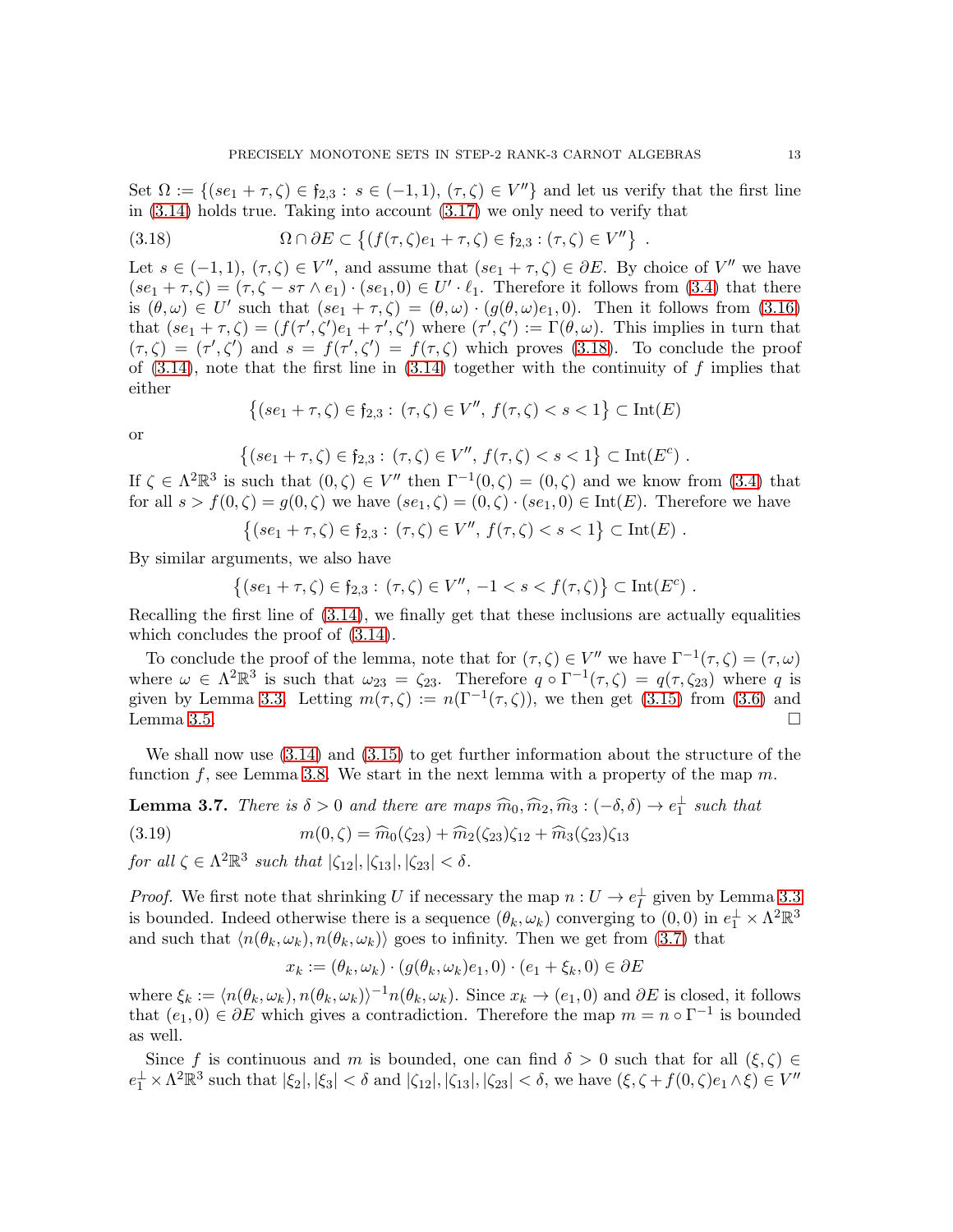Set $\Omega := \{(se_1 + \tau, \zeta) \in \mathfrak{f}_{2,3} : s \in (-1,1), (\tau,\zeta) \in V''\}$ and let us verify that the first line in (3.14) holds true. Taking into account (3.17) we only need to verify that

$$\Omega \cap \partial E \subset \left\{ (f(\tau,\zeta)e_1 + \tau, \zeta) \in \mathfrak{f}_{2,3} : (\tau,\zeta) \in V'' \right\} . \tag{3.18}$$

Let $s \in (-1,1)$, $(\tau,\zeta) \in V''$, and assume that $(se_1 + \tau, \zeta) \in \partial E$. By choice of $V''$ we have $(se_1 + \tau, \zeta) = (\tau, \zeta - s\tau \wedge e_1) \cdot (se_1, 0) \in U' \cdot \ell_1$. Therefore it follows from (3.4) that there is $(\theta, \omega) \in U'$ such that $(se_1 + \tau, \zeta) = (\theta,\omega) \cdot (g(\theta,\omega)e_1, 0)$. Then it follows from (3.16) that $(se_1 + \tau, \zeta) = (f(\tau',\zeta')e_1 + \tau', \zeta')$ where $(\tau',\zeta') := \Gamma(\theta,\omega)$. This implies in turn that $(\tau,\zeta) = (\tau',\zeta')$ and $s = f(\tau',\zeta') = f(\tau,\zeta)$ which proves (3.18). To conclude the proof of (3.14), note that the first line in (3.14) together with the continuity of $f$ implies that either

$$\left\{ (se_1 + \tau, \zeta) \in \mathfrak{f}_{2,3} : (\tau,\zeta) \in V'',\ f(\tau,\zeta) < s < 1 \right\} \subset \mathrm{Int}(E)$$

or

$$\left\{ (se_1 + \tau, \zeta) \in \mathfrak{f}_{2,3} : (\tau,\zeta) \in V'',\ f(\tau,\zeta) < s < 1 \right\} \subset \mathrm{Int}(E^c) .$$

If $\zeta \in \Lambda^2\mathbb{R}^3$ is such that $(0,\zeta) \in V''$ then $\Gamma^{-1}(0,\zeta) = (0,\zeta)$ and we know from (3.4) that for all $s > f(0,\zeta) = g(0,\zeta)$ we have $(se_1, \zeta) = (0,\zeta) \cdot (se_1, 0) \in \mathrm{Int}(E)$. Therefore we have

$$\left\{ (se_1 + \tau, \zeta) \in \mathfrak{f}_{2,3} : (\tau,\zeta) \in V'',\ f(\tau,\zeta) < s < 1 \right\} \subset \mathrm{Int}(E) .$$

By similar arguments, we also have

$$\left\{ (se_1 + \tau, \zeta) \in \mathfrak{f}_{2,3} : (\tau,\zeta) \in V'',\ -1 < s < f(\tau,\zeta) \right\} \subset \mathrm{Int}(E^c) .$$

Recalling the first line of (3.14), we finally get that these inclusions are actually equalities which concludes the proof of (3.14).

To conclude the proof of the lemma, note that for $(\tau,\zeta) \in V''$ we have $\Gamma^{-1}(\tau,\zeta) = (\tau,\omega)$ where $\omega \in \Lambda^2\mathbb{R}^3$ is such that $\omega_{23} = \zeta_{23}$. Therefore $q \circ \Gamma^{-1}(\tau,\zeta) = q(\tau, \zeta_{23})$ where $q$ is given by Lemma 3.3. Letting $m(\tau,\zeta) := n(\Gamma^{-1}(\tau,\zeta))$, we then get (3.15) from (3.6) and Lemma 3.5. $\square$

We shall now use (3.14) and (3.15) to get further information about the structure of the function $f$, see Lemma 3.8. We start in the next lemma with a property of the map $m$.

**Lemma 3.7.** *There is $\delta > 0$ and there are maps $\widehat{m}_0, \widehat{m}_2, \widehat{m}_3 : (-\delta,\delta) \to e_1^\perp$ such that*

$$m(0,\zeta) = \widehat{m}_0(\zeta_{23}) + \widehat{m}_2(\zeta_{23})\zeta_{12} + \widehat{m}_3(\zeta_{23})\zeta_{13} \tag{3.19}$$

*for all $\zeta \in \Lambda^2\mathbb{R}^3$ such that $|\zeta_{12}|, |\zeta_{13}|, |\zeta_{23}| < \delta$.*

*Proof.* We first note that shrinking $U$ if necessary the map $n : U \to e_I^\perp$ given by Lemma 3.3 is bounded. Indeed otherwise there is a sequence $(\theta_k, \omega_k)$ converging to $(0,0)$ in $e_1^\perp \times \Lambda^2\mathbb{R}^3$ and such that $\langle n(\theta_k,\omega_k), n(\theta_k,\omega_k) \rangle$ goes to infinity. Then we get from (3.7) that

$$x_k := (\theta_k, \omega_k) \cdot (g(\theta_k,\omega_k)e_1, 0) \cdot (e_1 + \xi_k, 0) \in \partial E$$

where $\xi_k := \langle n(\theta_k,\omega_k), n(\theta_k,\omega_k) \rangle^{-1} n(\theta_k,\omega_k)$. Since $x_k \to (e_1, 0)$ and $\partial E$ is closed, it follows that $(e_1, 0) \in \partial E$ which gives a contradiction. Therefore the map $m = n \circ \Gamma^{-1}$ is bounded as well.

Since $f$ is continuous and $m$ is bounded, one can find $\delta > 0$ such that for all $(\xi,\zeta) \in e_1^\perp \times \Lambda^2\mathbb{R}^3$ such that $|\xi_2|, |\xi_3| < \delta$ and $|\zeta_{12}|, |\zeta_{13}|, |\zeta_{23}| < \delta$, we have $(\xi, \zeta + f(0,\zeta)e_1 \wedge \xi) \in V''$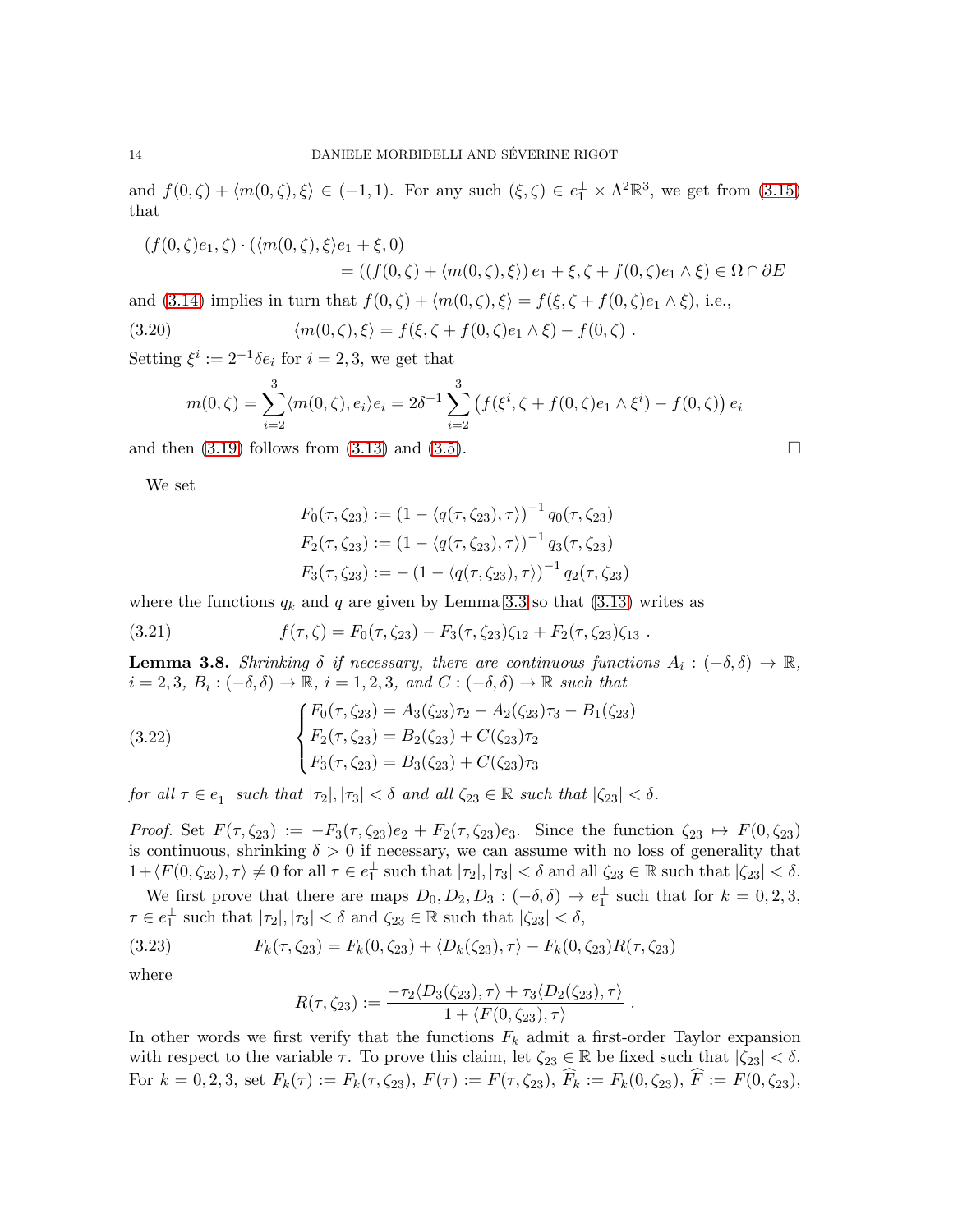and $f(0,\zeta) + \langle m(0,\zeta), \xi\rangle \in (-1,1)$. For any such $(\xi,\zeta) \in e_1^\perp \times \Lambda^2\mathbb{R}^3$, we get from (3.15) that

$$
\begin{aligned}
(f(0,\zeta)e_1, \zeta) \cdot (\langle m(0,\zeta), \xi\rangle e_1 + \xi, 0) \\
= ((f(0,\zeta) + \langle m(0,\zeta), \xi\rangle)\, e_1 + \xi, \zeta + f(0,\zeta)e_1 \wedge \xi) \in \Omega \cap \partial E
\end{aligned}
$$

and (3.14) implies in turn that $f(0,\zeta) + \langle m(0,\zeta), \xi\rangle = f(\xi, \zeta + f(0,\zeta)e_1 \wedge \xi)$, i.e.,

$$
\langle m(0,\zeta), \xi\rangle = f(\xi, \zeta + f(0,\zeta)e_1 \wedge \xi) - f(0,\zeta)\ . \tag{3.20}
$$

Setting $\xi^i := 2^{-1}\delta e_i$ for $i = 2,3$, we get that

$$
m(0,\zeta) = \sum_{i=2}^{3} \langle m(0,\zeta), e_i\rangle e_i = 2\delta^{-1} \sum_{i=2}^{3} \left( f(\xi^i, \zeta + f(0,\zeta)e_1 \wedge \xi^i) - f(0,\zeta) \right) e_i
$$

and then (3.19) follows from (3.13) and (3.5). $\square$

We set

$$
\begin{aligned}
F_0(\tau,\zeta_{23}) &:= (1 - \langle q(\tau,\zeta_{23}), \tau\rangle)^{-1}\, q_0(\tau,\zeta_{23}) \\
F_2(\tau,\zeta_{23}) &:= (1 - \langle q(\tau,\zeta_{23}), \tau\rangle)^{-1}\, q_3(\tau,\zeta_{23}) \\
F_3(\tau,\zeta_{23}) &:= -\,(1 - \langle q(\tau,\zeta_{23}), \tau\rangle)^{-1}\, q_2(\tau,\zeta_{23})
\end{aligned}
$$

where the functions $q_k$ and $q$ are given by Lemma 3.3 so that (3.13) writes as

$$
f(\tau,\zeta) = F_0(\tau,\zeta_{23}) - F_3(\tau,\zeta_{23})\zeta_{12} + F_2(\tau,\zeta_{23})\zeta_{13}\ . \tag{3.21}
$$

**Lemma 3.8.** *Shrinking $\delta$ if necessary, there are continuous functions $A_i : (-\delta,\delta) \to \mathbb{R}$, $i = 2,3$, $B_i : (-\delta,\delta) \to \mathbb{R}$, $i = 1,2,3$, and $C : (-\delta,\delta) \to \mathbb{R}$ such that*

$$
\begin{cases}
F_0(\tau,\zeta_{23}) = A_3(\zeta_{23})\tau_2 - A_2(\zeta_{23})\tau_3 - B_1(\zeta_{23}) \\
F_2(\tau,\zeta_{23}) = B_2(\zeta_{23}) + C(\zeta_{23})\tau_2 \\
F_3(\tau,\zeta_{23}) = B_3(\zeta_{23}) + C(\zeta_{23})\tau_3
\end{cases} \tag{3.22}
$$

*for all $\tau \in e_1^\perp$ such that $|\tau_2|, |\tau_3| < \delta$ and all $\zeta_{23} \in \mathbb{R}$ such that $|\zeta_{23}| < \delta$.*

*Proof.* Set $F(\tau,\zeta_{23}) := -F_3(\tau,\zeta_{23})e_2 + F_2(\tau,\zeta_{23})e_3$. Since the function $\zeta_{23} \mapsto F(0,\zeta_{23})$ is continuous, shrinking $\delta > 0$ if necessary, we can assume with no loss of generality that $1 + \langle F(0,\zeta_{23}), \tau\rangle \neq 0$ for all $\tau \in e_1^\perp$ such that $|\tau_2|, |\tau_3| < \delta$ and all $\zeta_{23} \in \mathbb{R}$ such that $|\zeta_{23}| < \delta$.

We first prove that there are maps $D_0, D_2, D_3 : (-\delta,\delta) \to e_1^\perp$ such that for $k = 0,2,3$, $\tau \in e_1^\perp$ such that $|\tau_2|, |\tau_3| < \delta$ and $\zeta_{23} \in \mathbb{R}$ such that $|\zeta_{23}| < \delta$,

$$
F_k(\tau,\zeta_{23}) = F_k(0,\zeta_{23}) + \langle D_k(\zeta_{23}), \tau\rangle - F_k(0,\zeta_{23})R(\tau,\zeta_{23}) \tag{3.23}
$$

where

$$
R(\tau,\zeta_{23}) := \frac{-\tau_2\langle D_3(\zeta_{23}), \tau\rangle + \tau_3\langle D_2(\zeta_{23}), \tau\rangle}{1 + \langle F(0,\zeta_{23}), \tau\rangle}\ .
$$

In other words we first verify that the functions $F_k$ admit a first-order Taylor expansion with respect to the variable $\tau$. To prove this claim, let $\zeta_{23} \in \mathbb{R}$ be fixed such that $|\zeta_{23}| < \delta$. For $k = 0,2,3$, set $F_k(\tau) := F_k(\tau,\zeta_{23})$, $F(\tau) := F(\tau,\zeta_{23})$, $\widehat{F}_k := F_k(0,\zeta_{23})$, $\widehat{F} := F(0,\zeta_{23})$,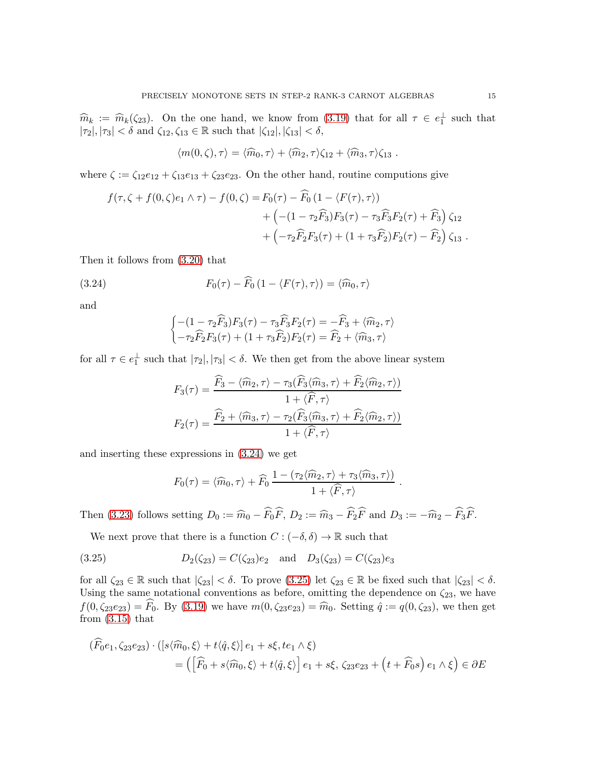$\widehat{m}_k := \widehat{m}_k(\zeta_{23})$. On the one hand, we know from (3.19) that for all $\tau \in e_1^\perp$ such that $|\tau_2|, |\tau_3| < \delta$ and $\zeta_{12}, \zeta_{13} \in \mathbb{R}$ such that $|\zeta_{12}|, |\zeta_{13}| < \delta$,

$$\langle m(0,\zeta), \tau\rangle = \langle \widehat{m}_0, \tau\rangle + \langle \widehat{m}_2, \tau\rangle \zeta_{12} + \langle \widehat{m}_3, \tau\rangle \zeta_{13} \ .$$

where $\zeta := \zeta_{12} e_{12} + \zeta_{13} e_{13} + \zeta_{23} e_{23}$. On the other hand, routine computions give

$$\begin{aligned} f(\tau, \zeta + f(0,\zeta) e_1 \wedge \tau) - f(0,\zeta) = {} & F_0(\tau) - \widehat{F}_0 \left(1 - \langle F(\tau), \tau\rangle\right) \\ & + \left(-(1 - \tau_2 \widehat{F}_3) F_3(\tau) - \tau_3 \widehat{F}_3 F_2(\tau) + \widehat{F}_3\right) \zeta_{12} \\ & + \left(-\tau_2 \widehat{F}_2 F_3(\tau) + (1 + \tau_3 \widehat{F}_2) F_2(\tau) - \widehat{F}_2\right) \zeta_{13} \ . \end{aligned}$$

Then it follows from (3.20) that

$$F_0(\tau) - \widehat{F}_0 \left(1 - \langle F(\tau), \tau\rangle\right) = \langle \widehat{m}_0, \tau\rangle \tag{3.24}$$

and

$$\begin{cases} -(1 - \tau_2 \widehat{F}_3) F_3(\tau) - \tau_3 \widehat{F}_3 F_2(\tau) = -\widehat{F}_3 + \langle \widehat{m}_2, \tau\rangle \\ -\tau_2 \widehat{F}_2 F_3(\tau) + (1 + \tau_3 \widehat{F}_2) F_2(\tau) = \widehat{F}_2 + \langle \widehat{m}_3, \tau\rangle \end{cases}$$

for all $\tau \in e_1^\perp$ such that $|\tau_2|, |\tau_3| < \delta$. We then get from the above linear system

$$\begin{aligned} F_3(\tau) &= \frac{\widehat{F}_3 - \langle \widehat{m}_2, \tau\rangle - \tau_3 (\widehat{F}_3 \langle \widehat{m}_3, \tau\rangle + \widehat{F}_2 \langle \widehat{m}_2, \tau\rangle)}{1 + \langle \widehat{F}, \tau\rangle} \\ F_2(\tau) &= \frac{\widehat{F}_2 + \langle \widehat{m}_3, \tau\rangle - \tau_2 (\widehat{F}_3 \langle \widehat{m}_3, \tau\rangle + \widehat{F}_2 \langle \widehat{m}_2, \tau\rangle)}{1 + \langle \widehat{F}, \tau\rangle} \end{aligned}$$

and inserting these expressions in (3.24) we get

$$F_0(\tau) = \langle \widehat{m}_0, \tau\rangle + \widehat{F}_0 \, \frac{1 - (\tau_2 \langle \widehat{m}_2, \tau\rangle + \tau_3 \langle \widehat{m}_3, \tau\rangle)}{1 + \langle \widehat{F}, \tau\rangle} \ .$$

Then (3.23) follows setting $D_0 := \widehat{m}_0 - \widehat{F}_0 \widehat{F}$, $D_2 := \widehat{m}_3 - \widehat{F}_2 \widehat{F}$ and $D_3 := -\widehat{m}_2 - \widehat{F}_3 \widehat{F}$.

We next prove that there is a function $C : (-\delta, \delta) \to \mathbb{R}$ such that

$$D_2(\zeta_{23}) = C(\zeta_{23}) e_2 \quad \text{and} \quad D_3(\zeta_{23}) = C(\zeta_{23}) e_3 \tag{3.25}$$

for all $\zeta_{23} \in \mathbb{R}$ such that $|\zeta_{23}| < \delta$. To prove (3.25) let $\zeta_{23} \in \mathbb{R}$ be fixed such that $|\zeta_{23}| < \delta$. Using the same notational conventions as before, omitting the dependence on $\zeta_{23}$, we have $f(0, \zeta_{23} e_{23}) = \widehat{F}_0$. By (3.19) we have $m(0, \zeta_{23} e_{23}) = \widehat{m}_0$. Setting $\hat{q} := q(0, \zeta_{23})$, we then get from (3.15) that

$$\begin{aligned} (\widehat{F}_0 e_1, \zeta_{23} e_{23}) \cdot \left( \left[ s \langle \widehat{m}_0, \xi\rangle + t \langle \hat{q}, \xi\rangle \right] e_1 + s\xi, t e_1 \wedge \xi \right) & \\ = \left( \left[ \widehat{F}_0 + s \langle \widehat{m}_0, \xi\rangle + t \langle \hat{q}, \xi\rangle \right] e_1 + s\xi, \, \zeta_{23} e_{23} + \left( t + \widehat{F}_0 s \right) e_1 \wedge \xi \right) & \in \partial E \end{aligned}$$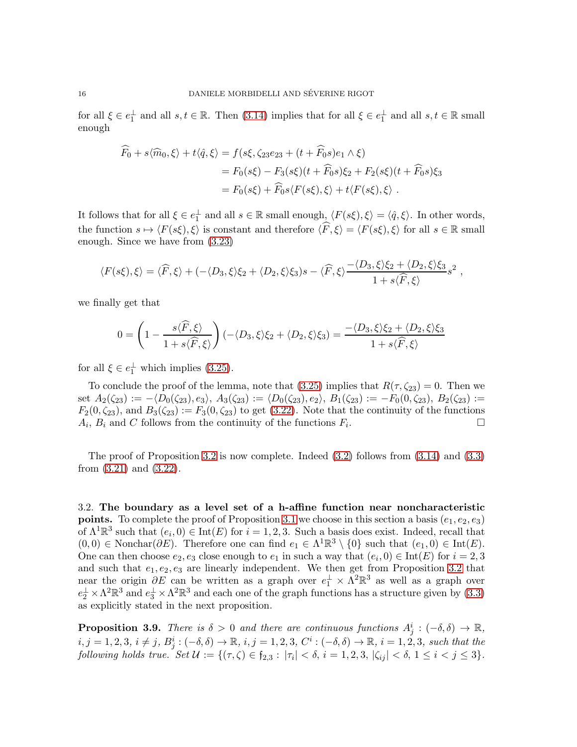for all $\xi \in e_1^\perp$ and all $s, t \in \mathbb{R}$. Then (3.14) implies that for all $\xi \in e_1^\perp$ and all $s, t \in \mathbb{R}$ small enough

$$
\begin{aligned}
\widehat{F}_0 + s\langle \widehat{m}_0, \xi\rangle + t\langle \hat{q}, \xi\rangle &= f(s\xi, \zeta_{23}e_{23} + (t + \widehat{F}_0 s)e_1 \wedge \xi) \\
&= F_0(s\xi) - F_3(s\xi)(t + \widehat{F}_0 s)\xi_2 + F_2(s\xi)(t + \widehat{F}_0 s)\xi_3 \\
&= F_0(s\xi) + \widehat{F}_0 s\langle F(s\xi), \xi\rangle + t\langle F(s\xi), \xi\rangle \ .
\end{aligned}
$$

It follows that for all $\xi \in e_1^\perp$ and all $s \in \mathbb{R}$ small enough, $\langle F(s\xi), \xi\rangle = \langle \hat{q}, \xi\rangle$. In other words, the function $s \mapsto \langle F(s\xi), \xi\rangle$ is constant and therefore $\langle \widehat{F}, \xi\rangle = \langle F(s\xi), \xi\rangle$ for all $s \in \mathbb{R}$ small enough. Since we have from (3.23)

$$
\langle F(s\xi), \xi\rangle = \langle \widehat{F}, \xi\rangle + (-\langle D_3, \xi\rangle\xi_2 + \langle D_2, \xi\rangle\xi_3)s - \langle \widehat{F}, \xi\rangle \frac{-\langle D_3, \xi\rangle\xi_2 + \langle D_2, \xi\rangle\xi_3}{1 + s\langle \widehat{F}, \xi\rangle} s^2 \ ,
$$

we finally get that

$$
0 = \left(1 - \frac{s\langle \widehat{F}, \xi\rangle}{1 + s\langle \widehat{F}, \xi\rangle}\right)(-\langle D_3, \xi\rangle\xi_2 + \langle D_2, \xi\rangle\xi_3) = \frac{-\langle D_3, \xi\rangle\xi_2 + \langle D_2, \xi\rangle\xi_3}{1 + s\langle \widehat{F}, \xi\rangle}
$$

for all $\xi \in e_1^\perp$ which implies (3.25).

To conclude the proof of the lemma, note that (3.25) implies that $R(\tau, \zeta_{23}) = 0$. Then we set $A_2(\zeta_{23}) := -\langle D_0(\zeta_{23}), e_3\rangle$, $A_3(\zeta_{23}) := \langle D_0(\zeta_{23}), e_2\rangle$, $B_1(\zeta_{23}) := -F_0(0, \zeta_{23})$, $B_2(\zeta_{23}) := F_2(0, \zeta_{23})$, and $B_3(\zeta_{23}) := F_3(0, \zeta_{23})$ to get (3.22). Note that the continuity of the functions $A_i$, $B_i$ and $C$ follows from the continuity of the functions $F_i$. $\square$

The proof of Proposition 3.2 is now complete. Indeed (3.2) follows from (3.14) and (3.3) from (3.21) and (3.22).

### 3.2. **The boundary as a level set of a h-affine function near noncharacteristic points.**

To complete the proof of Proposition 3.1 we choose in this section a basis $(e_1, e_2, e_3)$ of $\Lambda^1\mathbb{R}^3$ such that $(e_i, 0) \in \operatorname{Int}(E)$ for $i = 1, 2, 3$. Such a basis does exist. Indeed, recall that $(0, 0) \in \operatorname{Nonchar}(\partial E)$. Therefore one can find $e_1 \in \Lambda^1\mathbb{R}^3 \setminus \{0\}$ such that $(e_1, 0) \in \operatorname{Int}(E)$. One can then choose $e_2, e_3$ close enough to $e_1$ in such a way that $(e_i, 0) \in \operatorname{Int}(E)$ for $i = 2, 3$ and such that $e_1, e_2, e_3$ are linearly independent. We then get from Proposition 3.2 that near the origin $\partial E$ can be written as a graph over $e_1^\perp \times \Lambda^2\mathbb{R}^3$ as well as a graph over $e_2^\perp \times \Lambda^2\mathbb{R}^3$ and $e_3^\perp \times \Lambda^2\mathbb{R}^3$ and each one of the graph functions has a structure given by (3.3) as explicitly stated in the next proposition.

**Proposition 3.9.** *There is $\delta > 0$ and there are continuous functions $A_j^i : (-\delta, \delta) \to \mathbb{R}$, $i, j = 1, 2, 3$, $i \neq j$, $B_j^i : (-\delta, \delta) \to \mathbb{R}$, $i, j = 1, 2, 3$, $C^i : (-\delta, \delta) \to \mathbb{R}$, $i = 1, 2, 3$, such that the following holds true. Set $\mathcal{U} := \{(\tau, \zeta) \in \mathfrak{f}_{2,3} : |\tau_i| < \delta,\ i = 1, 2, 3,\ |\zeta_{ij}| < \delta,\ 1 \leq i < j \leq 3\}$.*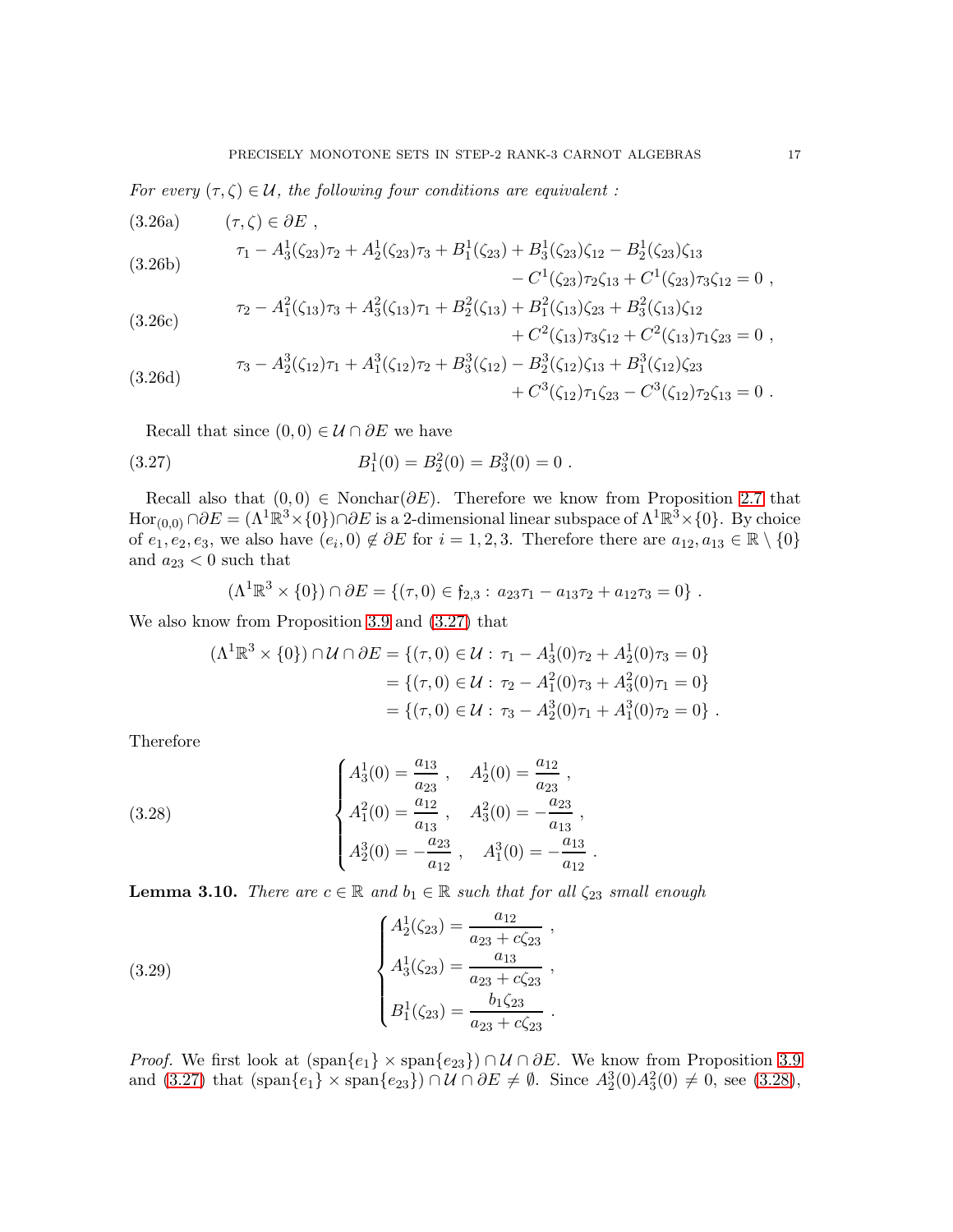*For every $(\tau, \zeta) \in \mathcal{U}$, the following four conditions are equivalent :*

$$(\tau, \zeta) \in \partial E \ , \tag{3.26a}$$

$$\begin{aligned} \tau_1 - A_3^1(\zeta_{23})\tau_2 + A_2^1(\zeta_{23})\tau_3 + B_1^1(\zeta_{23}) + B_3^1(\zeta_{23})\zeta_{12} - B_2^1(\zeta_{23})\zeta_{13} \\ - C^1(\zeta_{23})\tau_2\zeta_{13} + C^1(\zeta_{23})\tau_3\zeta_{12} = 0 \ , \end{aligned} \tag{3.26b}$$

$$\begin{aligned} \tau_2 - A_1^2(\zeta_{13})\tau_3 + A_3^2(\zeta_{13})\tau_1 + B_2^2(\zeta_{13}) + B_1^2(\zeta_{13})\zeta_{23} + B_3^2(\zeta_{13})\zeta_{12} \\ + C^2(\zeta_{13})\tau_3\zeta_{12} + C^2(\zeta_{13})\tau_1\zeta_{23} = 0 \ , \end{aligned} \tag{3.26c}$$

$$\begin{aligned} \tau_3 - A_2^3(\zeta_{12})\tau_1 + A_1^3(\zeta_{12})\tau_2 + B_3^3(\zeta_{12}) - B_2^3(\zeta_{12})\zeta_{13} + B_1^3(\zeta_{12})\zeta_{23} \\ + C^3(\zeta_{12})\tau_1\zeta_{23} - C^3(\zeta_{12})\tau_2\zeta_{13} = 0 \ . \end{aligned} \tag{3.26d}$$

Recall that since $(0,0) \in \mathcal{U} \cap \partial E$ we have

$$B_1^1(0) = B_2^2(0) = B_3^3(0) = 0 \ . \tag{3.27}$$

Recall also that $(0,0) \in \mathrm{Nonchar}(\partial E)$. Therefore we know from Proposition 2.7 that $\mathrm{Hor}_{(0,0)} \cap \partial E = (\Lambda^1\mathbb{R}^3 \times \{0\}) \cap \partial E$ is a 2-dimensional linear subspace of $\Lambda^1\mathbb{R}^3 \times \{0\}$. By choice of $e_1, e_2, e_3$, we also have $(e_i, 0) \notin \partial E$ for $i = 1,2,3$. Therefore there are $a_{12}, a_{13} \in \mathbb{R} \setminus \{0\}$ and $a_{23} < 0$ such that

$$(\Lambda^1\mathbb{R}^3 \times \{0\}) \cap \partial E = \{(\tau, 0) \in \mathfrak{f}_{2,3} : \ a_{23}\tau_1 - a_{13}\tau_2 + a_{12}\tau_3 = 0\} \ .$$

We also know from Proposition 3.9 and (3.27) that

$$\begin{aligned} (\Lambda^1\mathbb{R}^3 \times \{0\}) \cap \mathcal{U} \cap \partial E &= \{(\tau, 0) \in \mathcal{U} : \ \tau_1 - A_3^1(0)\tau_2 + A_2^1(0)\tau_3 = 0\} \\ &= \{(\tau, 0) \in \mathcal{U} : \ \tau_2 - A_1^2(0)\tau_3 + A_3^2(0)\tau_1 = 0\} \\ &= \{(\tau, 0) \in \mathcal{U} : \ \tau_3 - A_2^3(0)\tau_1 + A_1^3(0)\tau_2 = 0\} \ . \end{aligned}$$

Therefore

$$\begin{cases} A_3^1(0) = \dfrac{a_{13}}{a_{23}} \ , \quad A_2^1(0) = \dfrac{a_{12}}{a_{23}} \ , \\ A_1^2(0) = \dfrac{a_{12}}{a_{13}} \ , \quad A_3^2(0) = -\dfrac{a_{23}}{a_{13}} \ , \\ A_2^3(0) = -\dfrac{a_{23}}{a_{12}} \ , \quad A_1^3(0) = -\dfrac{a_{13}}{a_{12}} \ . \end{cases} \tag{3.28}$$

**Lemma 3.10.** *There are $c \in \mathbb{R}$ and $b_1 \in \mathbb{R}$ such that for all $\zeta_{23}$ small enough*

$$\begin{cases} A_2^1(\zeta_{23}) = \dfrac{a_{12}}{a_{23} + c\zeta_{23}} \ , \\ A_3^1(\zeta_{23}) = \dfrac{a_{13}}{a_{23} + c\zeta_{23}} \ , \\ B_1^1(\zeta_{23}) = \dfrac{b_1\zeta_{23}}{a_{23} + c\zeta_{23}} \ . \end{cases} \tag{3.29}$$

*Proof.* We first look at $(\mathrm{span}\{e_1\} \times \mathrm{span}\{e_{23}\}) \cap \mathcal{U} \cap \partial E$. We know from Proposition 3.9 and (3.27) that $(\mathrm{span}\{e_1\} \times \mathrm{span}\{e_{23}\}) \cap \mathcal{U} \cap \partial E \neq \emptyset$. Since $A_2^3(0)A_3^2(0) \neq 0$, see (3.28),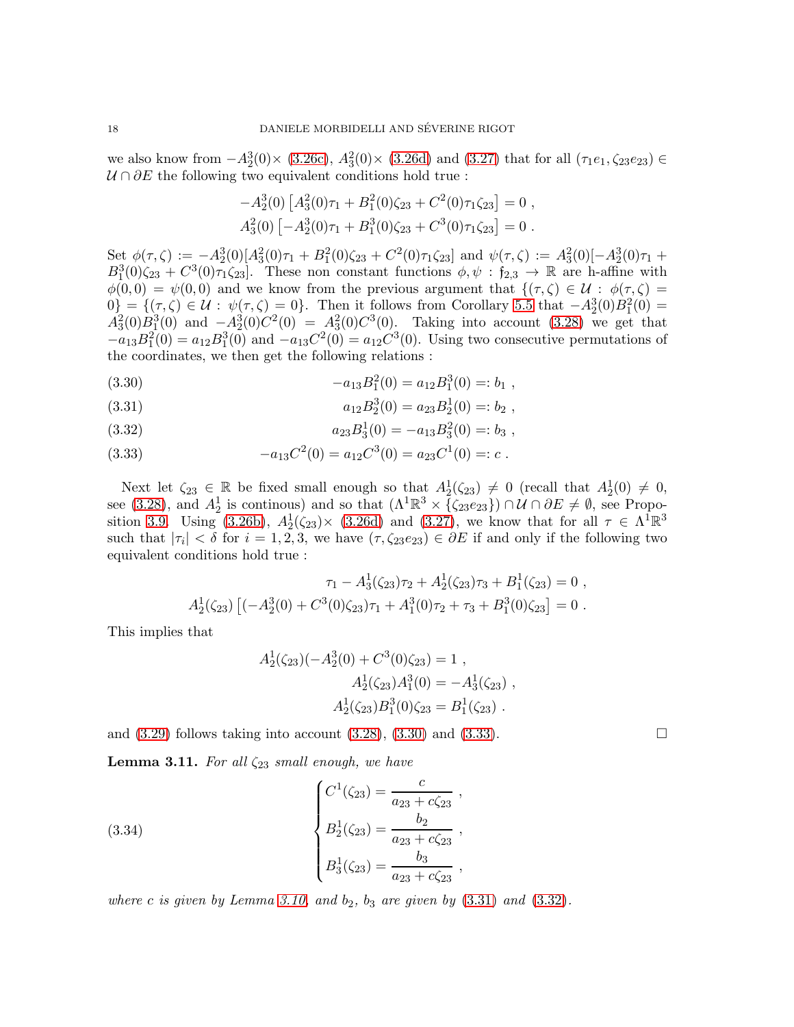we also know from $-A_2^3(0)\times$ (3.26c), $A_3^2(0)\times$ (3.26d) and (3.27) that for all $(\tau_1 e_1, \zeta_{23}e_{23}) \in \mathcal{U}\cap\partial E$ the following two equivalent conditions hold true :

$$-A_2^3(0)\left[A_3^2(0)\tau_1 + B_1^2(0)\zeta_{23} + C^2(0)\tau_1\zeta_{23}\right] = 0 \ ,$$
$$A_3^2(0)\left[-A_2^3(0)\tau_1 + B_1^3(0)\zeta_{23} + C^3(0)\tau_1\zeta_{23}\right] = 0 \ .$$

Set $\phi(\tau,\zeta) := -A_2^3(0)[A_3^2(0)\tau_1 + B_1^2(0)\zeta_{23} + C^2(0)\tau_1\zeta_{23}]$ and $\psi(\tau,\zeta) := A_3^2(0)[-A_2^3(0)\tau_1 + B_1^3(0)\zeta_{23} + C^3(0)\tau_1\zeta_{23}]$. These non constant functions $\phi,\psi : \mathfrak{f}_{2,3}\to\mathbb{R}$ are h-affine with $\phi(0,0) = \psi(0,0)$ and we know from the previous argument that $\{(\tau,\zeta)\in\mathcal{U} : \phi(\tau,\zeta) = 0\} = \{(\tau,\zeta)\in\mathcal{U} : \psi(\tau,\zeta) = 0\}$. Then it follows from Corollary 5.5 that $-A_2^3(0)B_1^2(0) = A_3^2(0)B_1^3(0)$ and $-A_2^3(0)C^2(0) = A_3^2(0)C^3(0)$. Taking into account (3.28) we get that $-a_{13}B_1^2(0) = a_{12}B_1^3(0)$ and $-a_{13}C^2(0) = a_{12}C^3(0)$. Using two consecutive permutations of the coordinates, we then get the following relations :

$$-a_{13}B_1^2(0) = a_{12}B_1^3(0) =: b_1 \ , \tag{3.30}$$

$$a_{12}B_2^3(0) = a_{23}B_2^1(0) =: b_2 \ , \tag{3.31}$$

$$a_{23}B_3^1(0) = -a_{13}B_3^2(0) =: b_3 \ , \tag{3.32}$$

$$-a_{13}C^2(0) = a_{12}C^3(0) = a_{23}C^1(0) =: c \ . \tag{3.33}$$

Next let $\zeta_{23}\in\mathbb{R}$ be fixed small enough so that $A_2^1(\zeta_{23})\neq 0$ (recall that $A_2^1(0)\neq 0$, see (3.28), and $A_2^1$ is continous) and so that $(\Lambda^1\mathbb{R}^3\times\{\zeta_{23}e_{23}\})\cap\mathcal{U}\cap\partial E\neq\emptyset$, see Proposition 3.9. Using (3.26b), $A_2^1(\zeta_{23})\times$ (3.26d) and (3.27), we know that for all $\tau\in\Lambda^1\mathbb{R}^3$ such that $|\tau_i|<\delta$ for $i=1,2,3$, we have $(\tau,\zeta_{23}e_{23})\in\partial E$ if and only if the following two equivalent conditions hold true :

$$\tau_1 - A_3^1(\zeta_{23})\tau_2 + A_2^1(\zeta_{23})\tau_3 + B_1^1(\zeta_{23}) = 0 \ ,$$
$$A_2^1(\zeta_{23})\left[(-A_2^3(0) + C^3(0)\zeta_{23})\tau_1 + A_1^3(0)\tau_2 + \tau_3 + B_1^3(0)\zeta_{23}\right] = 0 \ .$$

This implies that

$$A_2^1(\zeta_{23})(-A_2^3(0) + C^3(0)\zeta_{23}) = 1 \ ,$$
$$A_2^1(\zeta_{23})A_1^3(0) = -A_3^1(\zeta_{23}) \ ,$$
$$A_2^1(\zeta_{23})B_1^3(0)\zeta_{23} = B_1^1(\zeta_{23}) \ .$$

and (3.29) follows taking into account (3.28), (3.30) and (3.33). $\square$

**Lemma 3.11.** *For all $\zeta_{23}$ small enough, we have*

$$\begin{cases} C^1(\zeta_{23}) = \dfrac{c}{a_{23}+c\zeta_{23}} \ , \\[2mm] B_2^1(\zeta_{23}) = \dfrac{b_2}{a_{23}+c\zeta_{23}} \ , \\[2mm] B_3^1(\zeta_{23}) = \dfrac{b_3}{a_{23}+c\zeta_{23}} \ , \end{cases} \tag{3.34}$$

*where $c$ is given by Lemma 3.10, and $b_2$, $b_3$ are given by (3.31) and (3.32).*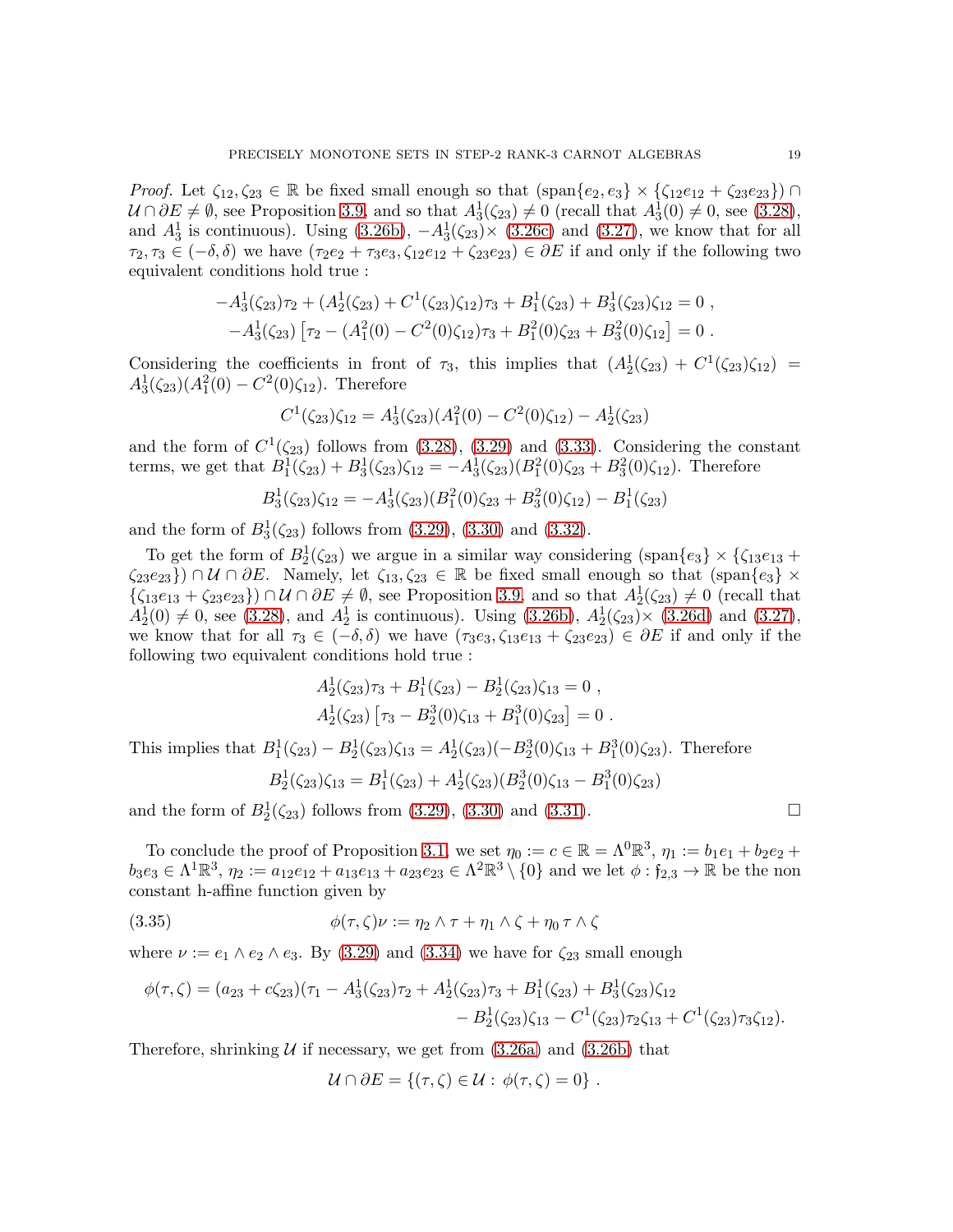*Proof.* Let $\zeta_{12}, \zeta_{23} \in \mathbb{R}$ be fixed small enough so that $(\mathrm{span}\{e_2, e_3\} \times \{\zeta_{12}e_{12} + \zeta_{23}e_{23}\}) \cap \mathcal{U} \cap \partial E \neq \emptyset$, see Proposition 3.9, and so that $A_3^1(\zeta_{23}) \neq 0$ (recall that $A_3^1(0) \neq 0$, see (3.28), and $A_3^1$ is continuous). Using (3.26b), $-A_3^1(\zeta_{23})\times$ (3.26c) and (3.27), we know that for all $\tau_2, \tau_3 \in (-\delta, \delta)$ we have $(\tau_2 e_2 + \tau_3 e_3, \zeta_{12}e_{12} + \zeta_{23}e_{23}) \in \partial E$ if and only if the following two equivalent conditions hold true :

$$
-A_3^1(\zeta_{23})\tau_2 + (A_2^1(\zeta_{23}) + C^1(\zeta_{23})\zeta_{12})\tau_3 + B_1^1(\zeta_{23}) + B_3^1(\zeta_{23})\zeta_{12} = 0 \ ,
$$

$$
-A_3^1(\zeta_{23})\left[\tau_2 - (A_1^2(0) - C^2(0)\zeta_{12})\tau_3 + B_1^2(0)\zeta_{23} + B_3^2(0)\zeta_{12}\right] = 0 \ .
$$

Considering the coefficients in front of $\tau_3$, this implies that $(A_2^1(\zeta_{23}) + C^1(\zeta_{23})\zeta_{12}) = A_3^1(\zeta_{23})(A_1^2(0) - C^2(0)\zeta_{12})$. Therefore

$$
C^1(\zeta_{23})\zeta_{12} = A_3^1(\zeta_{23})(A_1^2(0) - C^2(0)\zeta_{12}) - A_2^1(\zeta_{23})
$$

and the form of $C^1(\zeta_{23})$ follows from (3.28), (3.29) and (3.33). Considering the constant terms, we get that $B_1^1(\zeta_{23}) + B_3^1(\zeta_{23})\zeta_{12} = -A_3^1(\zeta_{23})(B_1^2(0)\zeta_{23} + B_3^2(0)\zeta_{12})$. Therefore

$$
B_3^1(\zeta_{23})\zeta_{12} = -A_3^1(\zeta_{23})(B_1^2(0)\zeta_{23} + B_3^2(0)\zeta_{12}) - B_1^1(\zeta_{23})
$$

and the form of $B_3^1(\zeta_{23})$ follows from (3.29), (3.30) and (3.32).

To get the form of $B_2^1(\zeta_{23})$ we argue in a similar way considering $(\mathrm{span}\{e_3\} \times \{\zeta_{13}e_{13} + \zeta_{23}e_{23}\}) \cap \mathcal{U} \cap \partial E$. Namely, let $\zeta_{13}, \zeta_{23} \in \mathbb{R}$ be fixed small enough so that $(\mathrm{span}\{e_3\} \times \{\zeta_{13}e_{13} + \zeta_{23}e_{23}\}) \cap \mathcal{U} \cap \partial E \neq \emptyset$, see Proposition 3.9, and so that $A_2^1(\zeta_{23}) \neq 0$ (recall that $A_2^1(0) \neq 0$, see (3.28), and $A_2^1$ is continuous). Using (3.26b), $A_2^1(\zeta_{23})\times$ (3.26d) and (3.27), we know that for all $\tau_3 \in (-\delta, \delta)$ we have $(\tau_3 e_3, \zeta_{13}e_{13} + \zeta_{23}e_{23}) \in \partial E$ if and only if the following two equivalent conditions hold true :

$$
A_2^1(\zeta_{23})\tau_3 + B_1^1(\zeta_{23}) - B_2^1(\zeta_{23})\zeta_{13} = 0 \ ,
$$

$$
A_2^1(\zeta_{23})\left[\tau_3 - B_2^3(0)\zeta_{13} + B_1^3(0)\zeta_{23}\right] = 0 \ .
$$

This implies that $B_1^1(\zeta_{23}) - B_2^1(\zeta_{23})\zeta_{13} = A_2^1(\zeta_{23})(-B_2^3(0)\zeta_{13} + B_1^3(0)\zeta_{23})$. Therefore

$$
B_2^1(\zeta_{23})\zeta_{13} = B_1^1(\zeta_{23}) + A_2^1(\zeta_{23})(B_2^3(0)\zeta_{13} - B_1^3(0)\zeta_{23})
$$

and the form of $B_2^1(\zeta_{23})$ follows from (3.29), (3.30) and (3.31). □

To conclude the proof of Proposition 3.1, we set $\eta_0 := c \in \mathbb{R} = \Lambda^0\mathbb{R}^3$, $\eta_1 := b_1 e_1 + b_2 e_2 + b_3 e_3 \in \Lambda^1\mathbb{R}^3$, $\eta_2 := a_{12}e_{12} + a_{13}e_{13} + a_{23}e_{23} \in \Lambda^2\mathbb{R}^3 \setminus \{0\}$ and we let $\phi : \mathfrak{f}_{2,3} \to \mathbb{R}$ be the non constant h-affine function given by

$$
\phi(\tau, \zeta)\nu := \eta_2 \wedge \tau + \eta_1 \wedge \zeta + \eta_0\, \tau \wedge \zeta \tag{3.35}
$$

where $\nu := e_1 \wedge e_2 \wedge e_3$. By (3.29) and (3.34) we have for $\zeta_{23}$ small enough

$$
\begin{aligned}
\phi(\tau, \zeta) = (a_{23} + c\zeta_{23})(\tau_1 - A_3^1(\zeta_{23})\tau_2 + A_2^1(\zeta_{23})\tau_3 + B_1^1(\zeta_{23}) + B_3^1(\zeta_{23})\zeta_{12} \\
- B_2^1(\zeta_{23})\zeta_{13} - C^1(\zeta_{23})\tau_2\zeta_{13} + C^1(\zeta_{23})\tau_3\zeta_{12}).
\end{aligned}
$$

Therefore, shrinking $\mathcal{U}$ if necessary, we get from (3.26a) and (3.26b) that

$$
\mathcal{U} \cap \partial E = \{(\tau, \zeta) \in \mathcal{U} : \phi(\tau, \zeta) = 0\} \ .
$$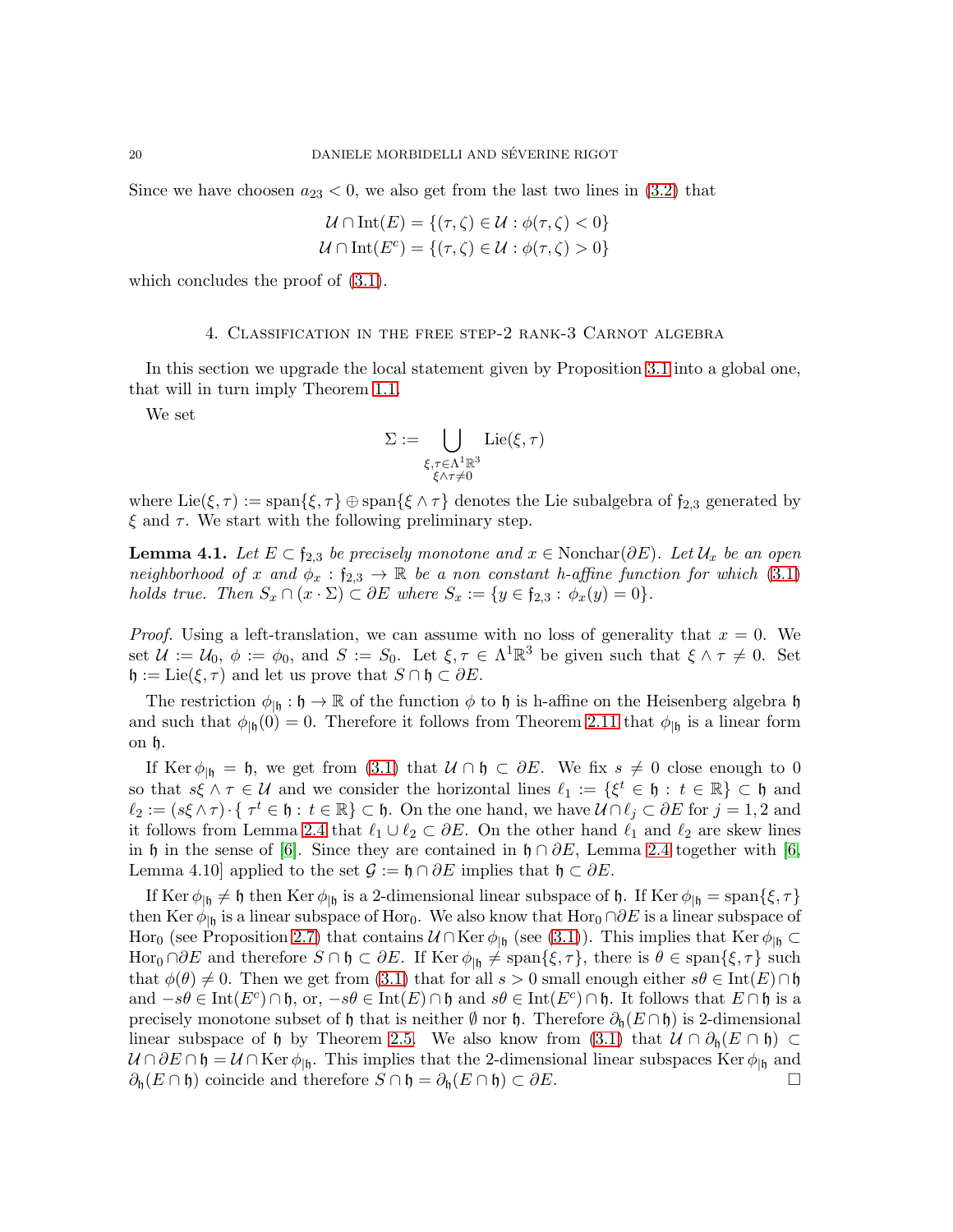Since we have choosen $a_{23} < 0$, we also get from the last two lines in (3.2) that

$$\mathcal{U} \cap \operatorname{Int}(E) = \{(\tau, \zeta) \in \mathcal{U} : \phi(\tau, \zeta) < 0\}$$
$$\mathcal{U} \cap \operatorname{Int}(E^c) = \{(\tau, \zeta) \in \mathcal{U} : \phi(\tau, \zeta) > 0\}$$

which concludes the proof of (3.1).

## 4. Classification in the free step-2 rank-3 Carnot algebra

In this section we upgrade the local statement given by Proposition 3.1 into a global one, that will in turn imply Theorem 1.1.

We set

$$\Sigma := \bigcup_{\substack{\xi,\tau \in \Lambda^1\mathbb{R}^3 \\ \xi\wedge\tau\neq 0}} \operatorname{Lie}(\xi, \tau)$$

where $\operatorname{Lie}(\xi, \tau) := \operatorname{span}\{\xi, \tau\} \oplus \operatorname{span}\{\xi \wedge \tau\}$ denotes the Lie subalgebra of $\mathfrak{f}_{2,3}$ generated by $\xi$ and $\tau$. We start with the following preliminary step.

**Lemma 4.1.** *Let $E \subset \mathfrak{f}_{2,3}$ be precisely monotone and $x \in \operatorname{Nonchar}(\partial E)$. Let $\mathcal{U}_x$ be an open neighborhood of $x$ and $\phi_x : \mathfrak{f}_{2,3} \to \mathbb{R}$ be a non constant h-affine function for which (3.1) holds true. Then $S_x \cap (x \cdot \Sigma) \subset \partial E$ where $S_x := \{y \in \mathfrak{f}_{2,3} : \phi_x(y) = 0\}$.*

*Proof.* Using a left-translation, we can assume with no loss of generality that $x = 0$. We set $\mathcal{U} := \mathcal{U}_0$, $\phi := \phi_0$, and $S := S_0$. Let $\xi, \tau \in \Lambda^1\mathbb{R}^3$ be given such that $\xi \wedge \tau \neq 0$. Set $\mathfrak{h} := \operatorname{Lie}(\xi, \tau)$ and let us prove that $S \cap \mathfrak{h} \subset \partial E$.

The restriction $\phi_{|\mathfrak{h}} : \mathfrak{h} \to \mathbb{R}$ of the function $\phi$ to $\mathfrak{h}$ is h-affine on the Heisenberg algebra $\mathfrak{h}$ and such that $\phi_{|\mathfrak{h}}(0) = 0$. Therefore it follows from Theorem 2.11 that $\phi_{|\mathfrak{h}}$ is a linear form on $\mathfrak{h}$.

If $\operatorname{Ker} \phi_{|\mathfrak{h}} = \mathfrak{h}$, we get from (3.1) that $\mathcal{U} \cap \mathfrak{h} \subset \partial E$. We fix $s \neq 0$ close enough to 0 so that $s\xi \wedge \tau \in \mathcal{U}$ and we consider the horizontal lines $\ell_1 := \{\xi^t \in \mathfrak{h} : t \in \mathbb{R}\} \subset \mathfrak{h}$ and $\ell_2 := (s\xi \wedge \tau) \cdot \{\tau^t \in \mathfrak{h} : t \in \mathbb{R}\} \subset \mathfrak{h}$. On the one hand, we have $\mathcal{U} \cap \ell_j \subset \partial E$ for $j = 1, 2$ and it follows from Lemma 2.4 that $\ell_1 \cup \ell_2 \subset \partial E$. On the other hand $\ell_1$ and $\ell_2$ are skew lines in $\mathfrak{h}$ in the sense of [6]. Since they are contained in $\mathfrak{h} \cap \partial E$, Lemma 2.4 together with [6, Lemma 4.10] applied to the set $\mathcal{G} := \mathfrak{h} \cap \partial E$ implies that $\mathfrak{h} \subset \partial E$.

If $\operatorname{Ker} \phi_{|\mathfrak{h}} \neq \mathfrak{h}$ then $\operatorname{Ker} \phi_{|\mathfrak{h}}$ is a 2-dimensional linear subspace of $\mathfrak{h}$. If $\operatorname{Ker} \phi_{|\mathfrak{h}} = \operatorname{span}\{\xi, \tau\}$ then $\operatorname{Ker} \phi_{|\mathfrak{h}}$ is a linear subspace of $\operatorname{Hor}_0$. We also know that $\operatorname{Hor}_0 \cap \partial E$ is a linear subspace of $\operatorname{Hor}_0$ (see Proposition 2.7) that contains $\mathcal{U} \cap \operatorname{Ker} \phi_{|\mathfrak{h}}$ (see (3.1)). This implies that $\operatorname{Ker} \phi_{|\mathfrak{h}} \subset \operatorname{Hor}_0 \cap \partial E$ and therefore $S \cap \mathfrak{h} \subset \partial E$. If $\operatorname{Ker} \phi_{|\mathfrak{h}} \neq \operatorname{span}\{\xi, \tau\}$, there is $\theta \in \operatorname{span}\{\xi, \tau\}$ such that $\phi(\theta) \neq 0$. Then we get from (3.1) that for all $s > 0$ small enough either $s\theta \in \operatorname{Int}(E) \cap \mathfrak{h}$ and $-s\theta \in \operatorname{Int}(E^c) \cap \mathfrak{h}$, or, $-s\theta \in \operatorname{Int}(E) \cap \mathfrak{h}$ and $s\theta \in \operatorname{Int}(E^c) \cap \mathfrak{h}$. It follows that $E \cap \mathfrak{h}$ is a precisely monotone subset of $\mathfrak{h}$ that is neither $\emptyset$ nor $\mathfrak{h}$. Therefore $\partial_{\mathfrak{h}}(E \cap \mathfrak{h})$ is 2-dimensional linear subspace of $\mathfrak{h}$ by Theorem 2.5. We also know from (3.1) that $\mathcal{U} \cap \partial_{\mathfrak{h}}(E \cap \mathfrak{h}) \subset \mathcal{U} \cap \partial E \cap \mathfrak{h} = \mathcal{U} \cap \operatorname{Ker} \phi_{|\mathfrak{h}}$. This implies that the 2-dimensional linear subspaces $\operatorname{Ker} \phi_{|\mathfrak{h}}$ and $\partial_{\mathfrak{h}}(E \cap \mathfrak{h})$ coincide and therefore $S \cap \mathfrak{h} = \partial_{\mathfrak{h}}(E \cap \mathfrak{h}) \subset \partial E$. □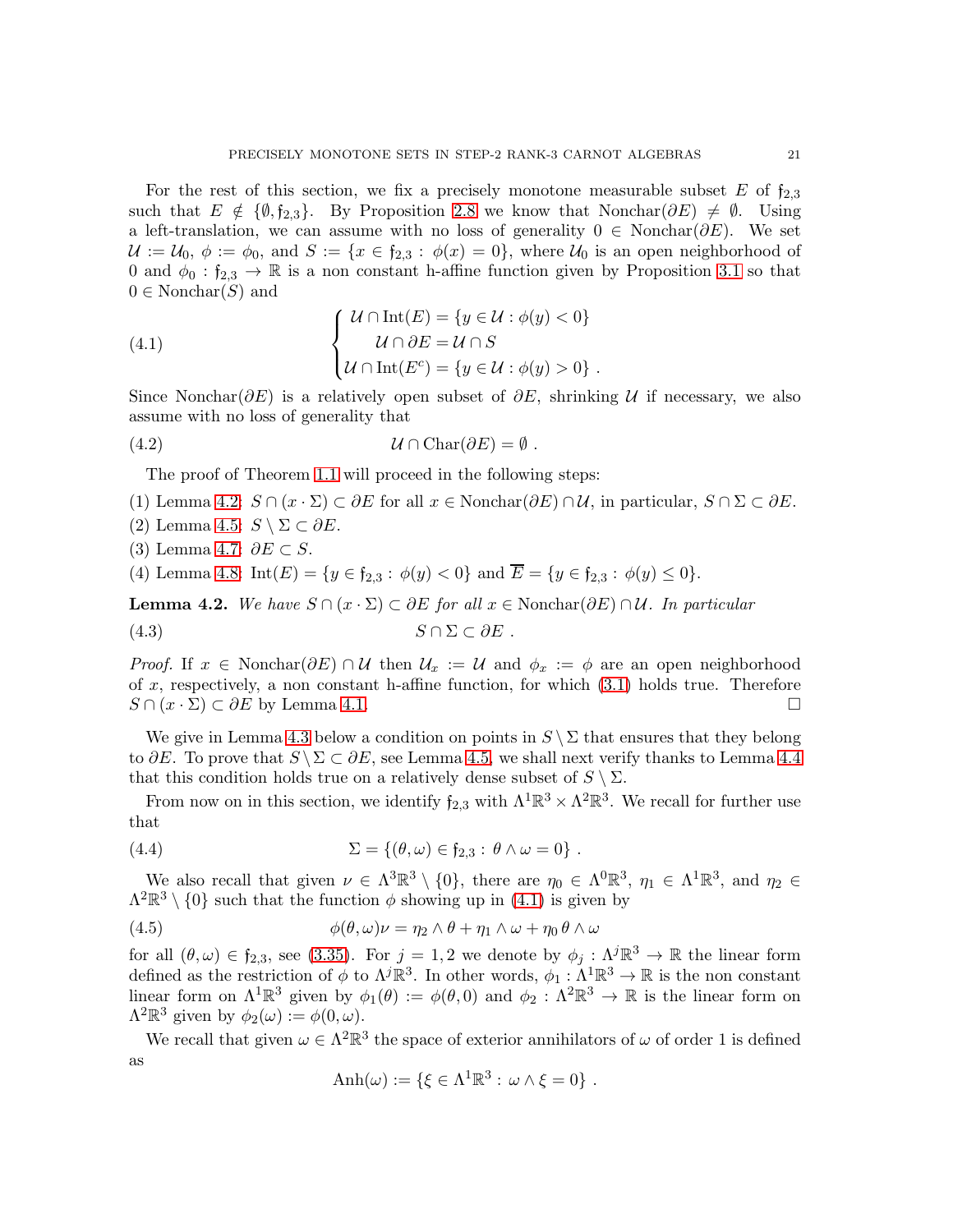For the rest of this section, we fix a precisely monotone measurable subset $E$ of $\mathfrak{f}_{2,3}$ such that $E \notin \{\emptyset, \mathfrak{f}_{2,3}\}$. By Proposition 2.8 we know that $\mathrm{Nonchar}(\partial E) \neq \emptyset$. Using a left-translation, we can assume with no loss of generality $0 \in \mathrm{Nonchar}(\partial E)$. We set $\mathcal{U} := \mathcal{U}_0$, $\phi := \phi_0$, and $S := \{x \in \mathfrak{f}_{2,3} : \phi(x) = 0\}$, where $\mathcal{U}_0$ is an open neighborhood of 0 and $\phi_0 : \mathfrak{f}_{2,3} \to \mathbb{R}$ is a non constant h-affine function given by Proposition 3.1 so that $0 \in \mathrm{Nonchar}(S)$ and

$$
\begin{cases} \mathcal{U} \cap \mathrm{Int}(E) = \{y \in \mathcal{U} : \phi(y) < 0\} \\ \quad\mathcal{U} \cap \partial E = \mathcal{U} \cap S \\ \mathcal{U} \cap \mathrm{Int}(E^c) = \{y \in \mathcal{U} : \phi(y) > 0\} \ . \end{cases} \tag{4.1}
$$

Since $\mathrm{Nonchar}(\partial E)$ is a relatively open subset of $\partial E$, shrinking $\mathcal{U}$ if necessary, we also assume with no loss of generality that

$$
\mathcal{U} \cap \mathrm{Char}(\partial E) = \emptyset \ . \tag{4.2}
$$

The proof of Theorem 1.1 will proceed in the following steps:

(1) Lemma 4.2: $S \cap (x \cdot \Sigma) \subset \partial E$ for all $x \in \mathrm{Nonchar}(\partial E) \cap \mathcal{U}$, in particular, $S \cap \Sigma \subset \partial E$.
(2) Lemma 4.5: $S \setminus \Sigma \subset \partial E$.
(3) Lemma 4.7: $\partial E \subset S$.
(4) Lemma 4.8: $\mathrm{Int}(E) = \{y \in \mathfrak{f}_{2,3} : \phi(y) < 0\}$ and $\overline{E} = \{y \in \mathfrak{f}_{2,3} : \phi(y) \leq 0\}$.

**Lemma 4.2.** *We have $S \cap (x \cdot \Sigma) \subset \partial E$ for all $x \in \mathrm{Nonchar}(\partial E) \cap \mathcal{U}$. In particular*

$$
S \cap \Sigma \subset \partial E \ . \tag{4.3}
$$

*Proof.* If $x \in \mathrm{Nonchar}(\partial E) \cap \mathcal{U}$ then $\mathcal{U}_x := \mathcal{U}$ and $\phi_x := \phi$ are an open neighborhood of $x$, respectively, a non constant h-affine function, for which (3.1) holds true. Therefore $S \cap (x \cdot \Sigma) \subset \partial E$ by Lemma 4.1. $\square$

We give in Lemma 4.3 below a condition on points in $S \setminus \Sigma$ that ensures that they belong to $\partial E$. To prove that $S \setminus \Sigma \subset \partial E$, see Lemma 4.5, we shall next verify thanks to Lemma 4.4 that this condition holds true on a relatively dense subset of $S \setminus \Sigma$.

From now on in this section, we identify $\mathfrak{f}_{2,3}$ with $\Lambda^1\mathbb{R}^3 \times \Lambda^2\mathbb{R}^3$. We recall for further use that

$$
\Sigma = \{(\theta, \omega) \in \mathfrak{f}_{2,3} : \theta \wedge \omega = 0\} \ . \tag{4.4}
$$

We also recall that given $\nu \in \Lambda^3\mathbb{R}^3 \setminus \{0\}$, there are $\eta_0 \in \Lambda^0\mathbb{R}^3$, $\eta_1 \in \Lambda^1\mathbb{R}^3$, and $\eta_2 \in \Lambda^2\mathbb{R}^3 \setminus \{0\}$ such that the function $\phi$ showing up in (4.1) is given by

$$
\phi(\theta, \omega)\nu = \eta_2 \wedge \theta + \eta_1 \wedge \omega + \eta_0\, \theta \wedge \omega \tag{4.5}
$$

for all $(\theta, \omega) \in \mathfrak{f}_{2,3}$, see (3.35). For $j = 1, 2$ we denote by $\phi_j : \Lambda^j\mathbb{R}^3 \to \mathbb{R}$ the linear form defined as the restriction of $\phi$ to $\Lambda^j\mathbb{R}^3$. In other words, $\phi_1 : \Lambda^1\mathbb{R}^3 \to \mathbb{R}$ is the non constant linear form on $\Lambda^1\mathbb{R}^3$ given by $\phi_1(\theta) := \phi(\theta, 0)$ and $\phi_2 : \Lambda^2\mathbb{R}^3 \to \mathbb{R}$ is the linear form on $\Lambda^2\mathbb{R}^3$ given by $\phi_2(\omega) := \phi(0, \omega)$.

We recall that given $\omega \in \Lambda^2\mathbb{R}^3$ the space of exterior annihilators of $\omega$ of order 1 is defined as

$$
\mathrm{Anh}(\omega) := \{\xi \in \Lambda^1\mathbb{R}^3 : \omega \wedge \xi = 0\} \ .
$$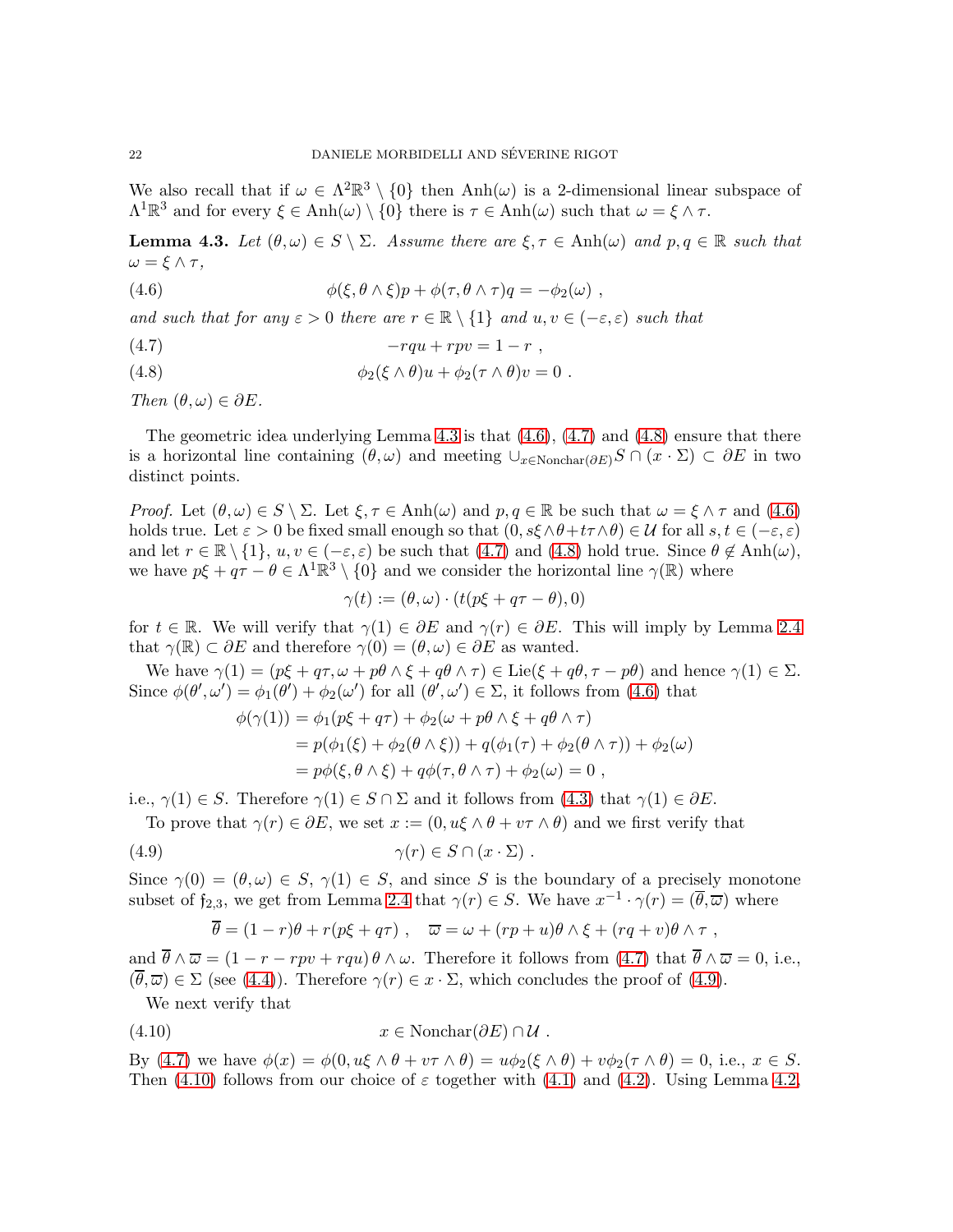We also recall that if $\omega \in \Lambda^2\mathbb{R}^3 \setminus \{0\}$ then $\mathrm{Anh}(\omega)$ is a 2-dimensional linear subspace of $\Lambda^1\mathbb{R}^3$ and for every $\xi \in \mathrm{Anh}(\omega) \setminus \{0\}$ there is $\tau \in \mathrm{Anh}(\omega)$ such that $\omega = \xi \wedge \tau$.

**Lemma 4.3.** *Let $(\theta, \omega) \in S \setminus \Sigma$. Assume there are $\xi, \tau \in \mathrm{Anh}(\omega)$ and $p, q \in \mathbb{R}$ such that $\omega = \xi \wedge \tau$,*

$$\phi(\xi, \theta \wedge \xi)p + \phi(\tau, \theta \wedge \tau)q = -\phi_2(\omega) \ , \tag{4.6}$$

*and such that for any $\varepsilon > 0$ there are $r \in \mathbb{R} \setminus \{1\}$ and $u, v \in (-\varepsilon, \varepsilon)$ such that*

$$-rqu + rpv = 1 - r \ , \tag{4.7}$$

$$\phi_2(\xi \wedge \theta)u + \phi_2(\tau \wedge \theta)v = 0 \ . \tag{4.8}$$

*Then $(\theta, \omega) \in \partial E$.*

The geometric idea underlying Lemma 4.3 is that (4.6), (4.7) and (4.8) ensure that there is a horizontal line containing $(\theta, \omega)$ and meeting $\cup_{x \in \mathrm{Nonchar}(\partial E)} S \cap (x \cdot \Sigma) \subset \partial E$ in two distinct points.

*Proof.* Let $(\theta, \omega) \in S \setminus \Sigma$. Let $\xi, \tau \in \mathrm{Anh}(\omega)$ and $p, q \in \mathbb{R}$ be such that $\omega = \xi \wedge \tau$ and (4.6) holds true. Let $\varepsilon > 0$ be fixed small enough so that $(0, s\xi \wedge \theta + t\tau \wedge \theta) \in \mathcal{U}$ for all $s, t \in (-\varepsilon, \varepsilon)$ and let $r \in \mathbb{R} \setminus \{1\}$, $u, v \in (-\varepsilon, \varepsilon)$ be such that (4.7) and (4.8) hold true. Since $\theta \notin \mathrm{Anh}(\omega)$, we have $p\xi + q\tau - \theta \in \Lambda^1\mathbb{R}^3 \setminus \{0\}$ and we consider the horizontal line $\gamma(\mathbb{R})$ where

$$\gamma(t) := (\theta, \omega) \cdot (t(p\xi + q\tau - \theta), 0)$$

for $t \in \mathbb{R}$. We will verify that $\gamma(1) \in \partial E$ and $\gamma(r) \in \partial E$. This will imply by Lemma 2.4 that $\gamma(\mathbb{R}) \subset \partial E$ and therefore $\gamma(0) = (\theta, \omega) \in \partial E$ as wanted.

We have $\gamma(1) = (p\xi + q\tau, \omega + p\theta \wedge \xi + q\theta \wedge \tau) \in \mathrm{Lie}(\xi + q\theta, \tau - p\theta)$ and hence $\gamma(1) \in \Sigma$. Since $\phi(\theta', \omega') = \phi_1(\theta') + \phi_2(\omega')$ for all $(\theta', \omega') \in \Sigma$, it follows from (4.6) that

$$\begin{aligned}
\phi(\gamma(1)) &= \phi_1(p\xi + q\tau) + \phi_2(\omega + p\theta \wedge \xi + q\theta \wedge \tau) \\
&= p(\phi_1(\xi) + \phi_2(\theta \wedge \xi)) + q(\phi_1(\tau) + \phi_2(\theta \wedge \tau)) + \phi_2(\omega) \\
&= p\phi(\xi, \theta \wedge \xi) + q\phi(\tau, \theta \wedge \tau) + \phi_2(\omega) = 0 \ ,
\end{aligned}$$

i.e., $\gamma(1) \in S$. Therefore $\gamma(1) \in S \cap \Sigma$ and it follows from (4.3) that $\gamma(1) \in \partial E$.

To prove that $\gamma(r) \in \partial E$, we set $x := (0, u\xi \wedge \theta + v\tau \wedge \theta)$ and we first verify that

$$\gamma(r) \in S \cap (x \cdot \Sigma) \ . \tag{4.9}$$

Since $\gamma(0) = (\theta, \omega) \in S$, $\gamma(1) \in S$, and since $S$ is the boundary of a precisely monotone subset of $\mathfrak{f}_{2,3}$, we get from Lemma 2.4 that $\gamma(r) \in S$. We have $x^{-1} \cdot \gamma(r) = (\overline{\theta}, \overline{\omega})$ where

$$\overline{\theta} = (1 - r)\theta + r(p\xi + q\tau) \ , \quad \overline{\omega} = \omega + (rp + u)\theta \wedge \xi + (rq + v)\theta \wedge \tau \ ,$$

and $\overline{\theta} \wedge \overline{\omega} = (1 - r - rpv + rqu)\, \theta \wedge \omega$. Therefore it follows from (4.7) that $\overline{\theta} \wedge \overline{\omega} = 0$, i.e., $(\overline{\theta}, \overline{\omega}) \in \Sigma$ (see (4.4)). Therefore $\gamma(r) \in x \cdot \Sigma$, which concludes the proof of (4.9).

We next verify that

$$x \in \mathrm{Nonchar}(\partial E) \cap \mathcal{U} \ . \tag{4.10}$$

By (4.7) we have $\phi(x) = \phi(0, u\xi \wedge \theta + v\tau \wedge \theta) = u\phi_2(\xi \wedge \theta) + v\phi_2(\tau \wedge \theta) = 0$, i.e., $x \in S$. Then (4.10) follows from our choice of $\varepsilon$ together with (4.1) and (4.2). Using Lemma 4.2,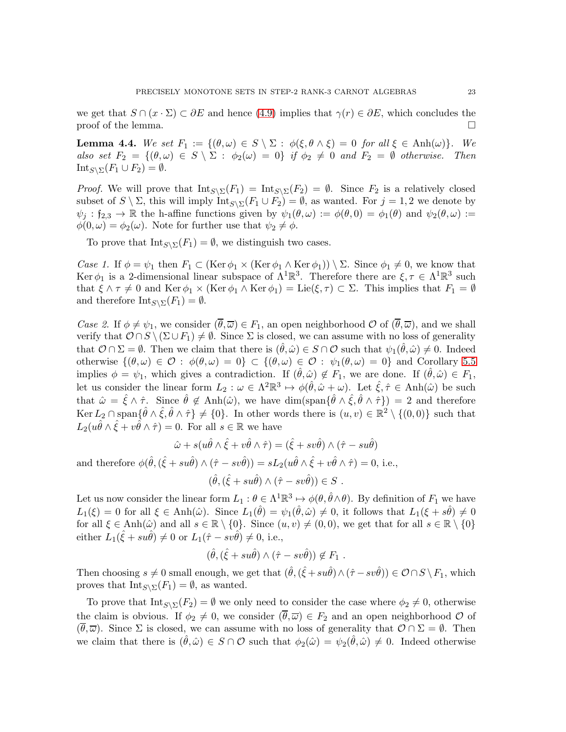we get that $S \cap (x \cdot \Sigma) \subset \partial E$ and hence (4.9) implies that $\gamma(r) \in \partial E$, which concludes the proof of the lemma. $\square$

**Lemma 4.4.** *We set $F_1 := \{(\theta,\omega) \in S \setminus \Sigma : \phi(\xi, \theta \wedge \xi) = 0$ for all $\xi \in \operatorname{Anh}(\omega)\}$. We also set $F_2 = \{(\theta,\omega) \in S \setminus \Sigma : \phi_2(\omega) = 0\}$ if $\phi_2 \neq 0$ and $F_2 = \emptyset$ otherwise. Then $\operatorname{Int}_{S\setminus\Sigma}(F_1 \cup F_2) = \emptyset$.*

*Proof.* We will prove that $\operatorname{Int}_{S\setminus\Sigma}(F_1) = \operatorname{Int}_{S\setminus\Sigma}(F_2) = \emptyset$. Since $F_2$ is a relatively closed subset of $S \setminus \Sigma$, this will imply $\operatorname{Int}_{S\setminus\Sigma}(F_1 \cup F_2) = \emptyset$, as wanted. For $j = 1, 2$ we denote by $\psi_j : \mathfrak{f}_{2,3} \to \mathbb{R}$ the h-affine functions given by $\psi_1(\theta,\omega) := \phi(\theta, 0) = \phi_1(\theta)$ and $\psi_2(\theta,\omega) := \phi(0,\omega) = \phi_2(\omega)$. Note for further use that $\psi_2 \neq \phi$.

To prove that $\operatorname{Int}_{S\setminus\Sigma}(F_1) = \emptyset$, we distinguish two cases.

*Case 1.* If $\phi = \psi_1$ then $F_1 \subset (\operatorname{Ker}\phi_1 \times (\operatorname{Ker}\phi_1 \wedge \operatorname{Ker}\phi_1)) \setminus \Sigma$. Since $\phi_1 \neq 0$, we know that $\operatorname{Ker}\phi_1$ is a 2-dimensional linear subspace of $\Lambda^1\mathbb{R}^3$. Therefore there are $\xi, \tau \in \Lambda^1\mathbb{R}^3$ such that $\xi \wedge \tau \neq 0$ and $\operatorname{Ker}\phi_1 \times (\operatorname{Ker}\phi_1 \wedge \operatorname{Ker}\phi_1) = \operatorname{Lie}(\xi,\tau) \subset \Sigma$. This implies that $F_1 = \emptyset$ and therefore $\operatorname{Int}_{S\setminus\Sigma}(F_1) = \emptyset$.

*Case 2.* If $\phi \neq \psi_1$, we consider $(\overline{\theta}, \overline{\omega}) \in F_1$, an open neighborhood $\mathcal{O}$ of $(\overline{\theta}, \overline{\omega})$, and we shall verify that $\mathcal{O} \cap S \setminus (\Sigma \cup F_1) \neq \emptyset$. Since $\Sigma$ is closed, we can assume with no loss of generality that $\mathcal{O} \cap \Sigma = \emptyset$. Then we claim that there is $(\hat\theta, \hat\omega) \in S \cap \mathcal{O}$ such that $\psi_1(\hat\theta,\hat\omega) \neq 0$. Indeed otherwise $\{(\theta,\omega) \in \mathcal{O} : \phi(\theta,\omega) = 0\} \subset \{(\theta,\omega) \in \mathcal{O} : \psi_1(\theta,\omega) = 0\}$ and Corollary 5.5 implies $\phi = \psi_1$, which gives a contradiction. If $(\hat\theta,\hat\omega) \notin F_1$, we are done. If $(\hat\theta,\hat\omega) \in F_1$, let us consider the linear form $L_2 : \omega \in \Lambda^2\mathbb{R}^3 \mapsto \phi(\hat\theta, \hat\omega + \omega)$. Let $\hat\xi, \hat\tau \in \operatorname{Anh}(\hat\omega)$ be such that $\hat\omega = \hat\xi \wedge \hat\tau$. Since $\hat\theta \notin \operatorname{Anh}(\hat\omega)$, we have $\dim(\operatorname{span}\{\hat\theta \wedge \hat\xi, \hat\theta \wedge \hat\tau\}) = 2$ and therefore $\operatorname{Ker} L_2 \cap \operatorname{span}\{\hat\theta \wedge \hat\xi, \hat\theta \wedge \hat\tau\} \neq \{0\}$. In other words there is $(u,v) \in \mathbb{R}^2 \setminus \{(0,0)\}$ such that $L_2(u\hat\theta \wedge \hat\xi + v\hat\theta \wedge \hat\tau) = 0$. For all $s \in \mathbb{R}$ we have

$$\hat\omega + s(u\hat\theta \wedge \hat\xi + v\hat\theta \wedge \hat\tau) = (\hat\xi + sv\hat\theta) \wedge (\hat\tau - su\hat\theta)$$

and therefore $\phi(\hat\theta, (\hat\xi + su\hat\theta) \wedge (\hat\tau - sv\hat\theta)) = sL_2(u\hat\theta \wedge \hat\xi + v\hat\theta \wedge \hat\tau) = 0$, i.e.,

$$(\hat\theta, (\hat\xi + su\hat\theta) \wedge (\hat\tau - sv\hat\theta)) \in S \ .$$

Let us now consider the linear form $L_1 : \theta \in \Lambda^1\mathbb{R}^3 \mapsto \phi(\theta, \hat\theta \wedge \theta)$. By definition of $F_1$ we have $L_1(\xi) = 0$ for all $\xi \in \operatorname{Anh}(\hat\omega)$. Since $L_1(\hat\theta) = \psi_1(\hat\theta,\hat\omega) \neq 0$, it follows that $L_1(\xi + s\hat\theta) \neq 0$ for all $\xi \in \operatorname{Anh}(\hat\omega)$ and all $s \in \mathbb{R} \setminus \{0\}$. Since $(u,v) \neq (0,0)$, we get that for all $s \in \mathbb{R} \setminus \{0\}$ either $L_1(\hat\xi + su\hat\theta) \neq 0$ or $L_1(\hat\tau - sv\hat\theta) \neq 0$, i.e.,

$$(\hat\theta, (\hat\xi + su\hat\theta) \wedge (\hat\tau - sv\hat\theta)) \notin F_1 \ .$$

Then choosing $s \neq 0$ small enough, we get that $(\hat\theta, (\hat\xi + su\hat\theta) \wedge (\hat\tau - sv\hat\theta)) \in \mathcal{O} \cap S \setminus F_1$, which proves that $\operatorname{Int}_{S\setminus\Sigma}(F_1) = \emptyset$, as wanted.

To prove that $\operatorname{Int}_{S\setminus\Sigma}(F_2) = \emptyset$ we only need to consider the case where $\phi_2 \neq 0$, otherwise the claim is obvious. If $\phi_2 \neq 0$, we consider $(\overline{\theta}, \overline{\omega}) \in F_2$ and an open neighborhood $\mathcal{O}$ of $(\overline{\theta}, \overline{\omega})$. Since $\Sigma$ is closed, we can assume with no loss of generality that $\mathcal{O} \cap \Sigma = \emptyset$. Then we claim that there is $(\hat\theta,\hat\omega) \in S \cap \mathcal{O}$ such that $\phi_2(\hat\omega) = \psi_2(\hat\theta,\hat\omega) \neq 0$. Indeed otherwise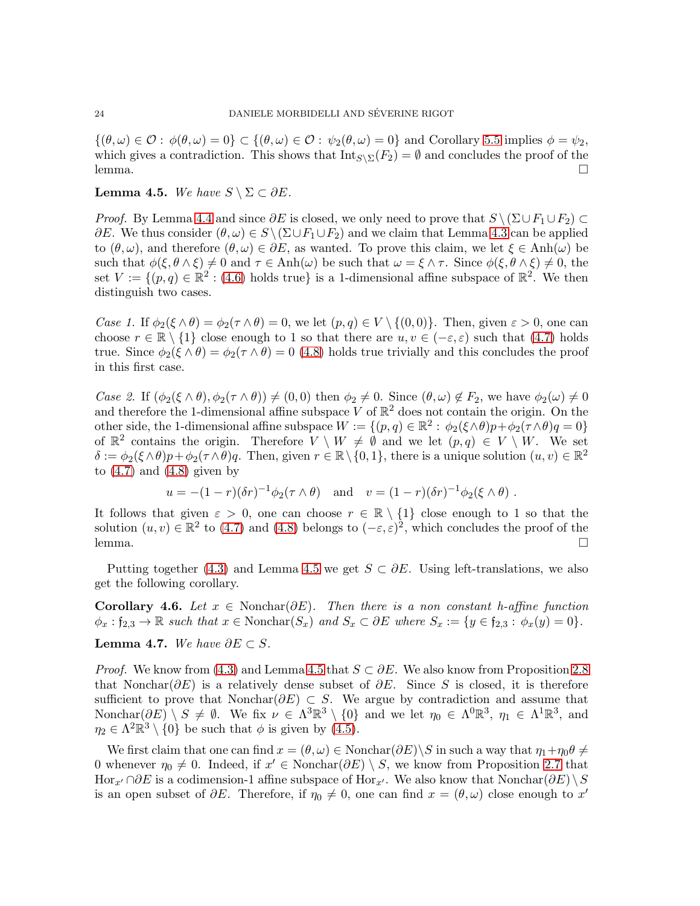$\{(\theta,\omega) \in \mathcal{O} : \phi(\theta,\omega) = 0\} \subset \{(\theta,\omega) \in \mathcal{O} : \psi_2(\theta,\omega) = 0\}$ and Corollary 5.5 implies $\phi = \psi_2$, which gives a contradiction. This shows that $\mathrm{Int}_{S\setminus\Sigma}(F_2) = \emptyset$ and concludes the proof of the lemma. □

**Lemma 4.5.** *We have $S \setminus \Sigma \subset \partial E$.*

*Proof.* By Lemma 4.4 and since $\partial E$ is closed, we only need to prove that $S \setminus (\Sigma \cup F_1 \cup F_2) \subset \partial E$. We thus consider $(\theta,\omega) \in S \setminus (\Sigma \cup F_1 \cup F_2)$ and we claim that Lemma 4.3 can be applied to $(\theta,\omega)$, and therefore $(\theta,\omega) \in \partial E$, as wanted. To prove this claim, we let $\xi \in \mathrm{Anh}(\omega)$ be such that $\phi(\xi, \theta \wedge \xi) \neq 0$ and $\tau \in \mathrm{Anh}(\omega)$ be such that $\omega = \xi \wedge \tau$. Since $\phi(\xi, \theta \wedge \xi) \neq 0$, the set $V := \{(p,q) \in \mathbb{R}^2 : (4.6) \text{ holds true}\}$ is a 1-dimensional affine subspace of $\mathbb{R}^2$. We then distinguish two cases.

*Case 1.* If $\phi_2(\xi \wedge \theta) = \phi_2(\tau \wedge \theta) = 0$, we let $(p,q) \in V \setminus \{(0,0)\}$. Then, given $\varepsilon > 0$, one can choose $r \in \mathbb{R} \setminus \{1\}$ close enough to 1 so that there are $u, v \in (-\varepsilon, \varepsilon)$ such that (4.7) holds true. Since $\phi_2(\xi \wedge \theta) = \phi_2(\tau \wedge \theta) = 0$ (4.8) holds true trivially and this concludes the proof in this first case.

*Case 2.* If $(\phi_2(\xi \wedge \theta), \phi_2(\tau \wedge \theta)) \neq (0,0)$ then $\phi_2 \neq 0$. Since $(\theta,\omega) \notin F_2$, we have $\phi_2(\omega) \neq 0$ and therefore the 1-dimensional affine subspace $V$ of $\mathbb{R}^2$ does not contain the origin. On the other side, the 1-dimensional affine subspace $W := \{(p,q) \in \mathbb{R}^2 : \phi_2(\xi \wedge \theta) p + \phi_2(\tau \wedge \theta) q = 0\}$ of $\mathbb{R}^2$ contains the origin. Therefore $V \setminus W \neq \emptyset$ and we let $(p,q) \in V \setminus W$. We set $\delta := \phi_2(\xi \wedge \theta) p + \phi_2(\tau \wedge \theta) q$. Then, given $r \in \mathbb{R} \setminus \{0,1\}$, there is a unique solution $(u,v) \in \mathbb{R}^2$ to (4.7) and (4.8) given by

$$u = -(1-r)(\delta r)^{-1} \phi_2(\tau \wedge \theta) \quad \text{and} \quad v = (1-r)(\delta r)^{-1} \phi_2(\xi \wedge \theta) \,.$$

It follows that given $\varepsilon > 0$, one can choose $r \in \mathbb{R} \setminus \{1\}$ close enough to 1 so that the solution $(u,v) \in \mathbb{R}^2$ to (4.7) and (4.8) belongs to $(-\varepsilon, \varepsilon)^2$, which concludes the proof of the lemma. □

Putting together (4.3) and Lemma 4.5 we get $S \subset \partial E$. Using left-translations, we also get the following corollary.

**Corollary 4.6.** *Let $x \in \mathrm{Nonchar}(\partial E)$. Then there is a non constant h-affine function $\phi_x : \mathfrak{f}_{2,3} \to \mathbb{R}$ such that $x \in \mathrm{Nonchar}(S_x)$ and $S_x \subset \partial E$ where $S_x := \{y \in \mathfrak{f}_{2,3} : \phi_x(y) = 0\}$.*

**Lemma 4.7.** *We have $\partial E \subset S$.*

*Proof.* We know from (4.3) and Lemma 4.5 that $S \subset \partial E$. We also know from Proposition 2.8 that $\mathrm{Nonchar}(\partial E)$ is a relatively dense subset of $\partial E$. Since $S$ is closed, it is therefore sufficient to prove that $\mathrm{Nonchar}(\partial E) \subset S$. We argue by contradiction and assume that $\mathrm{Nonchar}(\partial E) \setminus S \neq \emptyset$. We fix $\nu \in \Lambda^3\mathbb{R}^3 \setminus \{0\}$ and we let $\eta_0 \in \Lambda^0\mathbb{R}^3$, $\eta_1 \in \Lambda^1\mathbb{R}^3$, and $\eta_2 \in \Lambda^2\mathbb{R}^3 \setminus \{0\}$ be such that $\phi$ is given by (4.5).

We first claim that one can find $x = (\theta,\omega) \in \mathrm{Nonchar}(\partial E) \setminus S$ in such a way that $\eta_1 + \eta_0 \theta \neq 0$ whenever $\eta_0 \neq 0$. Indeed, if $x' \in \mathrm{Nonchar}(\partial E) \setminus S$, we know from Proposition 2.7 that $\mathrm{Hor}_{x'} \cap \partial E$ is a codimension-1 affine subspace of $\mathrm{Hor}_{x'}$. We also know that $\mathrm{Nonchar}(\partial E) \setminus S$ is an open subset of $\partial E$. Therefore, if $\eta_0 \neq 0$, one can find $x = (\theta,\omega)$ close enough to $x'$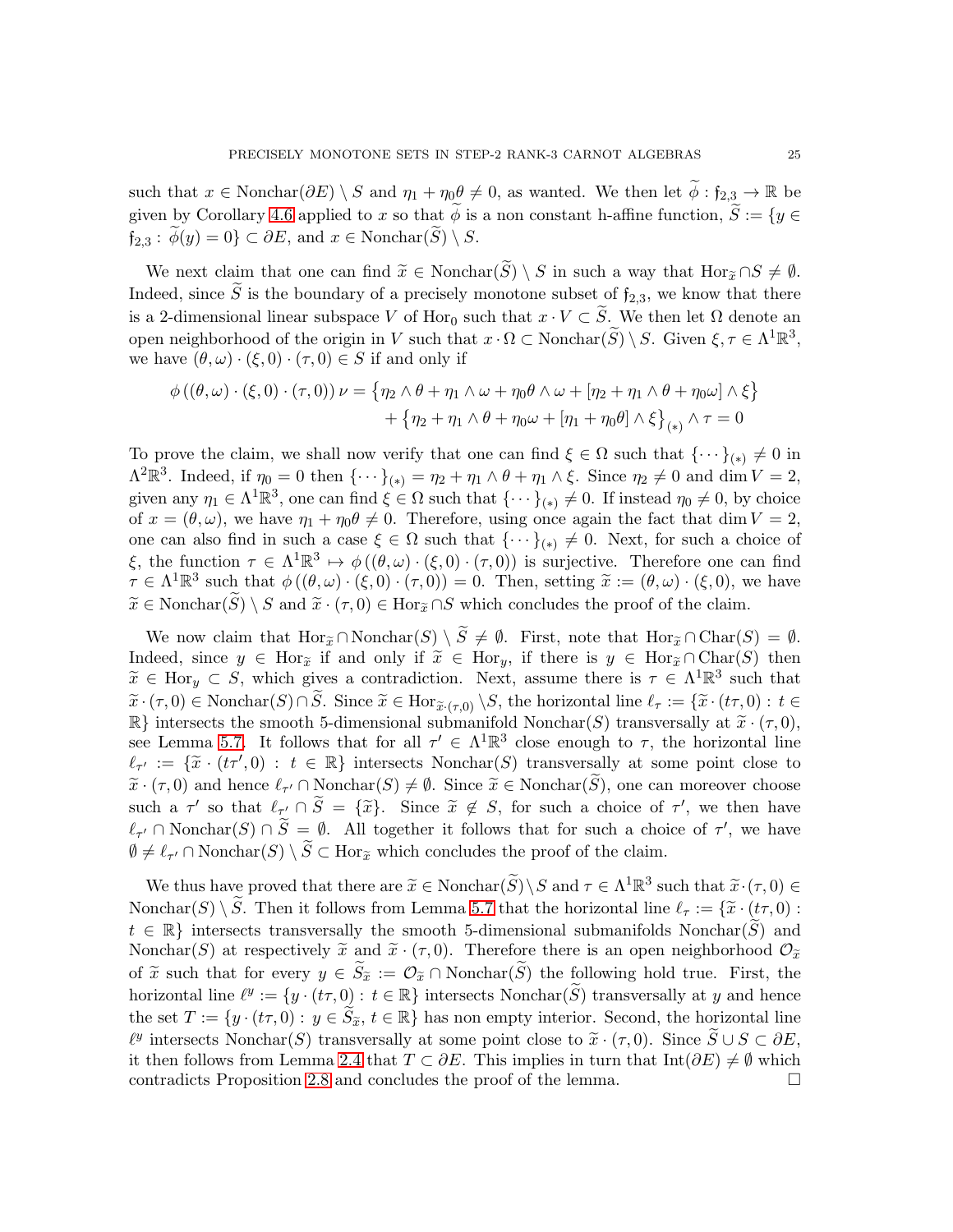such that $x \in \mathrm{Nonchar}(\partial E) \setminus S$ and $\eta_1 + \eta_0\theta \neq 0$, as wanted. We then let $\widetilde{\phi} : \mathfrak{f}_{2,3} \to \mathbb{R}$ be given by Corollary 4.6 applied to $x$ so that $\widetilde{\phi}$ is a non constant h-affine function, $\widetilde{S} := \{y \in \mathfrak{f}_{2,3} : \widetilde{\phi}(y) = 0\} \subset \partial E$, and $x \in \mathrm{Nonchar}(\widetilde{S}) \setminus S$.

We next claim that one can find $\widetilde{x} \in \mathrm{Nonchar}(\widetilde{S}) \setminus S$ in such a way that $\mathrm{Hor}_{\widetilde{x}} \cap S \neq \emptyset$. Indeed, since $\widetilde{S}$ is the boundary of a precisely monotone subset of $\mathfrak{f}_{2,3}$, we know that there is a 2-dimensional linear subspace $V$ of $\mathrm{Hor}_0$ such that $x \cdot V \subset \widetilde{S}$. We then let $\Omega$ denote an open neighborhood of the origin in $V$ such that $x \cdot \Omega \subset \mathrm{Nonchar}(\widetilde{S}) \setminus S$. Given $\xi, \tau \in \Lambda^1\mathbb{R}^3$, we have $(\theta, \omega) \cdot (\xi, 0) \cdot (\tau, 0) \in S$ if and only if

$$
\begin{aligned}
\phi\left((\theta,\omega)\cdot(\xi,0)\cdot(\tau,0)\right)\nu = &\left\{\eta_2 \wedge \theta + \eta_1 \wedge \omega + \eta_0 \theta \wedge \omega + [\eta_2 + \eta_1 \wedge \theta + \eta_0 \omega] \wedge \xi\right\} \\
&+ \left\{\eta_2 + \eta_1 \wedge \theta + \eta_0 \omega + [\eta_1 + \eta_0 \theta] \wedge \xi\right\}_{(*)} \wedge \tau = 0
\end{aligned}
$$

To prove the claim, we shall now verify that one can find $\xi \in \Omega$ such that $\{\cdots\}_{(*)} \neq 0$ in $\Lambda^2\mathbb{R}^3$. Indeed, if $\eta_0 = 0$ then $\{\cdots\}_{(*)} = \eta_2 + \eta_1 \wedge \theta + \eta_1 \wedge \xi$. Since $\eta_2 \neq 0$ and $\dim V = 2$, given any $\eta_1 \in \Lambda^1\mathbb{R}^3$, one can find $\xi \in \Omega$ such that $\{\cdots\}_{(*)} \neq 0$. If instead $\eta_0 \neq 0$, by choice of $x = (\theta, \omega)$, we have $\eta_1 + \eta_0\theta \neq 0$. Therefore, using once again the fact that $\dim V = 2$, one can also find in such a case $\xi \in \Omega$ such that $\{\cdots\}_{(*)} \neq 0$. Next, for such a choice of $\xi$, the function $\tau \in \Lambda^1\mathbb{R}^3 \mapsto \phi\left((\theta,\omega)\cdot(\xi,0)\cdot(\tau,0)\right)$ is surjective. Therefore one can find $\tau \in \Lambda^1\mathbb{R}^3$ such that $\phi\left((\theta,\omega)\cdot(\xi,0)\cdot(\tau,0)\right) = 0$. Then, setting $\widetilde{x} := (\theta, \omega) \cdot (\xi, 0)$, we have $\widetilde{x} \in \mathrm{Nonchar}(\widetilde{S}) \setminus S$ and $\widetilde{x} \cdot (\tau, 0) \in \mathrm{Hor}_{\widetilde{x}} \cap S$ which concludes the proof of the claim.

We now claim that $\mathrm{Hor}_{\widetilde{x}} \cap \mathrm{Nonchar}(S) \setminus \widetilde{S} \neq \emptyset$. First, note that $\mathrm{Hor}_{\widetilde{x}} \cap \mathrm{Char}(S) = \emptyset$. Indeed, since $y \in \mathrm{Hor}_{\widetilde{x}}$ if and only if $\widetilde{x} \in \mathrm{Hor}_y$, if there is $y \in \mathrm{Hor}_{\widetilde{x}} \cap \mathrm{Char}(S)$ then $\widetilde{x} \in \mathrm{Hor}_y \subset S$, which gives a contradiction. Next, assume there is $\tau \in \Lambda^1\mathbb{R}^3$ such that $\widetilde{x} \cdot (\tau, 0) \in \mathrm{Nonchar}(S) \cap \widetilde{S}$. Since $\widetilde{x} \in \mathrm{Hor}_{\widetilde{x}\cdot(\tau,0)} \setminus S$, the horizontal line $\ell_\tau := \{\widetilde{x} \cdot (t\tau, 0) : t \in \mathbb{R}\}$ intersects the smooth 5-dimensional submanifold $\mathrm{Nonchar}(S)$ transversally at $\widetilde{x} \cdot (\tau, 0)$, see Lemma 5.7. It follows that for all $\tau' \in \Lambda^1\mathbb{R}^3$ close enough to $\tau$, the horizontal line $\ell_{\tau'} := \{\widetilde{x} \cdot (t\tau', 0) : t \in \mathbb{R}\}$ intersects $\mathrm{Nonchar}(S)$ transversally at some point close to $\widetilde{x} \cdot (\tau, 0)$ and hence $\ell_{\tau'} \cap \mathrm{Nonchar}(S) \neq \emptyset$. Since $\widetilde{x} \in \mathrm{Nonchar}(\widetilde{S})$, one can moreover choose such a $\tau'$ so that $\ell_{\tau'} \cap \widetilde{S} = \{\widetilde{x}\}$. Since $\widetilde{x} \notin S$, for such a choice of $\tau'$, we then have $\ell_{\tau'} \cap \mathrm{Nonchar}(S) \cap \widetilde{S} = \emptyset$. All together it follows that for such a choice of $\tau'$, we have $\emptyset \neq \ell_{\tau'} \cap \mathrm{Nonchar}(S) \setminus \widetilde{S} \subset \mathrm{Hor}_{\widetilde{x}}$ which concludes the proof of the claim.

We thus have proved that there are $\widetilde{x} \in \mathrm{Nonchar}(\widetilde{S}) \setminus S$ and $\tau \in \Lambda^1\mathbb{R}^3$ such that $\widetilde{x} \cdot (\tau, 0) \in \mathrm{Nonchar}(S) \setminus \widetilde{S}$. Then it follows from Lemma 5.7 that the horizontal line $\ell_\tau := \{\widetilde{x} \cdot (t\tau, 0) : t \in \mathbb{R}\}$ intersects transversally the smooth 5-dimensional submanifolds $\mathrm{Nonchar}(\widetilde{S})$ and $\mathrm{Nonchar}(S)$ at respectively $\widetilde{x}$ and $\widetilde{x} \cdot (\tau, 0)$. Therefore there is an open neighborhood $\mathcal{O}_{\widetilde{x}}$ of $\widetilde{x}$ such that for every $y \in \widetilde{S}_{\widetilde{x}} := \mathcal{O}_{\widetilde{x}} \cap \mathrm{Nonchar}(\widetilde{S})$ the following hold true. First, the horizontal line $\ell^y := \{y \cdot (t\tau, 0) : t \in \mathbb{R}\}$ intersects $\mathrm{Nonchar}(\widetilde{S})$ transversally at $y$ and hence the set $T := \{y \cdot (t\tau, 0) : y \in \widetilde{S}_{\widetilde{x}},\, t \in \mathbb{R}\}$ has non empty interior. Second, the horizontal line $\ell^y$ intersects $\mathrm{Nonchar}(S)$ transversally at some point close to $\widetilde{x} \cdot (\tau, 0)$. Since $\widetilde{S} \cup S \subset \partial E$, it then follows from Lemma 2.4 that $T \subset \partial E$. This implies in turn that $\mathrm{Int}(\partial E) \neq \emptyset$ which contradicts Proposition 2.8 and concludes the proof of the lemma. $\square$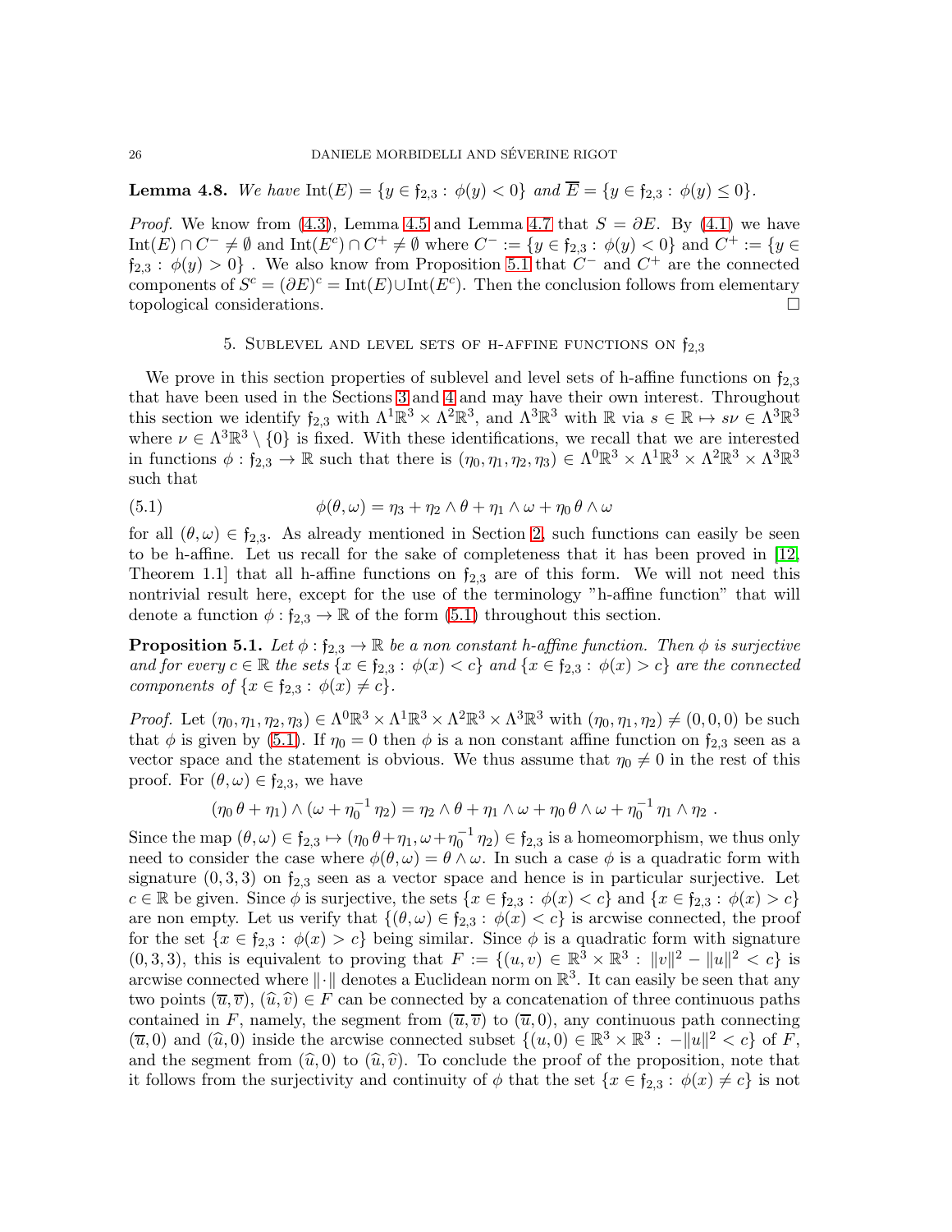**Lemma 4.8.** *We have* $\operatorname{Int}(E) = \{y \in \mathfrak{f}_{2,3} : \phi(y) < 0\}$ *and* $\overline{E} = \{y \in \mathfrak{f}_{2,3} : \phi(y) \leq 0\}$.

*Proof.* We know from (4.3), Lemma 4.5 and Lemma 4.7 that $S = \partial E$. By (4.1) we have $\operatorname{Int}(E) \cap C^- \neq \emptyset$ and $\operatorname{Int}(E^c) \cap C^+ \neq \emptyset$ where $C^- := \{y \in \mathfrak{f}_{2,3} : \phi(y) < 0\}$ and $C^+ := \{y \in \mathfrak{f}_{2,3} : \phi(y) > 0\}$ . We also know from Proposition 5.1 that $C^-$ and $C^+$ are the connected components of $S^c = (\partial E)^c = \operatorname{Int}(E) \cup \operatorname{Int}(E^c)$. Then the conclusion follows from elementary topological considerations. □

## 5. Sublevel and level sets of h-affine functions on $\mathfrak{f}_{2,3}$

We prove in this section properties of sublevel and level sets of h-affine functions on $\mathfrak{f}_{2,3}$ that have been used in the Sections 3 and 4 and may have their own interest. Throughout this section we identify $\mathfrak{f}_{2,3}$ with $\Lambda^1\mathbb{R}^3 \times \Lambda^2\mathbb{R}^3$, and $\Lambda^3\mathbb{R}^3$ with $\mathbb{R}$ via $s \in \mathbb{R} \mapsto s\nu \in \Lambda^3\mathbb{R}^3$ where $\nu \in \Lambda^3\mathbb{R}^3 \setminus \{0\}$ is fixed. With these identifications, we recall that we are interested in functions $\phi : \mathfrak{f}_{2,3} \to \mathbb{R}$ such that there is $(\eta_0, \eta_1, \eta_2, \eta_3) \in \Lambda^0\mathbb{R}^3 \times \Lambda^1\mathbb{R}^3 \times \Lambda^2\mathbb{R}^3 \times \Lambda^3\mathbb{R}^3$ such that

$$\phi(\theta, \omega) = \eta_3 + \eta_2 \wedge \theta + \eta_1 \wedge \omega + \eta_0\, \theta \wedge \omega \tag{5.1}$$

for all $(\theta, \omega) \in \mathfrak{f}_{2,3}$. As already mentioned in Section 2, such functions can easily be seen to be h-affine. Let us recall for the sake of completeness that it has been proved in [12, Theorem 1.1] that all h-affine functions on $\mathfrak{f}_{2,3}$ are of this form. We will not need this nontrivial result here, except for the use of the terminology "h-affine function" that will denote a function $\phi : \mathfrak{f}_{2,3} \to \mathbb{R}$ of the form (5.1) throughout this section.

**Proposition 5.1.** *Let $\phi : \mathfrak{f}_{2,3} \to \mathbb{R}$ be a non constant h-affine function. Then $\phi$ is surjective and for every $c \in \mathbb{R}$ the sets $\{x \in \mathfrak{f}_{2,3} : \phi(x) < c\}$ and $\{x \in \mathfrak{f}_{2,3} : \phi(x) > c\}$ are the connected components of $\{x \in \mathfrak{f}_{2,3} : \phi(x) \neq c\}$.*

*Proof.* Let $(\eta_0, \eta_1, \eta_2, \eta_3) \in \Lambda^0\mathbb{R}^3 \times \Lambda^1\mathbb{R}^3 \times \Lambda^2\mathbb{R}^3 \times \Lambda^3\mathbb{R}^3$ with $(\eta_0, \eta_1, \eta_2) \neq (0, 0, 0)$ be such that $\phi$ is given by (5.1). If $\eta_0 = 0$ then $\phi$ is a non constant affine function on $\mathfrak{f}_{2,3}$ seen as a vector space and the statement is obvious. We thus assume that $\eta_0 \neq 0$ in the rest of this proof. For $(\theta, \omega) \in \mathfrak{f}_{2,3}$, we have

$$(\eta_0\, \theta + \eta_1) \wedge (\omega + \eta_0^{-1}\, \eta_2) = \eta_2 \wedge \theta + \eta_1 \wedge \omega + \eta_0\, \theta \wedge \omega + \eta_0^{-1}\, \eta_1 \wedge \eta_2 \ .$$

Since the map $(\theta, \omega) \in \mathfrak{f}_{2,3} \mapsto (\eta_0\, \theta + \eta_1, \omega + \eta_0^{-1}\, \eta_2) \in \mathfrak{f}_{2,3}$ is a homeomorphism, we thus only need to consider the case where $\phi(\theta, \omega) = \theta \wedge \omega$. In such a case $\phi$ is a quadratic form with signature $(0, 3, 3)$ on $\mathfrak{f}_{2,3}$ seen as a vector space and hence is in particular surjective. Let $c \in \mathbb{R}$ be given. Since $\phi$ is surjective, the sets $\{x \in \mathfrak{f}_{2,3} : \phi(x) < c\}$ and $\{x \in \mathfrak{f}_{2,3} : \phi(x) > c\}$ are non empty. Let us verify that $\{(\theta, \omega) \in \mathfrak{f}_{2,3} : \phi(x) < c\}$ is arcwise connected, the proof for the set $\{x \in \mathfrak{f}_{2,3} : \phi(x) > c\}$ being similar. Since $\phi$ is a quadratic form with signature $(0, 3, 3)$, this is equivalent to proving that $F := \{(u, v) \in \mathbb{R}^3 \times \mathbb{R}^3 : \|v\|^2 - \|u\|^2 < c\}$ is arcwise connected where $\|\cdot\|$ denotes a Euclidean norm on $\mathbb{R}^3$. It can easily be seen that any two points $(\overline{u}, \overline{v})$, $(\widehat{u}, \widehat{v}) \in F$ can be connected by a concatenation of three continuous paths contained in $F$, namely, the segment from $(\overline{u}, \overline{v})$ to $(\overline{u}, 0)$, any continuous path connecting $(\overline{u}, 0)$ and $(\widehat{u}, 0)$ inside the arcwise connected subset $\{(u, 0) \in \mathbb{R}^3 \times \mathbb{R}^3 : -\|u\|^2 < c\}$ of $F$, and the segment from $(\widehat{u}, 0)$ to $(\widehat{u}, \widehat{v})$. To conclude the proof of the proposition, note that it follows from the surjectivity and continuity of $\phi$ that the set $\{x \in \mathfrak{f}_{2,3} : \phi(x) \neq c\}$ is not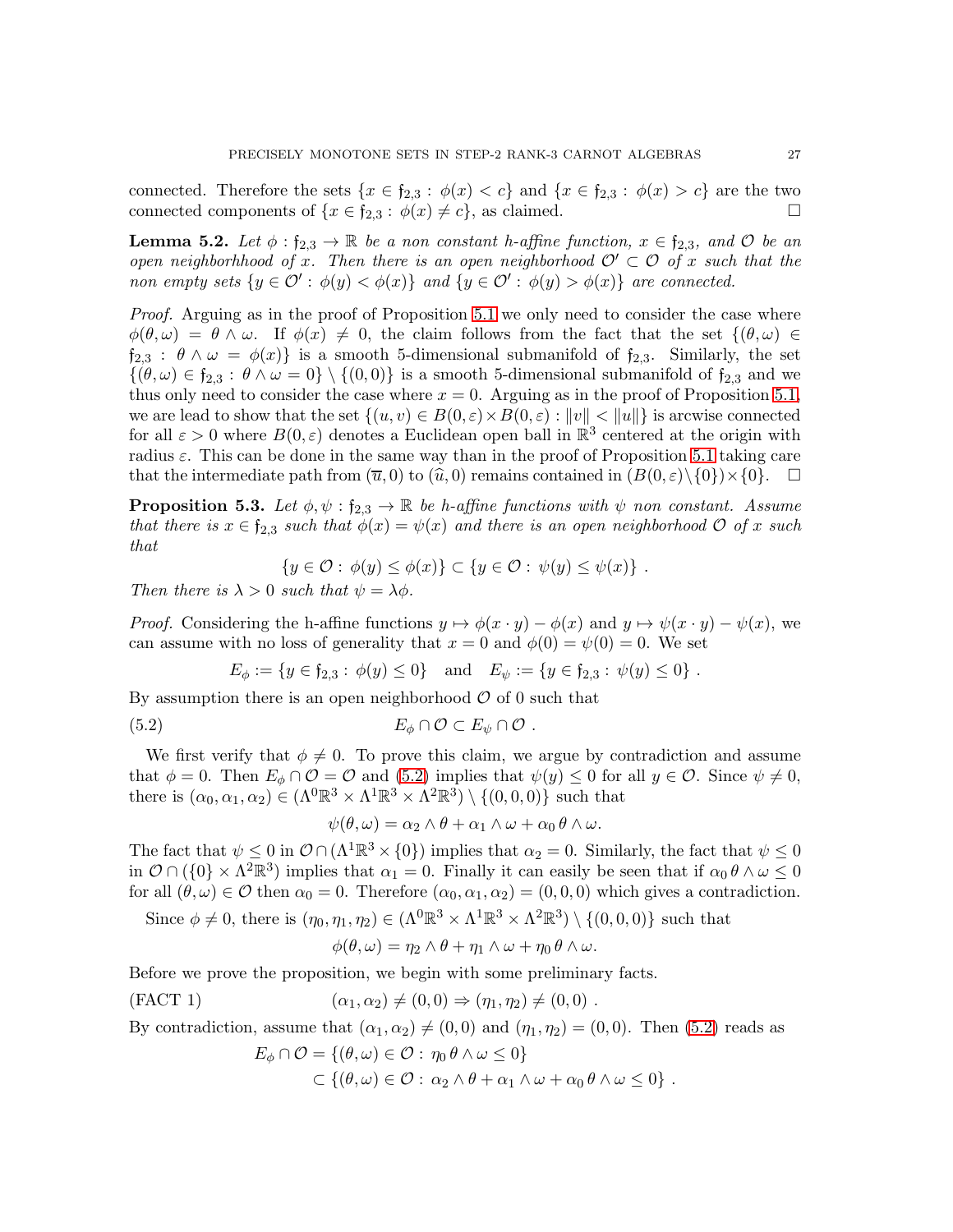connected. Therefore the sets $\{x \in \mathfrak{f}_{2,3} : \phi(x) < c\}$ and $\{x \in \mathfrak{f}_{2,3} : \phi(x) > c\}$ are the two connected components of $\{x \in \mathfrak{f}_{2,3} : \phi(x) \neq c\}$, as claimed. □

**Lemma 5.2.** *Let $\phi : \mathfrak{f}_{2,3} \to \mathbb{R}$ be a non constant h-affine function, $x \in \mathfrak{f}_{2,3}$, and $\mathcal{O}$ be an open neighborhhood of $x$. Then there is an open neighborhood $\mathcal{O}' \subset \mathcal{O}$ of $x$ such that the non empty sets $\{y \in \mathcal{O}' : \phi(y) < \phi(x)\}$ and $\{y \in \mathcal{O}' : \phi(y) > \phi(x)\}$ are connected.*

*Proof.* Arguing as in the proof of Proposition 5.1 we only need to consider the case where $\phi(\theta, \omega) = \theta \wedge \omega$. If $\phi(x) \neq 0$, the claim follows from the fact that the set $\{(\theta, \omega) \in \mathfrak{f}_{2,3} : \theta \wedge \omega = \phi(x)\}$ is a smooth 5-dimensional submanifold of $\mathfrak{f}_{2,3}$. Similarly, the set $\{(\theta, \omega) \in \mathfrak{f}_{2,3} : \theta \wedge \omega = 0\} \setminus \{(0,0)\}$ is a smooth 5-dimensional submanifold of $\mathfrak{f}_{2,3}$ and we thus only need to consider the case where $x = 0$. Arguing as in the proof of Proposition 5.1, we are lead to show that the set $\{(u, v) \in B(0, \varepsilon) \times B(0, \varepsilon) : \|v\| < \|u\|\}$ is arcwise connected for all $\varepsilon > 0$ where $B(0, \varepsilon)$ denotes a Euclidean open ball in $\mathbb{R}^3$ centered at the origin with radius $\varepsilon$. This can be done in the same way than in the proof of Proposition 5.1 taking care that the intermediate path from $(\overline{u}, 0)$ to $(\widehat{u}, 0)$ remains contained in $(B(0, \varepsilon) \setminus \{0\}) \times \{0\}$. □

**Proposition 5.3.** *Let $\phi, \psi : \mathfrak{f}_{2,3} \to \mathbb{R}$ be h-affine functions with $\psi$ non constant. Assume that there is $x \in \mathfrak{f}_{2,3}$ such that $\phi(x) = \psi(x)$ and there is an open neighborhood $\mathcal{O}$ of $x$ such that*

$$\{y \in \mathcal{O} : \phi(y) \leq \phi(x)\} \subset \{y \in \mathcal{O} : \psi(y) \leq \psi(x)\} .$$

*Then there is $\lambda > 0$ such that $\psi = \lambda \phi$.*

*Proof.* Considering the h-affine functions $y \mapsto \phi(x \cdot y) - \phi(x)$ and $y \mapsto \psi(x \cdot y) - \psi(x)$, we can assume with no loss of generality that $x = 0$ and $\phi(0) = \psi(0) = 0$. We set

$$E_\phi := \{y \in \mathfrak{f}_{2,3} : \phi(y) \leq 0\} \quad \text{and} \quad E_\psi := \{y \in \mathfrak{f}_{2,3} : \psi(y) \leq 0\} .$$

By assumption there is an open neighborhood $\mathcal{O}$ of 0 such that

$$E_\phi \cap \mathcal{O} \subset E_\psi \cap \mathcal{O} . \tag{5.2}$$

We first verify that $\phi \neq 0$. To prove this claim, we argue by contradiction and assume that $\phi = 0$. Then $E_\phi \cap \mathcal{O} = \mathcal{O}$ and (5.2) implies that $\psi(y) \leq 0$ for all $y \in \mathcal{O}$. Since $\psi \neq 0$, there is $(\alpha_0, \alpha_1, \alpha_2) \in (\Lambda^0\mathbb{R}^3 \times \Lambda^1\mathbb{R}^3 \times \Lambda^2\mathbb{R}^3) \setminus \{(0,0,0)\}$ such that

$$\psi(\theta, \omega) = \alpha_2 \wedge \theta + \alpha_1 \wedge \omega + \alpha_0 \, \theta \wedge \omega.$$

The fact that $\psi \leq 0$ in $\mathcal{O} \cap (\Lambda^1\mathbb{R}^3 \times \{0\})$ implies that $\alpha_2 = 0$. Similarly, the fact that $\psi \leq 0$ in $\mathcal{O} \cap (\{0\} \times \Lambda^2\mathbb{R}^3)$ implies that $\alpha_1 = 0$. Finally it can easily be seen that if $\alpha_0 \, \theta \wedge \omega \leq 0$ for all $(\theta, \omega) \in \mathcal{O}$ then $\alpha_0 = 0$. Therefore $(\alpha_0, \alpha_1, \alpha_2) = (0,0,0)$ which gives a contradiction.

Since $\phi \neq 0$, there is $(\eta_0, \eta_1, \eta_2) \in (\Lambda^0\mathbb{R}^3 \times \Lambda^1\mathbb{R}^3 \times \Lambda^2\mathbb{R}^3) \setminus \{(0,0,0)\}$ such that

$$\phi(\theta, \omega) = \eta_2 \wedge \theta + \eta_1 \wedge \omega + \eta_0 \, \theta \wedge \omega.$$

Before we prove the proposition, we begin with some preliminary facts.

$$(\alpha_1, \alpha_2) \neq (0,0) \Rightarrow (\eta_1, \eta_2) \neq (0,0) . \tag{FACT 1}$$

By contradiction, assume that $(\alpha_1, \alpha_2) \neq (0,0)$ and $(\eta_1, \eta_2) = (0,0)$. Then (5.2) reads as

$$\begin{aligned} E_\phi \cap \mathcal{O} &= \{(\theta, \omega) \in \mathcal{O} : \eta_0 \, \theta \wedge \omega \leq 0\} \\ &\subset \{(\theta, \omega) \in \mathcal{O} : \alpha_2 \wedge \theta + \alpha_1 \wedge \omega + \alpha_0 \, \theta \wedge \omega \leq 0\} . \end{aligned}$$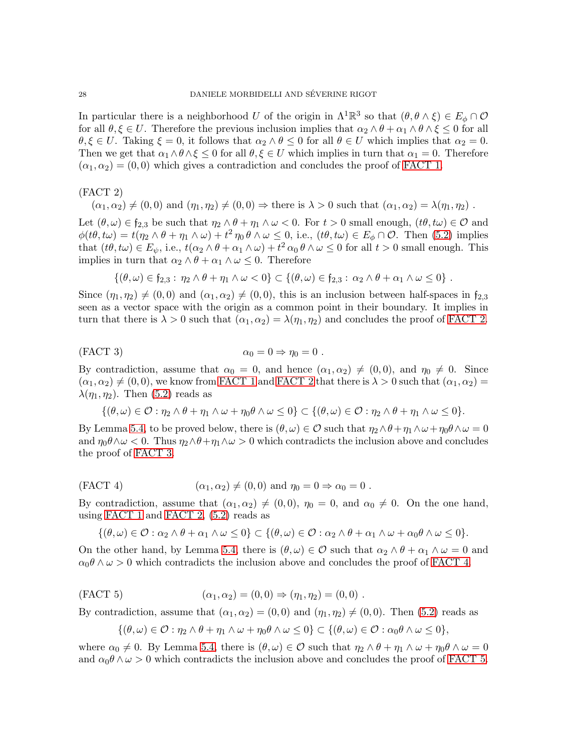In particular there is a neighborhood $U$ of the origin in $\Lambda^1\mathbb{R}^3$ so that $(\theta, \theta \wedge \xi) \in E_\phi \cap \mathcal{O}$ for all $\theta, \xi \in U$. Therefore the previous inclusion implies that $\alpha_2 \wedge \theta + \alpha_1 \wedge \theta \wedge \xi \leq 0$ for all $\theta, \xi \in U$. Taking $\xi = 0$, it follows that $\alpha_2 \wedge \theta \leq 0$ for all $\theta \in U$ which implies that $\alpha_2 = 0$. Then we get that $\alpha_1 \wedge \theta \wedge \xi \leq 0$ for all $\theta, \xi \in U$ which implies in turn that $\alpha_1 = 0$. Therefore $(\alpha_1, \alpha_2) = (0, 0)$ which gives a contradiction and concludes the proof of FACT 1.

(FACT 2)
$(\alpha_1, \alpha_2) \neq (0, 0)$ and $(\eta_1, \eta_2) \neq (0, 0) \Rightarrow$ there is $\lambda > 0$ such that $(\alpha_1, \alpha_2) = \lambda(\eta_1, \eta_2)$ .

Let $(\theta, \omega) \in \mathfrak{f}_{2,3}$ be such that $\eta_2 \wedge \theta + \eta_1 \wedge \omega < 0$. For $t > 0$ small enough, $(t\theta, t\omega) \in \mathcal{O}$ and $\phi(t\theta, t\omega) = t(\eta_2 \wedge \theta + \eta_1 \wedge \omega) + t^2\, \eta_0\, \theta \wedge \omega \leq 0$, i.e., $(t\theta, t\omega) \in E_\phi \cap \mathcal{O}$. Then (5.2) implies that $(t\theta, t\omega) \in E_\psi$, i.e., $t(\alpha_2 \wedge \theta + \alpha_1 \wedge \omega) + t^2\, \alpha_0\, \theta \wedge \omega \leq 0$ for all $t > 0$ small enough. This implies in turn that $\alpha_2 \wedge \theta + \alpha_1 \wedge \omega \leq 0$. Therefore

$$\{(\theta, \omega) \in \mathfrak{f}_{2,3} :\, \eta_2 \wedge \theta + \eta_1 \wedge \omega < 0\} \subset \{(\theta, \omega) \in \mathfrak{f}_{2,3} :\, \alpha_2 \wedge \theta + \alpha_1 \wedge \omega \leq 0\} \ .$$

Since $(\eta_1, \eta_2) \neq (0, 0)$ and $(\alpha_1, \alpha_2) \neq (0, 0)$, this is an inclusion between half-spaces in $\mathfrak{f}_{2,3}$ seen as a vector space with the origin as a common point in their boundary. It implies in turn that there is $\lambda > 0$ such that $(\alpha_1, \alpha_2) = \lambda(\eta_1, \eta_2)$ and concludes the proof of FACT 2.

(FACT 3) $\qquad \alpha_0 = 0 \Rightarrow \eta_0 = 0$ .

By contradiction, assume that $\alpha_0 = 0$, and hence $(\alpha_1, \alpha_2) \neq (0, 0)$, and $\eta_0 \neq 0$. Since $(\alpha_1, \alpha_2) \neq (0, 0)$, we know from FACT 1 and FACT 2 that there is $\lambda > 0$ such that $(\alpha_1, \alpha_2) = \lambda(\eta_1, \eta_2)$. Then (5.2) reads as

$$\{(\theta, \omega) \in \mathcal{O} : \eta_2 \wedge \theta + \eta_1 \wedge \omega + \eta_0 \theta \wedge \omega \leq 0\} \subset \{(\theta, \omega) \in \mathcal{O} : \eta_2 \wedge \theta + \eta_1 \wedge \omega \leq 0\}.$$

By Lemma 5.4, to be proved below, there is $(\theta, \omega) \in \mathcal{O}$ such that $\eta_2 \wedge \theta + \eta_1 \wedge \omega + \eta_0 \theta \wedge \omega = 0$ and $\eta_0 \theta \wedge \omega < 0$. Thus $\eta_2 \wedge \theta + \eta_1 \wedge \omega > 0$ which contradicts the inclusion above and concludes the proof of FACT 3.

(FACT 4) $\qquad (\alpha_1, \alpha_2) \neq (0, 0)$ and $\eta_0 = 0 \Rightarrow \alpha_0 = 0$ .

By contradiction, assume that $(\alpha_1, \alpha_2) \neq (0, 0)$, $\eta_0 = 0$, and $\alpha_0 \neq 0$. On the one hand, using FACT 1 and FACT 2, (5.2) reads as

$$\{(\theta, \omega) \in \mathcal{O} : \alpha_2 \wedge \theta + \alpha_1 \wedge \omega \leq 0\} \subset \{(\theta, \omega) \in \mathcal{O} : \alpha_2 \wedge \theta + \alpha_1 \wedge \omega + \alpha_0 \theta \wedge \omega \leq 0\}.$$

On the other hand, by Lemma 5.4, there is $(\theta, \omega) \in \mathcal{O}$ such that $\alpha_2 \wedge \theta + \alpha_1 \wedge \omega = 0$ and $\alpha_0 \theta \wedge \omega > 0$ which contradicts the inclusion above and concludes the proof of FACT 4.

(FACT 5) $\qquad (\alpha_1, \alpha_2) = (0, 0) \Rightarrow (\eta_1, \eta_2) = (0, 0)$ .

By contradiction, assume that $(\alpha_1, \alpha_2) = (0, 0)$ and $(\eta_1, \eta_2) \neq (0, 0)$. Then (5.2) reads as

$$\{(\theta, \omega) \in \mathcal{O} : \eta_2 \wedge \theta + \eta_1 \wedge \omega + \eta_0 \theta \wedge \omega \leq 0\} \subset \{(\theta, \omega) \in \mathcal{O} : \alpha_0 \theta \wedge \omega \leq 0\},$$

where $\alpha_0 \neq 0$. By Lemma 5.4, there is $(\theta, \omega) \in \mathcal{O}$ such that $\eta_2 \wedge \theta + \eta_1 \wedge \omega + \eta_0 \theta \wedge \omega = 0$ and $\alpha_0 \theta \wedge \omega > 0$ which contradicts the inclusion above and concludes the proof of FACT 5.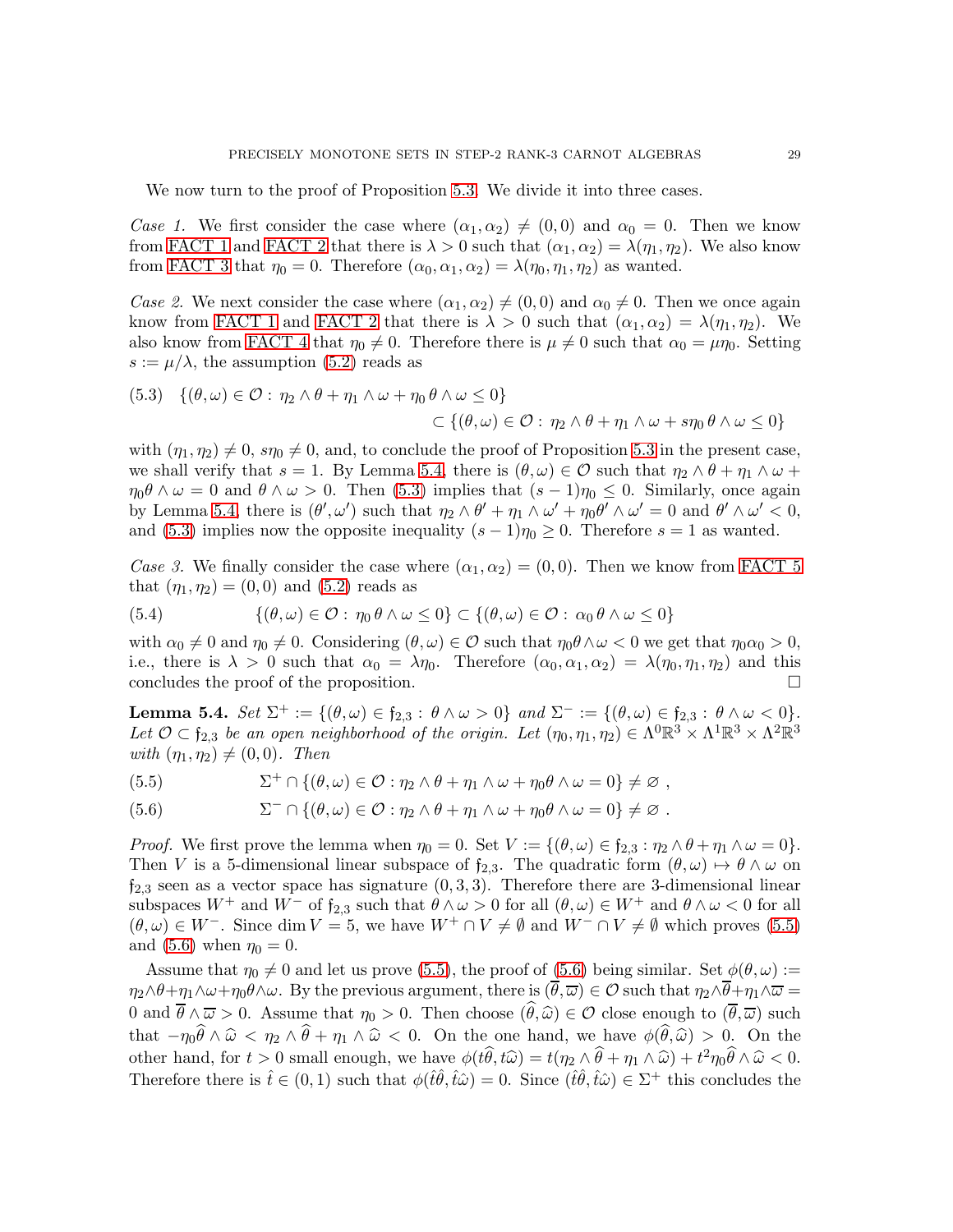We now turn to the proof of Proposition 5.3. We divide it into three cases.

*Case 1.* We first consider the case where $(\alpha_1, \alpha_2) \neq (0,0)$ and $\alpha_0 = 0$. Then we know from FACT 1 and FACT 2 that there is $\lambda > 0$ such that $(\alpha_1, \alpha_2) = \lambda(\eta_1, \eta_2)$. We also know from FACT 3 that $\eta_0 = 0$. Therefore $(\alpha_0, \alpha_1, \alpha_2) = \lambda(\eta_0, \eta_1, \eta_2)$ as wanted.

*Case 2.* We next consider the case where $(\alpha_1, \alpha_2) \neq (0,0)$ and $\alpha_0 \neq 0$. Then we once again know from FACT 1 and FACT 2 that there is $\lambda > 0$ such that $(\alpha_1, \alpha_2) = \lambda(\eta_1, \eta_2)$. We also know from FACT 4 that $\eta_0 \neq 0$. Therefore there is $\mu \neq 0$ such that $\alpha_0 = \mu\eta_0$. Setting $s := \mu/\lambda$, the assumption (5.2) reads as

$$
\begin{aligned}
(5.3)\quad \{(\theta,\omega) \in \mathcal{O} :\ \eta_2 \wedge \theta + \eta_1 \wedge \omega + \eta_0\, \theta \wedge \omega \le 0\} \\
\subset \{(\theta,\omega) \in \mathcal{O} :\ \eta_2 \wedge \theta + \eta_1 \wedge \omega + s\eta_0\, \theta \wedge \omega \le 0\}
\end{aligned}
$$

with $(\eta_1, \eta_2) \neq 0$, $s\eta_0 \neq 0$, and, to conclude the proof of Proposition 5.3 in the present case, we shall verify that $s = 1$. By Lemma 5.4, there is $(\theta,\omega) \in \mathcal{O}$ such that $\eta_2 \wedge \theta + \eta_1 \wedge \omega + \eta_0 \theta \wedge \omega = 0$ and $\theta \wedge \omega > 0$. Then (5.3) implies that $(s-1)\eta_0 \le 0$. Similarly, once again by Lemma 5.4, there is $(\theta', \omega')$ such that $\eta_2 \wedge \theta' + \eta_1 \wedge \omega' + \eta_0 \theta' \wedge \omega' = 0$ and $\theta' \wedge \omega' < 0$, and (5.3) implies now the opposite inequality $(s-1)\eta_0 \ge 0$. Therefore $s = 1$ as wanted.

*Case 3.* We finally consider the case where $(\alpha_1, \alpha_2) = (0,0)$. Then we know from FACT 5 that $(\eta_1, \eta_2) = (0,0)$ and (5.2) reads as

$$
(5.4)\qquad \{(\theta,\omega) \in \mathcal{O} :\ \eta_0\, \theta \wedge \omega \le 0\} \subset \{(\theta,\omega) \in \mathcal{O} :\ \alpha_0\, \theta \wedge \omega \le 0\}
$$

with $\alpha_0 \neq 0$ and $\eta_0 \neq 0$. Considering $(\theta,\omega) \in \mathcal{O}$ such that $\eta_0 \theta \wedge \omega < 0$ we get that $\eta_0 \alpha_0 > 0$, i.e., there is $\lambda > 0$ such that $\alpha_0 = \lambda\eta_0$. Therefore $(\alpha_0, \alpha_1, \alpha_2) = \lambda(\eta_0, \eta_1, \eta_2)$ and this concludes the proof of the proposition. $\square$

**Lemma 5.4.** *Set $\Sigma^+ := \{(\theta,\omega) \in \mathfrak{f}_{2,3} :\ \theta \wedge \omega > 0\}$ and $\Sigma^- := \{(\theta,\omega) \in \mathfrak{f}_{2,3} :\ \theta \wedge \omega < 0\}$. Let $\mathcal{O} \subset \mathfrak{f}_{2,3}$ be an open neighborhood of the origin. Let $(\eta_0, \eta_1, \eta_2) \in \Lambda^0\mathbb{R}^3 \times \Lambda^1\mathbb{R}^3 \times \Lambda^2\mathbb{R}^3$ with $(\eta_1, \eta_2) \neq (0,0)$. Then*

$$
(5.5)\qquad \Sigma^+ \cap \{(\theta,\omega) \in \mathcal{O} : \eta_2 \wedge \theta + \eta_1 \wedge \omega + \eta_0 \theta \wedge \omega = 0\} \neq \varnothing\ ,
$$

$$
(5.6)\qquad \Sigma^- \cap \{(\theta,\omega) \in \mathcal{O} : \eta_2 \wedge \theta + \eta_1 \wedge \omega + \eta_0 \theta \wedge \omega = 0\} \neq \varnothing\ .
$$

*Proof.* We first prove the lemma when $\eta_0 = 0$. Set $V := \{(\theta,\omega) \in \mathfrak{f}_{2,3} : \eta_2 \wedge \theta + \eta_1 \wedge \omega = 0\}$. Then $V$ is a 5-dimensional linear subspace of $\mathfrak{f}_{2,3}$. The quadratic form $(\theta,\omega) \mapsto \theta \wedge \omega$ on $\mathfrak{f}_{2,3}$ seen as a vector space has signature $(0,3,3)$. Therefore there are 3-dimensional linear subspaces $W^+$ and $W^-$ of $\mathfrak{f}_{2,3}$ such that $\theta \wedge \omega > 0$ for all $(\theta,\omega) \in W^+$ and $\theta \wedge \omega < 0$ for all $(\theta,\omega) \in W^-$. Since $\dim V = 5$, we have $W^+ \cap V \neq \emptyset$ and $W^- \cap V \neq \emptyset$ which proves (5.5) and (5.6) when $\eta_0 = 0$.

Assume that $\eta_0 \neq 0$ and let us prove (5.5), the proof of (5.6) being similar. Set $\phi(\theta,\omega) := \eta_2 \wedge \theta + \eta_1 \wedge \omega + \eta_0 \theta \wedge \omega$. By the previous argument, there is $(\overline{\theta}, \overline{\omega}) \in \mathcal{O}$ such that $\eta_2 \wedge \overline{\theta} + \eta_1 \wedge \overline{\omega} = 0$ and $\overline{\theta} \wedge \overline{\omega} > 0$. Assume that $\eta_0 > 0$. Then choose $(\widehat{\theta}, \widehat{\omega}) \in \mathcal{O}$ close enough to $(\overline{\theta}, \overline{\omega})$ such that $-\eta_0 \widehat{\theta} \wedge \widehat{\omega} < \eta_2 \wedge \widehat{\theta} + \eta_1 \wedge \widehat{\omega} < 0$. On the one hand, we have $\phi(\widehat{\theta}, \widehat{\omega}) > 0$. On the other hand, for $t > 0$ small enough, we have $\phi(t\widehat{\theta}, t\widehat{\omega}) = t(\eta_2 \wedge \widehat{\theta} + \eta_1 \wedge \widehat{\omega}) + t^2 \eta_0 \widehat{\theta} \wedge \widehat{\omega} < 0$. Therefore there is $\hat{t} \in (0,1)$ such that $\phi(\hat{t}\hat{\theta}, \hat{t}\hat{\omega}) = 0$. Since $(\hat{t}\hat{\theta}, \hat{t}\hat{\omega}) \in \Sigma^+$ this concludes the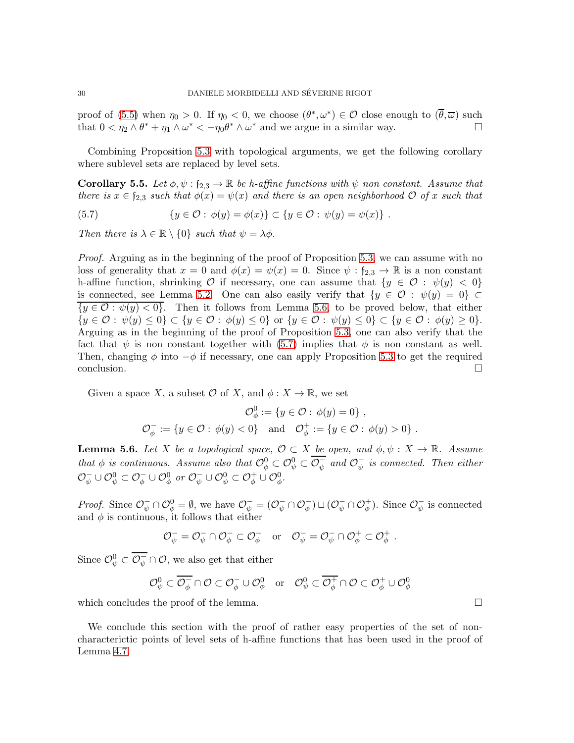proof of (5.5) when $\eta_0 > 0$. If $\eta_0 < 0$, we choose $(\theta^*, \omega^*) \in \mathcal{O}$ close enough to $(\overline{\theta}, \overline{\varpi})$ such that $0 < \eta_2 \wedge \theta^* + \eta_1 \wedge \omega^* < -\eta_0 \theta^* \wedge \omega^*$ and we argue in a similar way. $\square$

Combining Proposition 5.3 with topological arguments, we get the following corollary where sublevel sets are replaced by level sets.

**Corollary 5.5.** *Let $\phi, \psi : \mathfrak{f}_{2,3} \to \mathbb{R}$ be h-affine functions with $\psi$ non constant. Assume that there is $x \in \mathfrak{f}_{2,3}$ such that $\phi(x) = \psi(x)$ and there is an open neighborhood $\mathcal{O}$ of $x$ such that*

$$\{y \in \mathcal{O} : \phi(y) = \phi(x)\} \subset \{y \in \mathcal{O} : \psi(y) = \psi(x)\} \ . \tag{5.7}$$

*Then there is $\lambda \in \mathbb{R} \setminus \{0\}$ such that $\psi = \lambda \phi$.*

*Proof.* Arguing as in the beginning of the proof of Proposition 5.3, we can assume with no loss of generality that $x = 0$ and $\phi(x) = \psi(x) = 0$. Since $\psi : \mathfrak{f}_{2,3} \to \mathbb{R}$ is a non constant h-affine function, shrinking $\mathcal{O}$ if necessary, one can assume that $\{y \in \mathcal{O} : \psi(y) < 0\}$ is connected, see Lemma 5.2. One can also easily verify that $\{y \in \mathcal{O} : \psi(y) = 0\} \subset \overline{\{y \in \mathcal{O} : \psi(y) < 0\}}$. Then it follows from Lemma 5.6, to be proved below, that either $\{y \in \mathcal{O} : \psi(y) \leq 0\} \subset \{y \in \mathcal{O} : \phi(y) \leq 0\}$ or $\{y \in \mathcal{O} : \psi(y) \leq 0\} \subset \{y \in \mathcal{O} : \phi(y) \geq 0\}$. Arguing as in the beginning of the proof of Proposition 5.3, one can also verify that the fact that $\psi$ is non constant together with (5.7) implies that $\phi$ is non constant as well. Then, changing $\phi$ into $-\phi$ if necessary, one can apply Proposition 5.3 to get the required conclusion. $\square$

Given a space $X$, a subset $\mathcal{O}$ of $X$, and $\phi : X \to \mathbb{R}$, we set

$$\mathcal{O}^0_\phi := \{y \in \mathcal{O} : \phi(y) = 0\} \ ,$$
$$\mathcal{O}^-_\phi := \{y \in \mathcal{O} : \phi(y) < 0\} \quad \text{and} \quad \mathcal{O}^+_\phi := \{y \in \mathcal{O} : \phi(y) > 0\} \ .$$

**Lemma 5.6.** *Let $X$ be a topological space, $\mathcal{O} \subset X$ be open, and $\phi, \psi : X \to \mathbb{R}$. Assume that $\phi$ is continuous. Assume also that $\mathcal{O}^0_\phi \subset \mathcal{O}^0_\psi \subset \overline{\mathcal{O}^-_\psi}$ and $\mathcal{O}^-_\psi$ is connected. Then either $\mathcal{O}^-_\psi \cup \mathcal{O}^0_\psi \subset \mathcal{O}^-_\phi \cup \mathcal{O}^0_\phi$ or $\mathcal{O}^-_\psi \cup \mathcal{O}^0_\psi \subset \mathcal{O}^+_\phi \cup \mathcal{O}^0_\phi$.*

*Proof.* Since $\mathcal{O}^-_\psi \cap \mathcal{O}^0_\phi = \emptyset$, we have $\mathcal{O}^-_\psi = (\mathcal{O}^-_\psi \cap \mathcal{O}^-_\phi) \sqcup (\mathcal{O}^-_\psi \cap \mathcal{O}^+_\phi)$. Since $\mathcal{O}^-_\psi$ is connected and $\phi$ is continuous, it follows that either

$$\mathcal{O}^-_\psi = \mathcal{O}^-_\psi \cap \mathcal{O}^-_\phi \subset \mathcal{O}^-_\phi \quad \text{or} \quad \mathcal{O}^-_\psi = \mathcal{O}^-_\psi \cap \mathcal{O}^+_\phi \subset \mathcal{O}^+_\phi \ .$$

Since $\mathcal{O}^0_\psi \subset \overline{\mathcal{O}^-_\psi} \cap \mathcal{O}$, we also get that either

$$\mathcal{O}^0_\psi \subset \overline{\mathcal{O}^-_\phi} \cap \mathcal{O} \subset \mathcal{O}^-_\phi \cup \mathcal{O}^0_\phi \quad \text{or} \quad \mathcal{O}^0_\psi \subset \overline{\mathcal{O}^+_\phi} \cap \mathcal{O} \subset \mathcal{O}^+_\phi \cup \mathcal{O}^0_\phi$$

which concludes the proof of the lemma. $\square$

We conclude this section with the proof of rather easy properties of the set of non-characterictic points of level sets of h-affine functions that has been used in the proof of Lemma 4.7.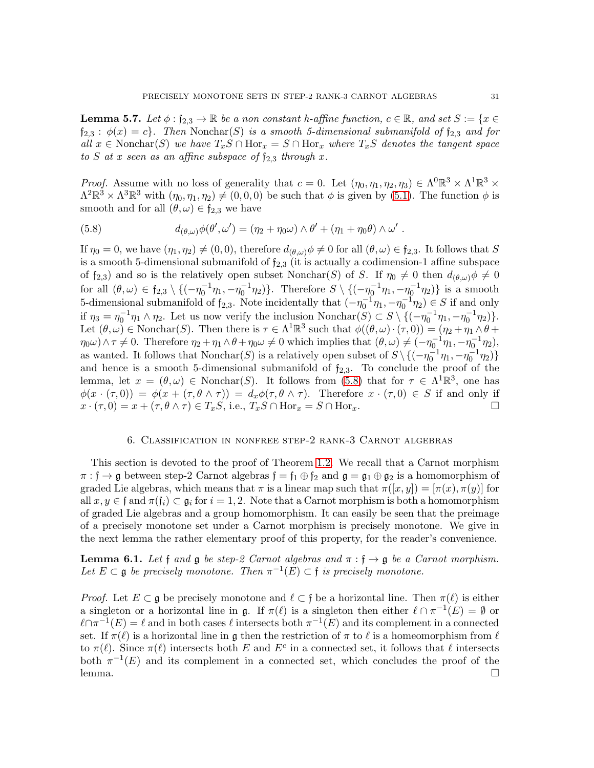**Lemma 5.7.** *Let $\phi : \mathfrak{f}_{2,3} \to \mathbb{R}$ be a non constant h-affine function, $c \in \mathbb{R}$, and set $S := \{x \in \mathfrak{f}_{2,3} : \phi(x) = c\}$. Then $\mathrm{Nonchar}(S)$ is a smooth 5-dimensional submanifold of $\mathfrak{f}_{2,3}$ and for all $x \in \mathrm{Nonchar}(S)$ we have $T_xS \cap \mathrm{Hor}_x = S \cap \mathrm{Hor}_x$ where $T_xS$ denotes the tangent space to $S$ at $x$ seen as an affine subspace of $\mathfrak{f}_{2,3}$ through $x$.*

*Proof.* Assume with no loss of generality that $c = 0$. Let $(\eta_0, \eta_1, \eta_2, \eta_3) \in \Lambda^0\mathbb{R}^3 \times \Lambda^1\mathbb{R}^3 \times \Lambda^2\mathbb{R}^3 \times \Lambda^3\mathbb{R}^3$ with $(\eta_0, \eta_1, \eta_2) \neq (0, 0, 0)$ be such that $\phi$ is given by (5.1). The function $\phi$ is smooth and for all $(\theta, \omega) \in \mathfrak{f}_{2,3}$ we have

$$d_{(\theta,\omega)}\phi(\theta', \omega') = (\eta_2 + \eta_0\omega) \wedge \theta' + (\eta_1 + \eta_0\theta) \wedge \omega' \ . \tag{5.8}$$

If $\eta_0 = 0$, we have $(\eta_1, \eta_2) \neq (0, 0)$, therefore $d_{(\theta,\omega)}\phi \neq 0$ for all $(\theta, \omega) \in \mathfrak{f}_{2,3}$. It follows that $S$ is a smooth 5-dimensional submanifold of $\mathfrak{f}_{2,3}$ (it is actually a codimension-1 affine subspace of $\mathfrak{f}_{2,3}$) and so is the relatively open subset $\mathrm{Nonchar}(S)$ of $S$. If $\eta_0 \neq 0$ then $d_{(\theta,\omega)}\phi \neq 0$ for all $(\theta, \omega) \in \mathfrak{f}_{2,3} \setminus \{(-\eta_0^{-1}\eta_1, -\eta_0^{-1}\eta_2)\}$. Therefore $S \setminus \{(-\eta_0^{-1}\eta_1, -\eta_0^{-1}\eta_2)\}$ is a smooth 5-dimensional submanifold of $\mathfrak{f}_{2,3}$. Note incidentally that $(-\eta_0^{-1}\eta_1, -\eta_0^{-1}\eta_2) \in S$ if and only if $\eta_3 = \eta_0^{-1}\eta_1 \wedge \eta_2$. Let us now verify the inclusion $\mathrm{Nonchar}(S) \subset S \setminus \{(-\eta_0^{-1}\eta_1, -\eta_0^{-1}\eta_2)\}$. Let $(\theta, \omega) \in \mathrm{Nonchar}(S)$. Then there is $\tau \in \Lambda^1\mathbb{R}^3$ such that $\phi((\theta, \omega) \cdot (\tau, 0)) = (\eta_2 + \eta_1 \wedge \theta + \eta_0\omega) \wedge \tau \neq 0$. Therefore $\eta_2 + \eta_1 \wedge \theta + \eta_0\omega \neq 0$ which implies that $(\theta, \omega) \neq (-\eta_0^{-1}\eta_1, -\eta_0^{-1}\eta_2)$, as wanted. It follows that $\mathrm{Nonchar}(S)$ is a relatively open subset of $S \setminus \{(-\eta_0^{-1}\eta_1, -\eta_0^{-1}\eta_2)\}$ and hence is a smooth 5-dimensional submanifold of $\mathfrak{f}_{2,3}$. To conclude the proof of the lemma, let $x = (\theta, \omega) \in \mathrm{Nonchar}(S)$. It follows from (5.8) that for $\tau \in \Lambda^1\mathbb{R}^3$, one has $\phi(x \cdot (\tau, 0)) = \phi(x + (\tau, \theta \wedge \tau)) = d_x\phi(\tau, \theta \wedge \tau)$. Therefore $x \cdot (\tau, 0) \in S$ if and only if $x \cdot (\tau, 0) = x + (\tau, \theta \wedge \tau) \in T_xS$, i.e., $T_xS \cap \mathrm{Hor}_x = S \cap \mathrm{Hor}_x$. □

## 6. Classification in nonfree step-2 rank-3 Carnot algebras

This section is devoted to the proof of Theorem 1.2. We recall that a Carnot morphism $\pi : \mathfrak{f} \to \mathfrak{g}$ between step-2 Carnot algebras $\mathfrak{f} = \mathfrak{f}_1 \oplus \mathfrak{f}_2$ and $\mathfrak{g} = \mathfrak{g}_1 \oplus \mathfrak{g}_2$ is a homomorphism of graded Lie algebras, which means that $\pi$ is a linear map such that $\pi([x, y]) = [\pi(x), \pi(y)]$ for all $x, y \in \mathfrak{f}$ and $\pi(\mathfrak{f}_i) \subset \mathfrak{g}_i$ for $i = 1, 2$. Note that a Carnot morphism is both a homomorphism of graded Lie algebras and a group homomorphism. It can easily be seen that the preimage of a precisely monotone set under a Carnot morphism is precisely monotone. We give in the next lemma the rather elementary proof of this property, for the reader's convenience.

**Lemma 6.1.** *Let $\mathfrak{f}$ and $\mathfrak{g}$ be step-2 Carnot algebras and $\pi : \mathfrak{f} \to \mathfrak{g}$ be a Carnot morphism. Let $E \subset \mathfrak{g}$ be precisely monotone. Then $\pi^{-1}(E) \subset \mathfrak{f}$ is precisely monotone.*

*Proof.* Let $E \subset \mathfrak{g}$ be precisely monotone and $\ell \subset \mathfrak{f}$ be a horizontal line. Then $\pi(\ell)$ is either a singleton or a horizontal line in $\mathfrak{g}$. If $\pi(\ell)$ is a singleton then either $\ell \cap \pi^{-1}(E) = \emptyset$ or $\ell \cap \pi^{-1}(E) = \ell$ and in both cases $\ell$ intersects both $\pi^{-1}(E)$ and its complement in a connected set. If $\pi(\ell)$ is a horizontal line in $\mathfrak{g}$ then the restriction of $\pi$ to $\ell$ is a homeomorphism from $\ell$ to $\pi(\ell)$. Since $\pi(\ell)$ intersects both $E$ and $E^c$ in a connected set, it follows that $\ell$ intersects both $\pi^{-1}(E)$ and its complement in a connected set, which concludes the proof of the lemma. □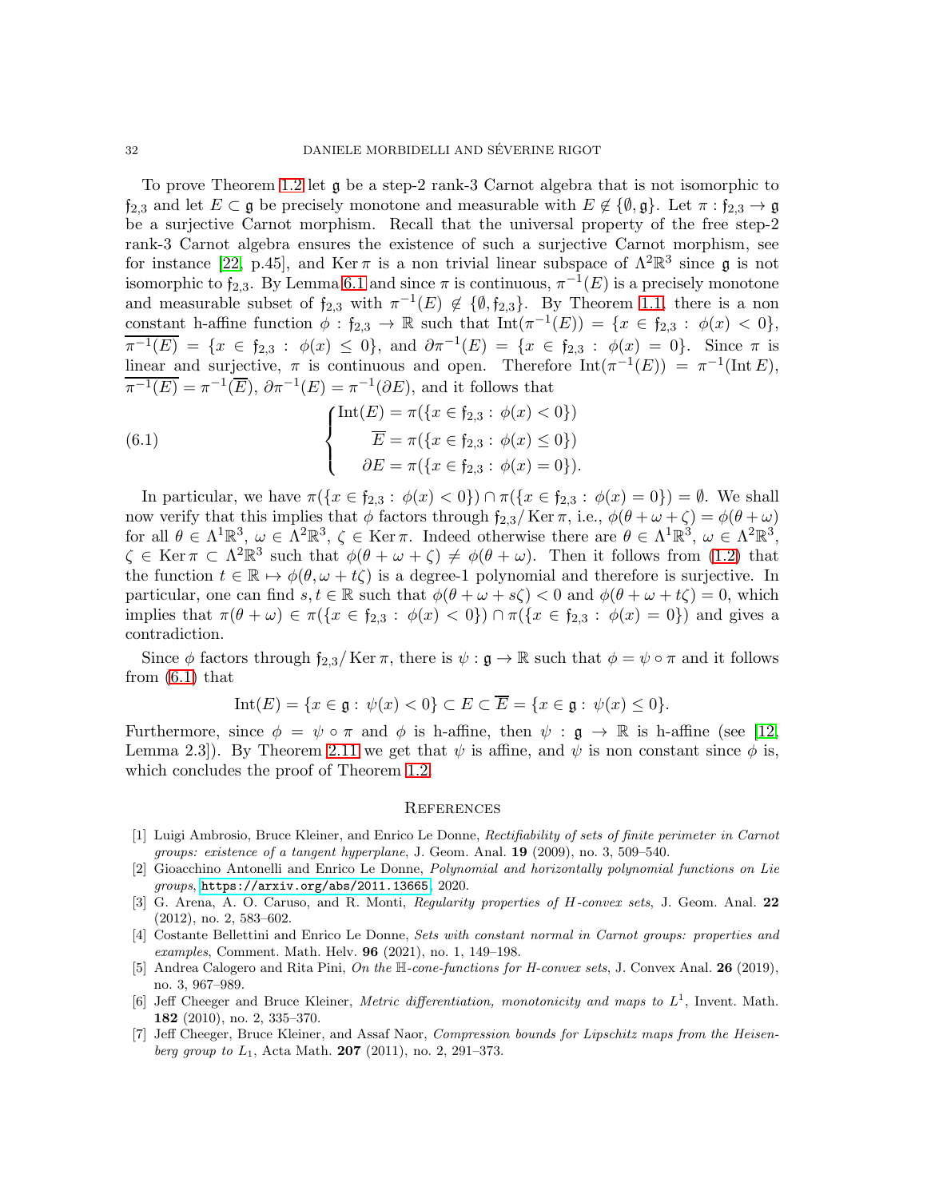To prove Theorem 1.2 let $\mathfrak{g}$ be a step-2 rank-3 Carnot algebra that is not isomorphic to $\mathfrak{f}_{2,3}$ and let $E \subset \mathfrak{g}$ be precisely monotone and measurable with $E \notin \{\emptyset, \mathfrak{g}\}$. Let $\pi : \mathfrak{f}_{2,3} \to \mathfrak{g}$ be a surjective Carnot morphism. Recall that the universal property of the free step-2 rank-3 Carnot algebra ensures the existence of such a surjective Carnot morphism, see for instance [22, p.45], and $\operatorname{Ker} \pi$ is a non trivial linear subspace of $\Lambda^2\mathbb{R}^3$ since $\mathfrak{g}$ is not isomorphic to $\mathfrak{f}_{2,3}$. By Lemma 6.1 and since $\pi$ is continuous, $\pi^{-1}(E)$ is a precisely monotone and measurable subset of $\mathfrak{f}_{2,3}$ with $\pi^{-1}(E) \notin \{\emptyset, \mathfrak{f}_{2,3}\}$. By Theorem 1.1, there is a non constant h-affine function $\phi : \mathfrak{f}_{2,3} \to \mathbb{R}$ such that $\operatorname{Int}(\pi^{-1}(E)) = \{x \in \mathfrak{f}_{2,3} : \phi(x) < 0\}$, $\overline{\pi^{-1}(E)} = \{x \in \mathfrak{f}_{2,3} : \phi(x) \leq 0\}$, and $\partial\pi^{-1}(E) = \{x \in \mathfrak{f}_{2,3} : \phi(x) = 0\}$. Since $\pi$ is linear and surjective, $\pi$ is continuous and open. Therefore $\operatorname{Int}(\pi^{-1}(E)) = \pi^{-1}(\operatorname{Int} E)$, $\overline{\pi^{-1}(E)} = \pi^{-1}(\overline{E})$, $\partial\pi^{-1}(E) = \pi^{-1}(\partial E)$, and it follows that

$$
\begin{cases} \operatorname{Int}(E) = \pi(\{x \in \mathfrak{f}_{2,3} : \phi(x) < 0\}) \\ \qquad \overline{E} = \pi(\{x \in \mathfrak{f}_{2,3} : \phi(x) \leq 0\}) \\ \quad\ \partial E = \pi(\{x \in \mathfrak{f}_{2,3} : \phi(x) = 0\}). \end{cases} \tag{6.1}
$$

In particular, we have $\pi(\{x \in \mathfrak{f}_{2,3} : \phi(x) < 0\}) \cap \pi(\{x \in \mathfrak{f}_{2,3} : \phi(x) = 0\}) = \emptyset$. We shall now verify that this implies that $\phi$ factors through $\mathfrak{f}_{2,3}/\operatorname{Ker} \pi$, i.e., $\phi(\theta + \omega + \zeta) = \phi(\theta + \omega)$ for all $\theta \in \Lambda^1\mathbb{R}^3$, $\omega \in \Lambda^2\mathbb{R}^3$, $\zeta \in \operatorname{Ker} \pi$. Indeed otherwise there are $\theta \in \Lambda^1\mathbb{R}^3$, $\omega \in \Lambda^2\mathbb{R}^3$, $\zeta \in \operatorname{Ker} \pi \subset \Lambda^2\mathbb{R}^3$ such that $\phi(\theta + \omega + \zeta) \neq \phi(\theta + \omega)$. Then it follows from (1.2) that the function $t \in \mathbb{R} \mapsto \phi(\theta, \omega + t\zeta)$ is a degree-1 polynomial and therefore is surjective. In particular, one can find $s, t \in \mathbb{R}$ such that $\phi(\theta + \omega + s\zeta) < 0$ and $\phi(\theta + \omega + t\zeta) = 0$, which implies that $\pi(\theta + \omega) \in \pi(\{x \in \mathfrak{f}_{2,3} : \phi(x) < 0\}) \cap \pi(\{x \in \mathfrak{f}_{2,3} : \phi(x) = 0\})$ and gives a contradiction.

Since $\phi$ factors through $\mathfrak{f}_{2,3}/\operatorname{Ker} \pi$, there is $\psi : \mathfrak{g} \to \mathbb{R}$ such that $\phi = \psi \circ \pi$ and it follows from (6.1) that

$$
\operatorname{Int}(E) = \{x \in \mathfrak{g} : \psi(x) < 0\} \subset E \subset \overline{E} = \{x \in \mathfrak{g} : \psi(x) \leq 0\}.
$$

Furthermore, since $\phi = \psi \circ \pi$ and $\phi$ is h-affine, then $\psi : \mathfrak{g} \to \mathbb{R}$ is h-affine (see [12, Lemma 2.3]). By Theorem 2.11 we get that $\psi$ is affine, and $\psi$ is non constant since $\phi$ is, which concludes the proof of Theorem 1.2.

## References

[1] Luigi Ambrosio, Bruce Kleiner, and Enrico Le Donne, *Rectifiability of sets of finite perimeter in Carnot groups: existence of a tangent hyperplane*, J. Geom. Anal. **19** (2009), no. 3, 509–540.

[2] Gioacchino Antonelli and Enrico Le Donne, *Polynomial and horizontally polynomial functions on Lie groups*, https://arxiv.org/abs/2011.13665, 2020.

[3] G. Arena, A. O. Caruso, and R. Monti, *Regularity properties of H-convex sets*, J. Geom. Anal. **22** (2012), no. 2, 583–602.

[4] Costante Bellettini and Enrico Le Donne, *Sets with constant normal in Carnot groups: properties and examples*, Comment. Math. Helv. **96** (2021), no. 1, 149–198.

[5] Andrea Calogero and Rita Pini, *On the $\mathbb{H}$-cone-functions for H-convex sets*, J. Convex Anal. **26** (2019), no. 3, 967–989.

[6] Jeff Cheeger and Bruce Kleiner, *Metric differentiation, monotonicity and maps to $L^1$*, Invent. Math. **182** (2010), no. 2, 335–370.

[7] Jeff Cheeger, Bruce Kleiner, and Assaf Naor, *Compression bounds for Lipschitz maps from the Heisenberg group to $L_1$*, Acta Math. **207** (2011), no. 2, 291–373.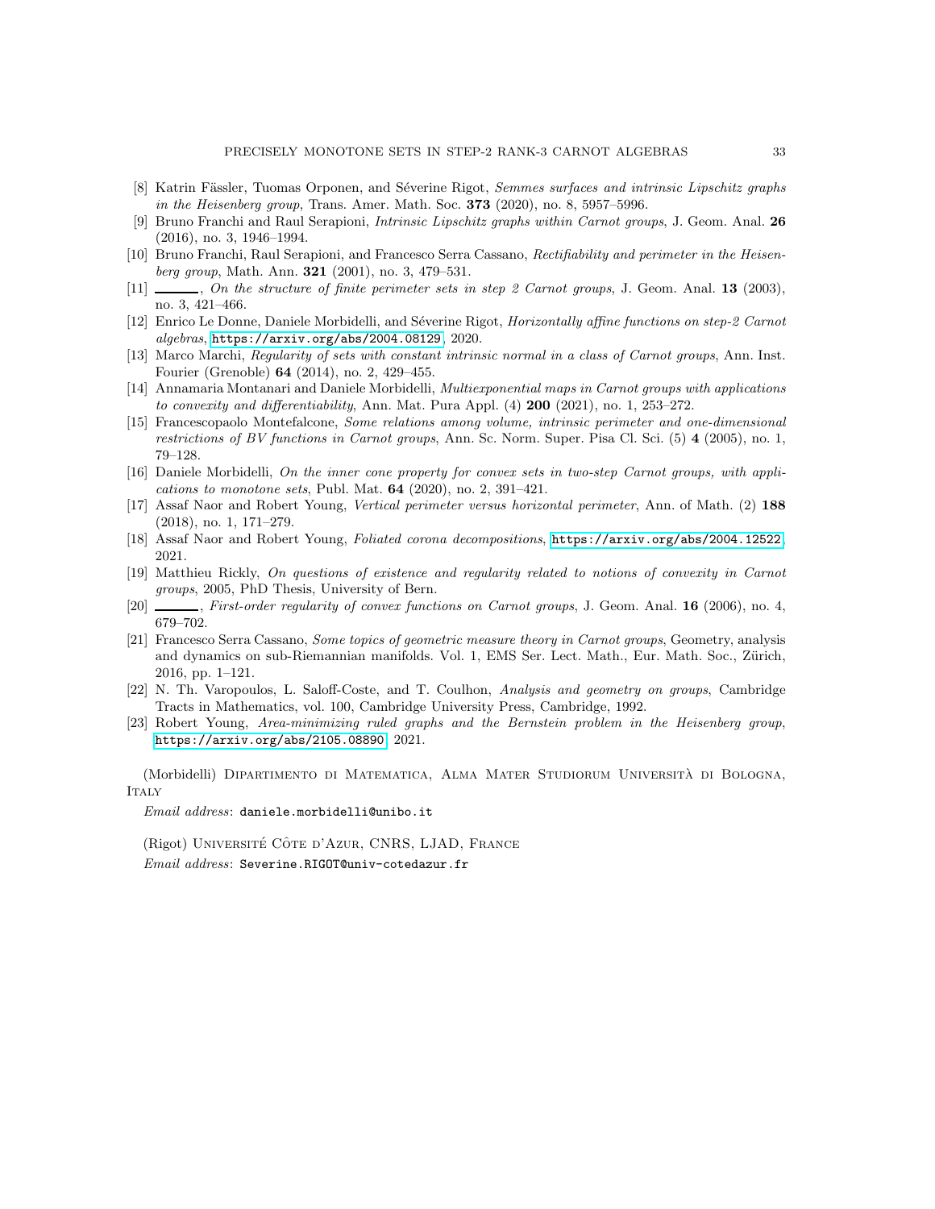[8] Katrin Fässler, Tuomas Orponen, and Séverine Rigot, *Semmes surfaces and intrinsic Lipschitz graphs in the Heisenberg group*, Trans. Amer. Math. Soc. **373** (2020), no. 8, 5957–5996.

[9] Bruno Franchi and Raul Serapioni, *Intrinsic Lipschitz graphs within Carnot groups*, J. Geom. Anal. **26** (2016), no. 3, 1946–1994.

[10] Bruno Franchi, Raul Serapioni, and Francesco Serra Cassano, *Rectifiability and perimeter in the Heisenberg group*, Math. Ann. **321** (2001), no. 3, 479–531.

[11] ———, *On the structure of finite perimeter sets in step 2 Carnot groups*, J. Geom. Anal. **13** (2003), no. 3, 421–466.

[12] Enrico Le Donne, Daniele Morbidelli, and Séverine Rigot, *Horizontally affine functions on step-2 Carnot algebras*, https://arxiv.org/abs/2004.08129, 2020.

[13] Marco Marchi, *Regularity of sets with constant intrinsic normal in a class of Carnot groups*, Ann. Inst. Fourier (Grenoble) **64** (2014), no. 2, 429–455.

[14] Annamaria Montanari and Daniele Morbidelli, *Multiexponential maps in Carnot groups with applications to convexity and differentiability*, Ann. Mat. Pura Appl. (4) **200** (2021), no. 1, 253–272.

[15] Francescopaolo Montefalcone, *Some relations among volume, intrinsic perimeter and one-dimensional restrictions of BV functions in Carnot groups*, Ann. Sc. Norm. Super. Pisa Cl. Sci. (5) **4** (2005), no. 1, 79–128.

[16] Daniele Morbidelli, *On the inner cone property for convex sets in two-step Carnot groups, with applications to monotone sets*, Publ. Mat. **64** (2020), no. 2, 391–421.

[17] Assaf Naor and Robert Young, *Vertical perimeter versus horizontal perimeter*, Ann. of Math. (2) **188** (2018), no. 1, 171–279.

[18] Assaf Naor and Robert Young, *Foliated corona decompositions*, https://arxiv.org/abs/2004.12522, 2021.

[19] Matthieu Rickly, *On questions of existence and regularity related to notions of convexity in Carnot groups*, 2005, PhD Thesis, University of Bern.

[20] ———, *First-order regularity of convex functions on Carnot groups*, J. Geom. Anal. **16** (2006), no. 4, 679–702.

[21] Francesco Serra Cassano, *Some topics of geometric measure theory in Carnot groups*, Geometry, analysis and dynamics on sub-Riemannian manifolds. Vol. 1, EMS Ser. Lect. Math., Eur. Math. Soc., Zürich, 2016, pp. 1–121.

[22] N. Th. Varopoulos, L. Saloff-Coste, and T. Coulhon, *Analysis and geometry on groups*, Cambridge Tracts in Mathematics, vol. 100, Cambridge University Press, Cambridge, 1992.

[23] Robert Young, *Area-minimizing ruled graphs and the Bernstein problem in the Heisenberg group*, https://arxiv.org/abs/2105.08890, 2021.

(Morbidelli) Dipartimento di Matematica, Alma Mater Studiorum Università di Bologna, Italy

*Email address*: daniele.morbidelli@unibo.it

(Rigot) Université Côte d'Azur, CNRS, LJAD, France

*Email address*: Severine.RIGOT@univ-cotedazur.fr